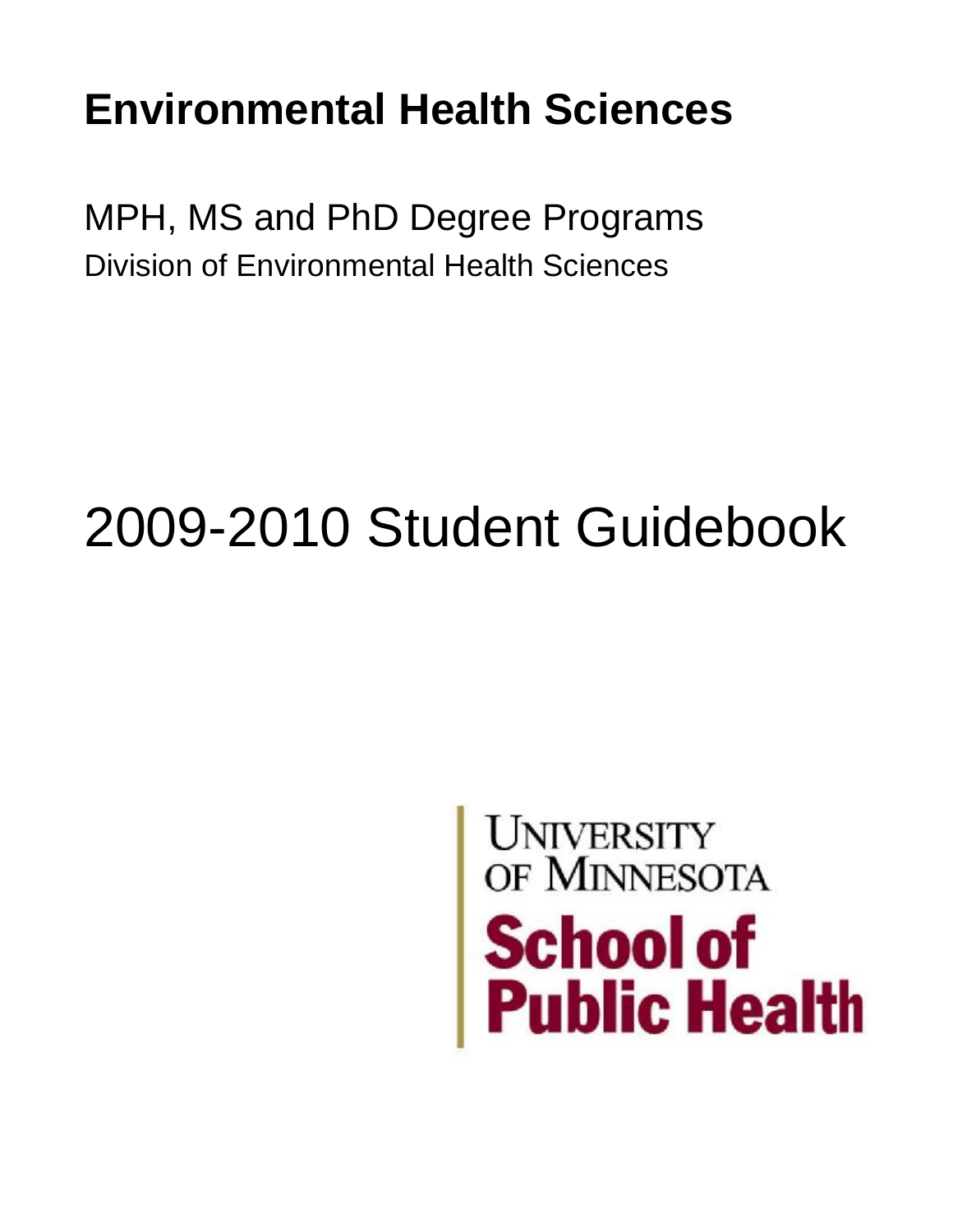# Environmental Health Sciences

## MPH, MS and PhD Degree Programs

Division of Environmental Health Sciences

# 2009-2010 Student Guidebook

University of Minnesota

**School of Public Health**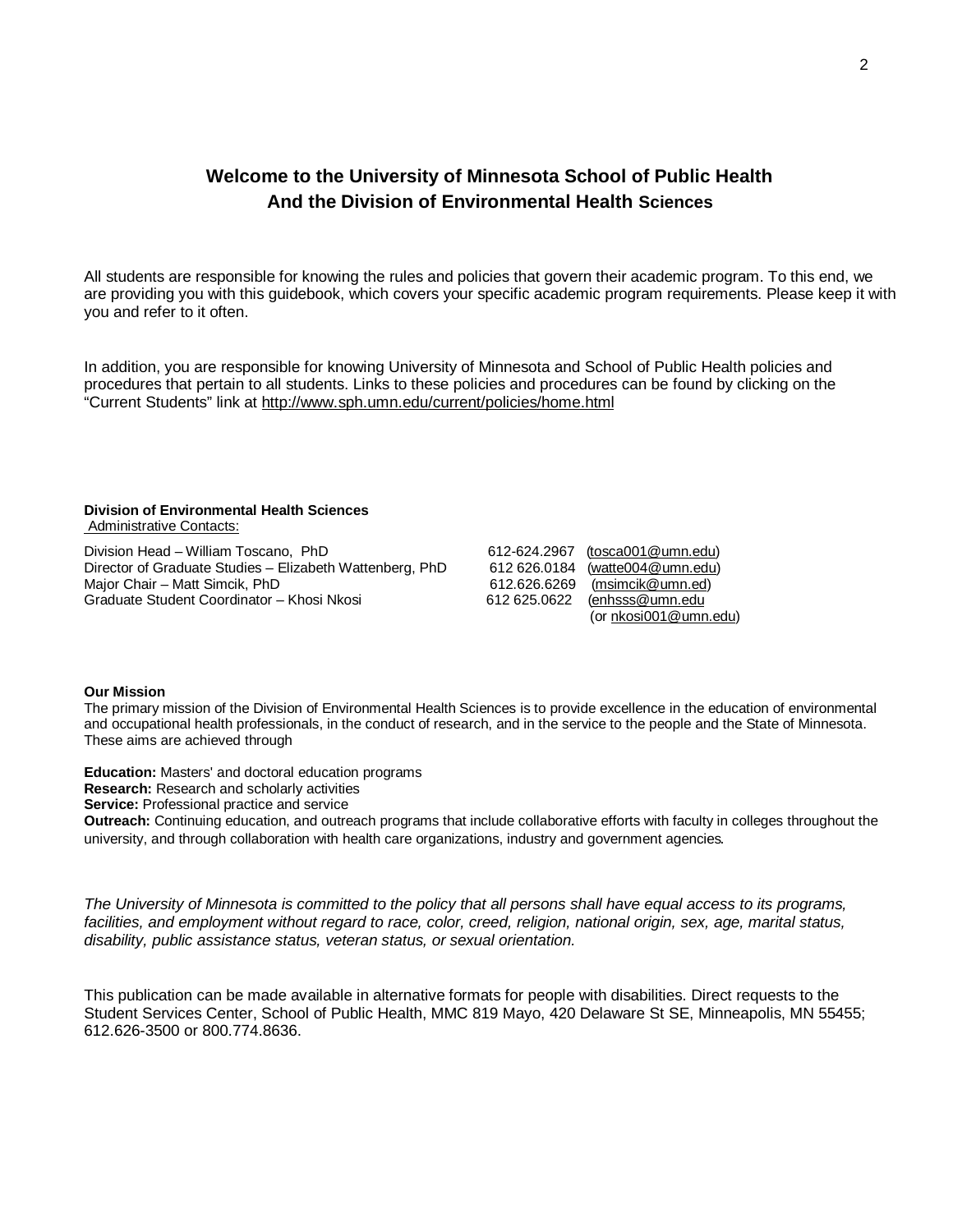## Welcome to the University of Minnesota School of Public Health And the Division of Environmental Health Sciences

All students are responsible for knowing the rules and policies that govern their academic program. To this end, we are providing you with this guidebook, which covers your specific academic program requirements. Please keep it with you and refer to it often.

In addition, you are responsible for knowing University of Minnesota and School of Public Health policies and procedures that pertain to all students. Links to these policies and procedures can be found by clicking on the "Current Students" link at http://www.sph.umn.edu/current/policies/home.html

**Division of Environmental Health Sciences**
Administrative Contacts:

| | | |
|---|---|---|
| Division Head – William Toscano, PhD | 612-624.2967 | (tosca001@umn.edu) |
| Director of Graduate Studies – Elizabeth Wattenberg, PhD | 612 626.0184 | (watte004@umn.edu) |
| Major Chair – Matt Simcik, PhD | 612.626.6269 | (msimcik@umn.ed) |
| Graduate Student Coordinator – Khosi Nkosi | 612 625.0622 | (enhsss@umn.edu (or nkosi001@umn.edu) |

**Our Mission**
The primary mission of the Division of Environmental Health Sciences is to provide excellence in the education of environmental and occupational health professionals, in the conduct of research, and in the service to the people and the State of Minnesota. These aims are achieved through

**Education:** Masters' and doctoral education programs
**Research:** Research and scholarly activities
**Service:** Professional practice and service
**Outreach:** Continuing education, and outreach programs that include collaborative efforts with faculty in colleges throughout the university, and through collaboration with health care organizations, industry and government agencies.

*The University of Minnesota is committed to the policy that all persons shall have equal access to its programs, facilities, and employment without regard to race, color, creed, religion, national origin, sex, age, marital status, disability, public assistance status, veteran status, or sexual orientation.*

This publication can be made available in alternative formats for people with disabilities. Direct requests to the Student Services Center, School of Public Health, MMC 819 Mayo, 420 Delaware St SE, Minneapolis, MN 55455; 612.626-3500 or 800.774.8636.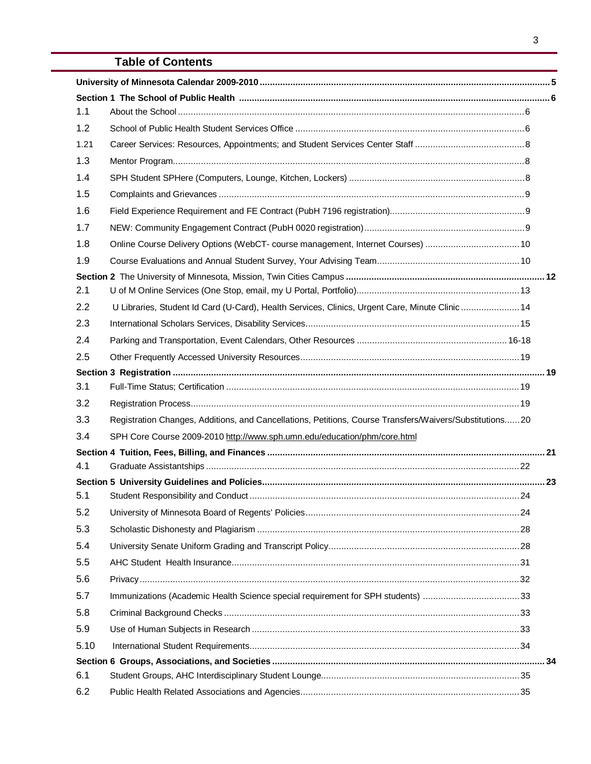## Table of Contents

| | | |
|---|---|---|
| **University of Minnesota Calendar 2009-2010** | | **5** |
| **Section 1 The School of Public Health** | | **6** |
| 1.1 | About the School | 6 |
| 1.2 | School of Public Health Student Services Office | 6 |
| 1.21 | Career Services: Resources, Appointments; and Student Services Center Staff | 8 |
| 1.3 | Mentor Program | 8 |
| 1.4 | SPH Student SPHere (Computers, Lounge, Kitchen, Lockers) | 8 |
| 1.5 | Complaints and Grievances | 9 |
| 1.6 | Field Experience Requirement and FE Contract (PubH 7196 registration) | 9 |
| 1.7 | NEW: Community Engagement Contract (PubH 0020 registration) | 9 |
| 1.8 | Online Course Delivery Options (WebCT- course management, Internet Courses) | 10 |
| 1.9 | Course Evaluations and Annual Student Survey, Your Advising Team | 10 |
| **Section 2** The University of Minnesota, Mission, Twin Cities Campus | | **12** |
| 2.1 | U of M Online Services (One Stop, email, my U Portal, Portfolio) | 13 |
| 2.2 | U Libraries, Student Id Card (U-Card), Health Services, Clinics, Urgent Care, Minute Clinic | 14 |
| 2.3 | International Scholars Services, Disability Services | 15 |
| 2.4 | Parking and Transportation, Event Calendars, Other Resources | 16-18 |
| 2.5 | Other Frequently Accessed University Resources | 19 |
| **Section 3 Registration** | | **19** |
| 3.1 | Full-Time Status; Certification | 19 |
| 3.2 | Registration Process | 19 |
| 3.3 | Registration Changes, Additions, and Cancellations, Petitions, Course Transfers/Waivers/Substitutions | 20 |
| 3.4 | SPH Core Course 2009-2010 http://www.sph.umn.edu/education/phm/core.html | |
| **Section 4 Tuition, Fees, Billing, and Finances** | | **21** |
| 4.1 | Graduate Assistantships | 22 |
| **Section 5 University Guidelines and Policies** | | **23** |
| 5.1 | Student Responsibility and Conduct | 24 |
| 5.2 | University of Minnesota Board of Regents' Policies | 24 |
| 5.3 | Scholastic Dishonesty and Plagiarism | 28 |
| 5.4 | University Senate Uniform Grading and Transcript Policy | 28 |
| 5.5 | AHC Student Health Insurance | 31 |
| 5.6 | Privacy | 32 |
| 5.7 | Immunizations (Academic Health Science special requirement for SPH students) | 33 |
| 5.8 | Criminal Background Checks | 33 |
| 5.9 | Use of Human Subjects in Research | 33 |
| 5.10 | International Student Requirements | 34 |
| **Section 6 Groups, Associations, and Societies** | | **34** |
| 6.1 | Student Groups, AHC Interdisciplinary Student Lounge | 35 |
| 6.2 | Public Health Related Associations and Agencies | 35 |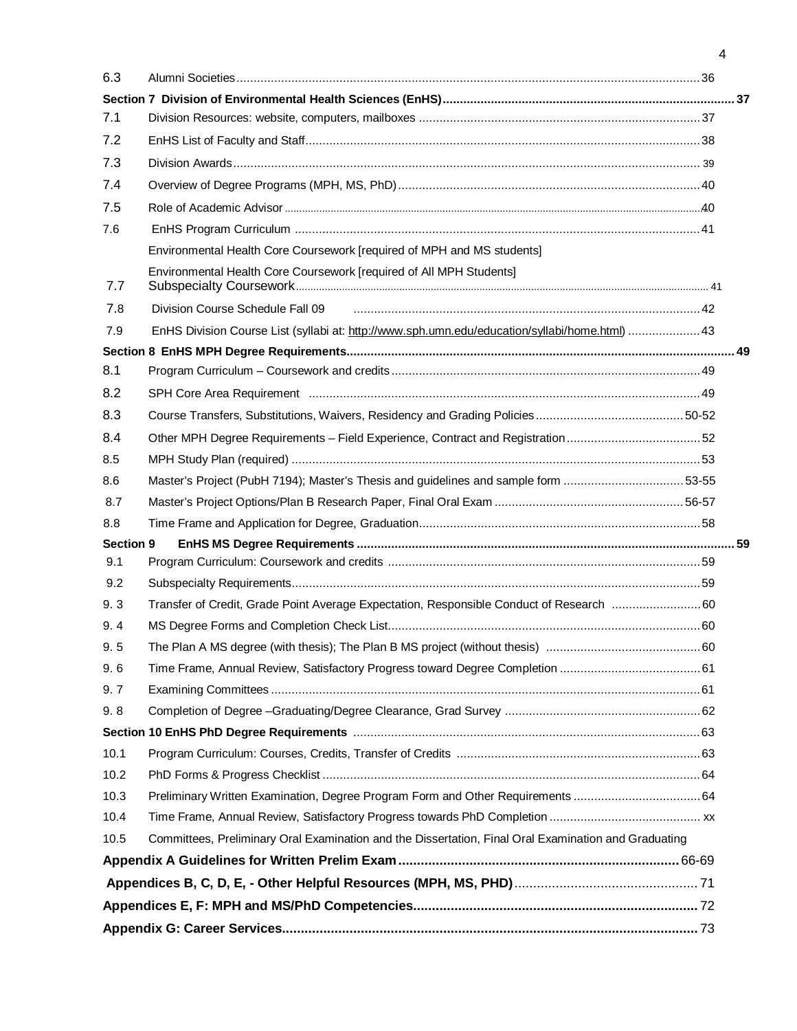| | | |
|---|---|---|
| 6.3 | Alumni Societies | 36 |
| **Section 7** | **Division of Environmental Health Sciences (EnHS)** | **37** |
| 7.1 | Division Resources: website, computers, mailboxes | 37 |
| 7.2 | EnHS List of Faculty and Staff | 38 |
| 7.3 | Division Awards | 39 |
| 7.4 | Overview of Degree Programs (MPH, MS, PhD) | 40 |
| 7.5 | Role of Academic Advisor | 40 |
| 7.6 | EnHS Program Curriculum | 41 |
| | Environmental Health Core Coursework [required of MPH and MS students] | |
| | Environmental Health Core Coursework [required of All MPH Students] | |
| 7.7 | Subspecialty Coursework | 41 |
| 7.8 | Division Course Schedule Fall 09 | 42 |
| 7.9 | EnHS Division Course List (syllabi at: http://www.sph.umn.edu/education/syllabi/home.html) | 43 |
| **Section 8** | **EnHS MPH Degree Requirements** | **49** |
| 8.1 | Program Curriculum – Coursework and credits | 49 |
| 8.2 | SPH Core Area Requirement | 49 |
| 8.3 | Course Transfers, Substitutions, Waivers, Residency and Grading Policies | 50-52 |
| 8.4 | Other MPH Degree Requirements – Field Experience, Contract and Registration | 52 |
| 8.5 | MPH Study Plan (required) | 53 |
| 8.6 | Master's Project (PubH 7194); Master's Thesis and guidelines and sample form | 53-55 |
| 8.7 | Master's Project Options/Plan B Research Paper, Final Oral Exam | 56-57 |
| 8.8 | Time Frame and Application for Degree, Graduation | 58 |
| **Section 9** | **EnHS MS Degree Requirements** | **59** |
| 9.1 | Program Curriculum: Coursework and credits | 59 |
| 9.2 | Subspecialty Requirements | 59 |
| 9. 3 | Transfer of Credit, Grade Point Average Expectation, Responsible Conduct of Research | 60 |
| 9. 4 | MS Degree Forms and Completion Check List | 60 |
| 9. 5 | The Plan A MS degree (with thesis); The Plan B MS project (without thesis) | 60 |
| 9. 6 | Time Frame, Annual Review, Satisfactory Progress toward Degree Completion | 61 |
| 9. 7 | Examining Committees | 61 |
| 9. 8 | Completion of Degree –Graduating/Degree Clearance, Grad Survey | 62 |
| **Section 10** | **EnHS PhD Degree Requirements** | 63 |
| 10.1 | Program Curriculum: Courses, Credits, Transfer of Credits | 63 |
| 10.2 | PhD Forms & Progress Checklist | 64 |
| 10.3 | Preliminary Written Examination, Degree Program Form and Other Requirements | 64 |
| 10.4 | Time Frame, Annual Review, Satisfactory Progress towards PhD Completion | xx |
| 10.5 | Committees, Preliminary Oral Examination and the Dissertation, Final Oral Examination and Graduating | |
| **Appendix A** | **Guidelines for Written Prelim Exam** | 66-69 |
| **Appendices B, C, D, E,** | **- Other Helpful Resources (MPH, MS, PHD)** | 71 |
| **Appendices E, F:** | **MPH and MS/PhD Competencies** | 72 |
| **Appendix G:** | **Career Services** | 73 |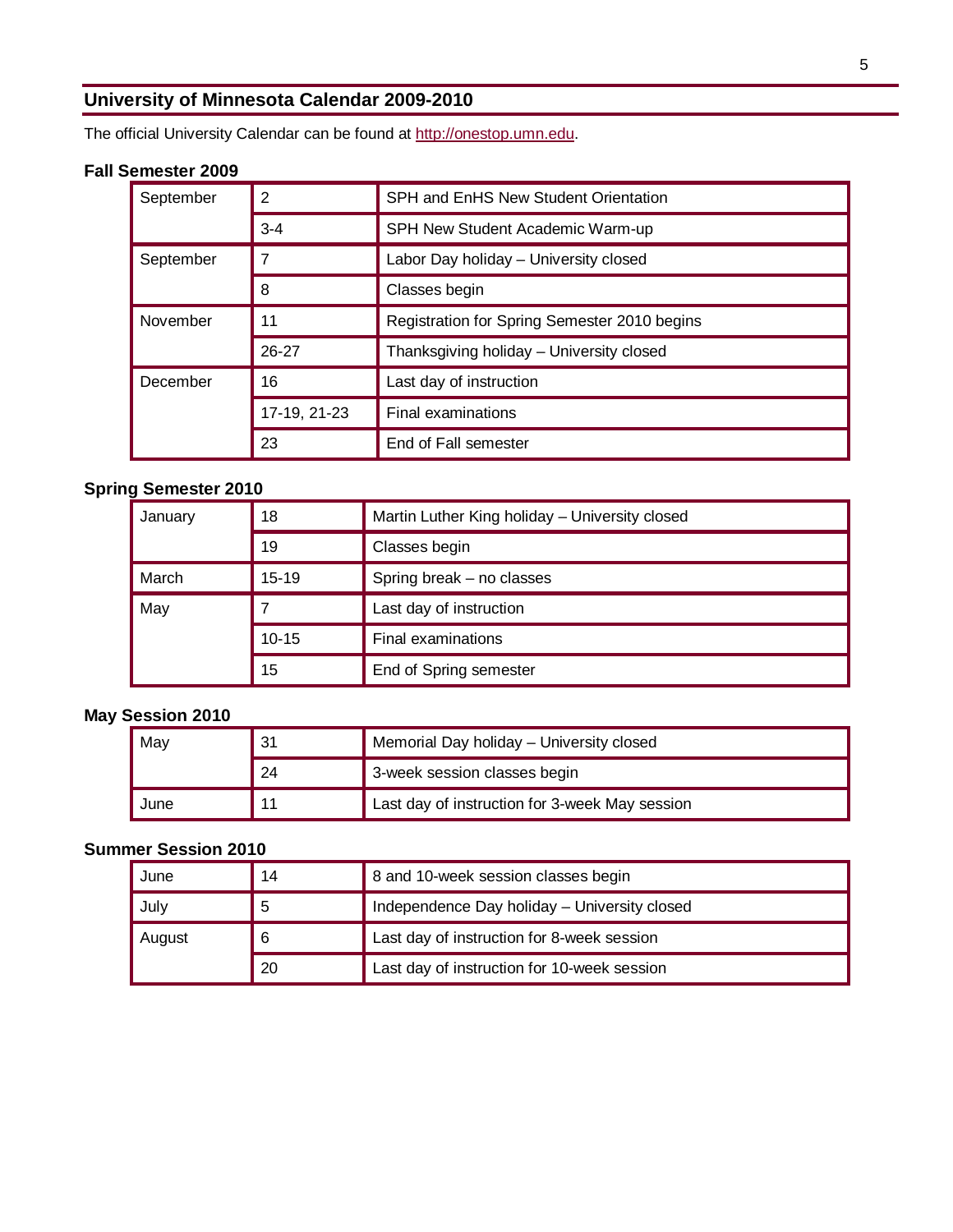## University of Minnesota Calendar 2009-2010

The official University Calendar can be found at http://onestop.umn.edu.

### Fall Semester 2009

| Month | Date | Event |
|---|---|---|
| September | 2 | SPH and EnHS New Student Orientation |
| | 3-4 | SPH New Student Academic Warm-up |
| September | 7 | Labor Day holiday – University closed |
| | 8 | Classes begin |
| November | 11 | Registration for Spring Semester 2010 begins |
| | 26-27 | Thanksgiving holiday – University closed |
| December | 16 | Last day of instruction |
| | 17-19, 21-23 | Final examinations |
| | 23 | End of Fall semester |

### Spring Semester 2010

| Month | Date | Event |
|---|---|---|
| January | 18 | Martin Luther King holiday – University closed |
| | 19 | Classes begin |
| March | 15-19 | Spring break – no classes |
| May | 7 | Last day of instruction |
| | 10-15 | Final examinations |
| | 15 | End of Spring semester |

### May Session 2010

| Month | Date | Event |
|---|---|---|
| May | 31 | Memorial Day holiday – University closed |
| | 24 | 3-week session classes begin |
| June | 11 | Last day of instruction for 3-week May session |

### Summer Session 2010

| Month | Date | Event |
|---|---|---|
| June | 14 | 8 and 10-week session classes begin |
| July | 5 | Independence Day holiday – University closed |
| August | 6 | Last day of instruction for 8-week session |
| | 20 | Last day of instruction for 10-week session |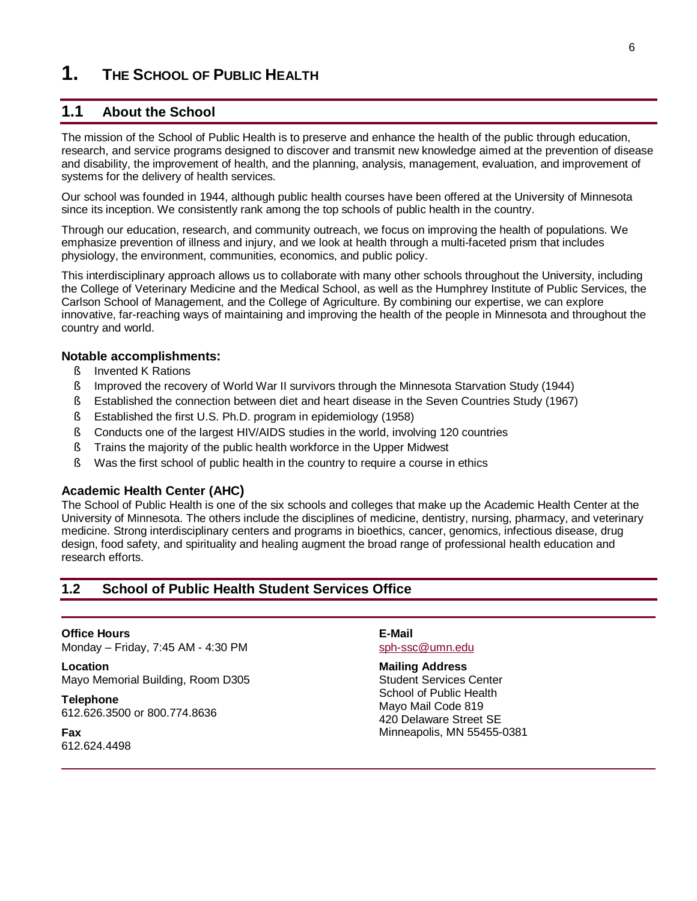# 1. THE SCHOOL OF PUBLIC HEALTH

## 1.1 About the School

The mission of the School of Public Health is to preserve and enhance the health of the public through education, research, and service programs designed to discover and transmit new knowledge aimed at the prevention of disease and disability, the improvement of health, and the planning, analysis, management, evaluation, and improvement of systems for the delivery of health services.

Our school was founded in 1944, although public health courses have been offered at the University of Minnesota since its inception. We consistently rank among the top schools of public health in the country.

Through our education, research, and community outreach, we focus on improving the health of populations. We emphasize prevention of illness and injury, and we look at health through a multi-faceted prism that includes physiology, the environment, communities, economics, and public policy.

This interdisciplinary approach allows us to collaborate with many other schools throughout the University, including the College of Veterinary Medicine and the Medical School, as well as the Humphrey Institute of Public Services, the Carlson School of Management, and the College of Agriculture. By combining our expertise, we can explore innovative, far-reaching ways of maintaining and improving the health of the people in Minnesota and throughout the country and world.

### Notable accomplishments:

- Invented K Rations
- Improved the recovery of World War II survivors through the Minnesota Starvation Study (1944)
- Established the connection between diet and heart disease in the Seven Countries Study (1967)
- Established the first U.S. Ph.D. program in epidemiology (1958)
- Conducts one of the largest HIV/AIDS studies in the world, involving 120 countries
- Trains the majority of the public health workforce in the Upper Midwest
- Was the first school of public health in the country to require a course in ethics

### Academic Health Center (AHC)

The School of Public Health is one of the six schools and colleges that make up the Academic Health Center at the University of Minnesota. The others include the disciplines of medicine, dentistry, nursing, pharmacy, and veterinary medicine. Strong interdisciplinary centers and programs in bioethics, cancer, genomics, infectious disease, drug design, food safety, and spirituality and healing augment the broad range of professional health education and research efforts.

## 1.2 School of Public Health Student Services Office

**Office Hours**
Monday – Friday, 7:45 AM - 4:30 PM

**Location**
Mayo Memorial Building, Room D305

**Telephone**
612.626.3500 or 800.774.8636

**Fax**
612.624.4498

**E-Mail**
sph-ssc@umn.edu

**Mailing Address**
Student Services Center
School of Public Health
Mayo Mail Code 819
420 Delaware Street SE
Minneapolis, MN 55455-0381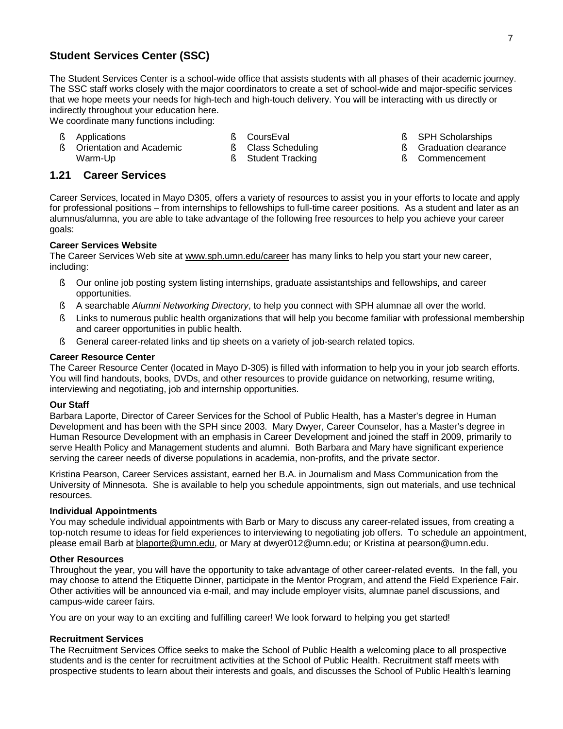## Student Services Center (SSC)

The Student Services Center is a school-wide office that assists students with all phases of their academic journey. The SSC staff works closely with the major coordinators to create a set of school-wide and major-specific services that we hope meets your needs for high-tech and high-touch delivery. You will be interacting with us directly or indirectly throughout your education here.
We coordinate many functions including:

- Applications
- Orientation and Academic Warm-Up
- CoursEval
- Class Scheduling
- Student Tracking
- SPH Scholarships
- Graduation clearance
- Commencement

## 1.21 Career Services

Career Services, located in Mayo D305, offers a variety of resources to assist you in your efforts to locate and apply for professional positions – from internships to fellowships to full-time career positions. As a student and later as an alumnus/alumna, you are able to take advantage of the following free resources to help you achieve your career goals:

**Career Services Website**
The Career Services Web site at www.sph.umn.edu/career has many links to help you start your new career, including:

- Our online job posting system listing internships, graduate assistantships and fellowships, and career opportunities.
- A searchable *Alumni Networking Directory*, to help you connect with SPH alumnae all over the world.
- Links to numerous public health organizations that will help you become familiar with professional membership and career opportunities in public health.
- General career-related links and tip sheets on a variety of job-search related topics.

**Career Resource Center**
The Career Resource Center (located in Mayo D-305) is filled with information to help you in your job search efforts. You will find handouts, books, DVDs, and other resources to provide guidance on networking, resume writing, interviewing and negotiating, job and internship opportunities.

**Our Staff**
Barbara Laporte, Director of Career Services for the School of Public Health, has a Master's degree in Human Development and has been with the SPH since 2003. Mary Dwyer, Career Counselor, has a Master's degree in Human Resource Development with an emphasis in Career Development and joined the staff in 2009, primarily to serve Health Policy and Management students and alumni. Both Barbara and Mary have significant experience serving the career needs of diverse populations in academia, non-profits, and the private sector.

Kristina Pearson, Career Services assistant, earned her B.A. in Journalism and Mass Communication from the University of Minnesota. She is available to help you schedule appointments, sign out materials, and use technical resources.

**Individual Appointments**
You may schedule individual appointments with Barb or Mary to discuss any career-related issues, from creating a top-notch resume to ideas for field experiences to interviewing to negotiating job offers. To schedule an appointment, please email Barb at blaporte@umn.edu, or Mary at dwyer012@umn.edu; or Kristina at pearson@umn.edu.

**Other Resources**
Throughout the year, you will have the opportunity to take advantage of other career-related events. In the fall, you may choose to attend the Etiquette Dinner, participate in the Mentor Program, and attend the Field Experience Fair. Other activities will be announced via e-mail, and may include employer visits, alumnae panel discussions, and campus-wide career fairs.

You are on your way to an exciting and fulfilling career! We look forward to helping you get started!

**Recruitment Services**
The Recruitment Services Office seeks to make the School of Public Health a welcoming place to all prospective students and is the center for recruitment activities at the School of Public Health. Recruitment staff meets with prospective students to learn about their interests and goals, and discusses the School of Public Health's learning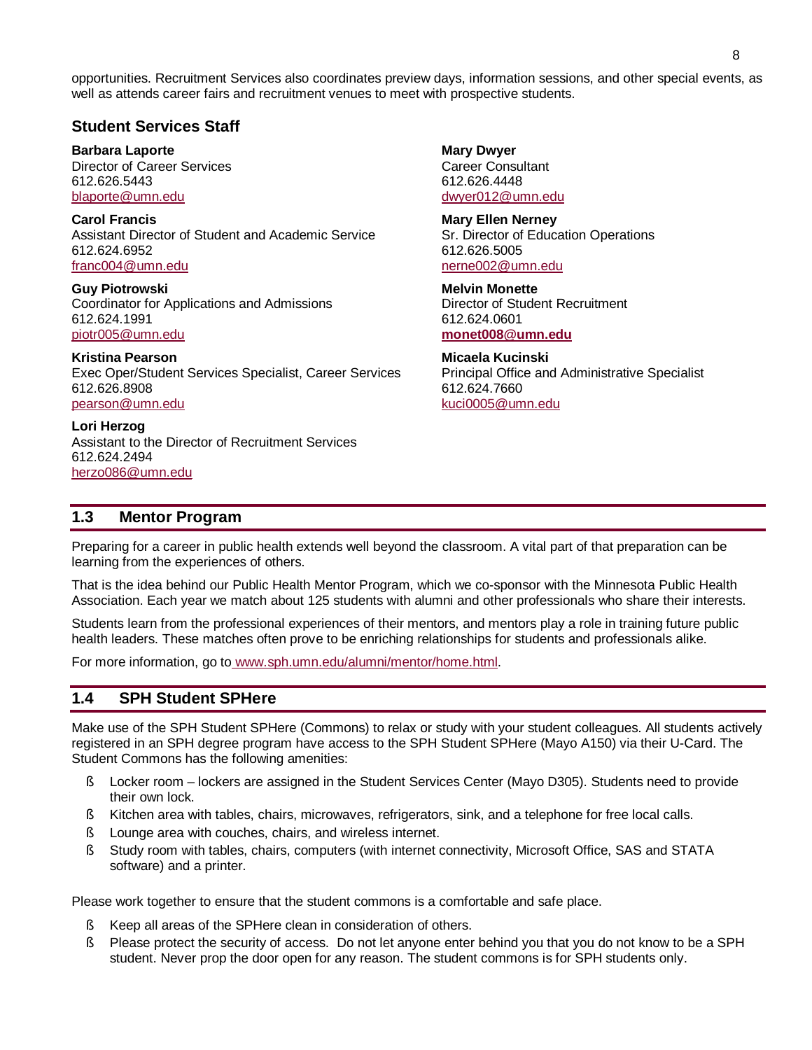opportunities. Recruitment Services also coordinates preview days, information sessions, and other special events, as well as attends career fairs and recruitment venues to meet with prospective students.

### Student Services Staff

**Barbara Laporte**
Director of Career Services
612.626.5443
blaporte@umn.edu

**Carol Francis**
Assistant Director of Student and Academic Service
612.624.6952
franc004@umn.edu

**Guy Piotrowski**
Coordinator for Applications and Admissions
612.624.1991
piotr005@umn.edu

**Kristina Pearson**
Exec Oper/Student Services Specialist, Career Services
612.626.8908
pearson@umn.edu

**Lori Herzog**
Assistant to the Director of Recruitment Services
612.624.2494
herzo086@umn.edu

**Mary Dwyer**
Career Consultant
612.626.4448
dwyer012@umn.edu

**Mary Ellen Nerney**
Sr. Director of Education Operations
612.626.5005
nerne002@umn.edu

**Melvin Monette**
Director of Student Recruitment
612.624.0601
**monet008@umn.edu**

**Micaela Kucinski**
Principal Office and Administrative Specialist
612.624.7660
kuci0005@umn.edu

## 1.3 Mentor Program

Preparing for a career in public health extends well beyond the classroom. A vital part of that preparation can be learning from the experiences of others.

That is the idea behind our Public Health Mentor Program, which we co-sponsor with the Minnesota Public Health Association. Each year we match about 125 students with alumni and other professionals who share their interests.

Students learn from the professional experiences of their mentors, and mentors play a role in training future public health leaders. These matches often prove to be enriching relationships for students and professionals alike.

For more information, go to www.sph.umn.edu/alumni/mentor/home.html.

## 1.4 SPH Student SPHere

Make use of the SPH Student SPHere (Commons) to relax or study with your student colleagues. All students actively registered in an SPH degree program have access to the SPH Student SPHere (Mayo A150) via their U-Card. The Student Commons has the following amenities:

- Locker room – lockers are assigned in the Student Services Center (Mayo D305). Students need to provide their own lock.
- Kitchen area with tables, chairs, microwaves, refrigerators, sink, and a telephone for free local calls.
- Lounge area with couches, chairs, and wireless internet.
- Study room with tables, chairs, computers (with internet connectivity, Microsoft Office, SAS and STATA software) and a printer.

Please work together to ensure that the student commons is a comfortable and safe place.

- Keep all areas of the SPHere clean in consideration of others.
- Please protect the security of access. Do not let anyone enter behind you that you do not know to be a SPH student. Never prop the door open for any reason. The student commons is for SPH students only.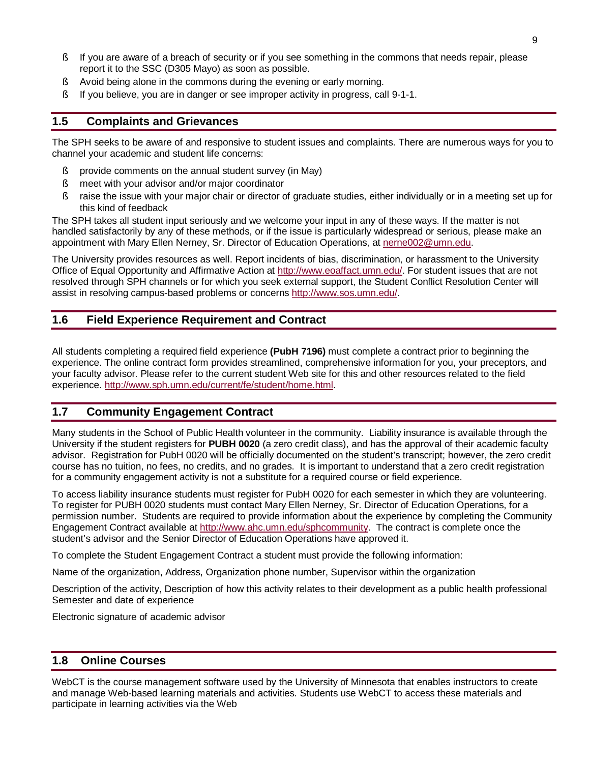- If you are aware of a breach of security or if you see something in the commons that needs repair, please report it to the SSC (D305 Mayo) as soon as possible.
- Avoid being alone in the commons during the evening or early morning.
- If you believe, you are in danger or see improper activity in progress, call 9-1-1.

## 1.5 Complaints and Grievances

The SPH seeks to be aware of and responsive to student issues and complaints. There are numerous ways for you to channel your academic and student life concerns:

- provide comments on the annual student survey (in May)
- meet with your advisor and/or major coordinator
- raise the issue with your major chair or director of graduate studies, either individually or in a meeting set up for this kind of feedback

The SPH takes all student input seriously and we welcome your input in any of these ways. If the matter is not handled satisfactorily by any of these methods, or if the issue is particularly widespread or serious, please make an appointment with Mary Ellen Nerney, Sr. Director of Education Operations, at nerne002@umn.edu.

The University provides resources as well. Report incidents of bias, discrimination, or harassment to the University Office of Equal Opportunity and Affirmative Action at http://www.eoaffact.umn.edu/. For student issues that are not resolved through SPH channels or for which you seek external support, the Student Conflict Resolution Center will assist in resolving campus-based problems or concerns http://www.sos.umn.edu/.

## 1.6 Field Experience Requirement and Contract

All students completing a required field experience **(PubH 7196)** must complete a contract prior to beginning the experience. The online contract form provides streamlined, comprehensive information for you, your preceptors, and your faculty advisor. Please refer to the current student Web site for this and other resources related to the field experience. http://www.sph.umn.edu/current/fe/student/home.html.

## 1.7 Community Engagement Contract

Many students in the School of Public Health volunteer in the community. Liability insurance is available through the University if the student registers for **PUBH 0020** (a zero credit class), and has the approval of their academic faculty advisor. Registration for PubH 0020 will be officially documented on the student's transcript; however, the zero credit course has no tuition, no fees, no credits, and no grades. It is important to understand that a zero credit registration for a community engagement activity is not a substitute for a required course or field experience.

To access liability insurance students must register for PubH 0020 for each semester in which they are volunteering. To register for PUBH 0020 students must contact Mary Ellen Nerney, Sr. Director of Education Operations, for a permission number. Students are required to provide information about the experience by completing the Community Engagement Contract available at http://www.ahc.umn.edu/sphcommunity. The contract is complete once the student's advisor and the Senior Director of Education Operations have approved it.

To complete the Student Engagement Contract a student must provide the following information:

Name of the organization, Address, Organization phone number, Supervisor within the organization

Description of the activity, Description of how this activity relates to their development as a public health professional Semester and date of experience

Electronic signature of academic advisor

## 1.8 Online Courses

WebCT is the course management software used by the University of Minnesota that enables instructors to create and manage Web-based learning materials and activities. Students use WebCT to access these materials and participate in learning activities via the Web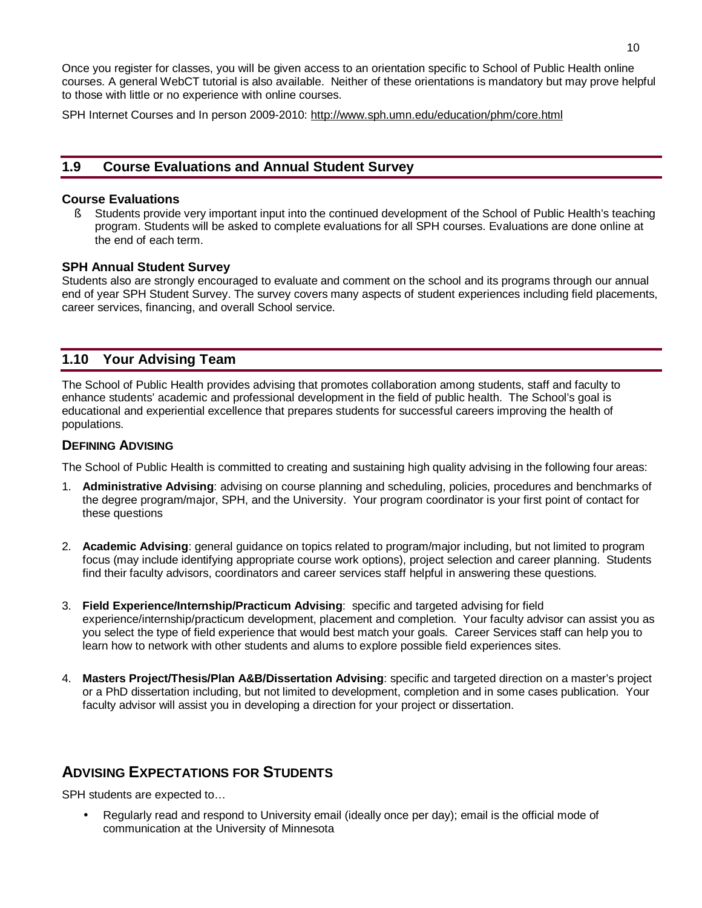Once you register for classes, you will be given access to an orientation specific to School of Public Health online courses. A general WebCT tutorial is also available. Neither of these orientations is mandatory but may prove helpful to those with little or no experience with online courses.

SPH Internet Courses and In person 2009-2010: http://www.sph.umn.edu/education/phm/core.html

## 1.9 Course Evaluations and Annual Student Survey

### Course Evaluations

- Students provide very important input into the continued development of the School of Public Health's teaching program. Students will be asked to complete evaluations for all SPH courses. Evaluations are done online at the end of each term.

### SPH Annual Student Survey

Students also are strongly encouraged to evaluate and comment on the school and its programs through our annual end of year SPH Student Survey. The survey covers many aspects of student experiences including field placements, career services, financing, and overall School service.

## 1.10 Your Advising Team

The School of Public Health provides advising that promotes collaboration among students, staff and faculty to enhance students' academic and professional development in the field of public health. The School's goal is educational and experiential excellence that prepares students for successful careers improving the health of populations.

### Defining Advising

The School of Public Health is committed to creating and sustaining high quality advising in the following four areas:

1. **Administrative Advising**: advising on course planning and scheduling, policies, procedures and benchmarks of the degree program/major, SPH, and the University. Your program coordinator is your first point of contact for these questions

2. **Academic Advising**: general guidance on topics related to program/major including, but not limited to program focus (may include identifying appropriate course work options), project selection and career planning. Students find their faculty advisors, coordinators and career services staff helpful in answering these questions.

3. **Field Experience/Internship/Practicum Advising**: specific and targeted advising for field experience/internship/practicum development, placement and completion. Your faculty advisor can assist you as you select the type of field experience that would best match your goals. Career Services staff can help you to learn how to network with other students and alums to explore possible field experiences sites.

4. **Masters Project/Thesis/Plan A&B/Dissertation Advising**: specific and targeted direction on a master's project or a PhD dissertation including, but not limited to development, completion and in some cases publication. Your faculty advisor will assist you in developing a direction for your project or dissertation.

## Advising Expectations for Students

SPH students are expected to…

- Regularly read and respond to University email (ideally once per day); email is the official mode of communication at the University of Minnesota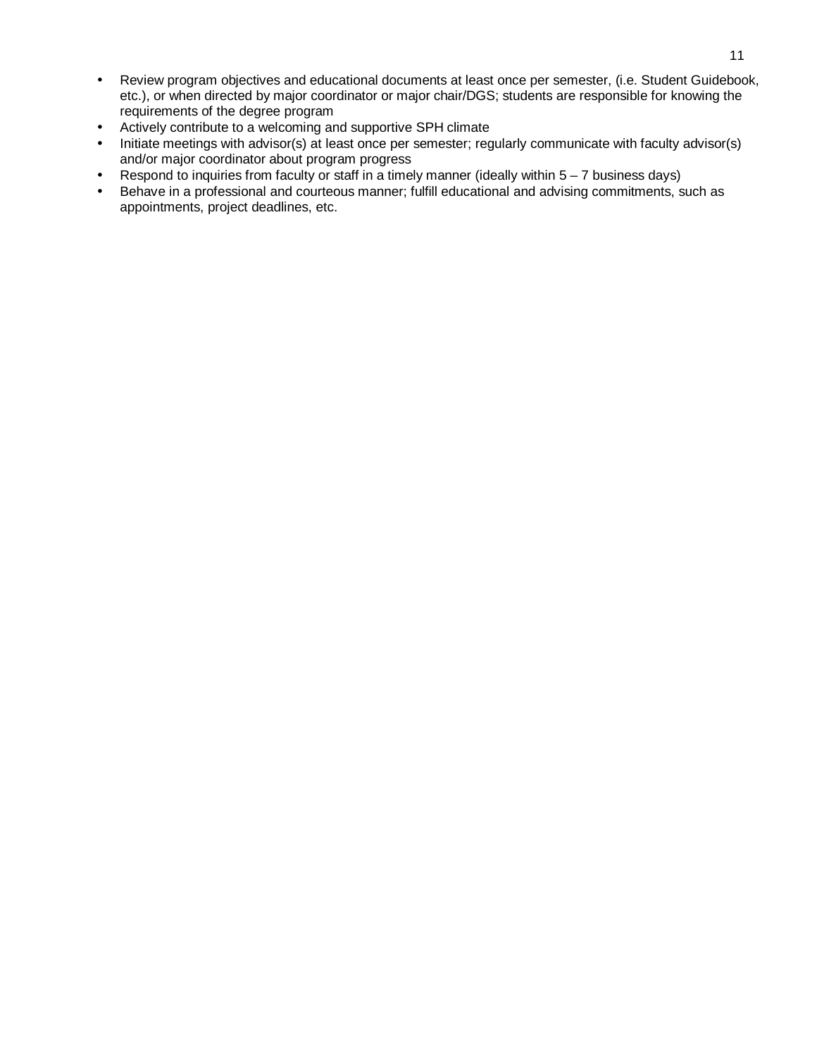- Review program objectives and educational documents at least once per semester, (i.e. Student Guidebook, etc.), or when directed by major coordinator or major chair/DGS; students are responsible for knowing the requirements of the degree program
- Actively contribute to a welcoming and supportive SPH climate
- Initiate meetings with advisor(s) at least once per semester; regularly communicate with faculty advisor(s) and/or major coordinator about program progress
- Respond to inquiries from faculty or staff in a timely manner (ideally within 5 – 7 business days)
- Behave in a professional and courteous manner; fulfill educational and advising commitments, such as appointments, project deadlines, etc.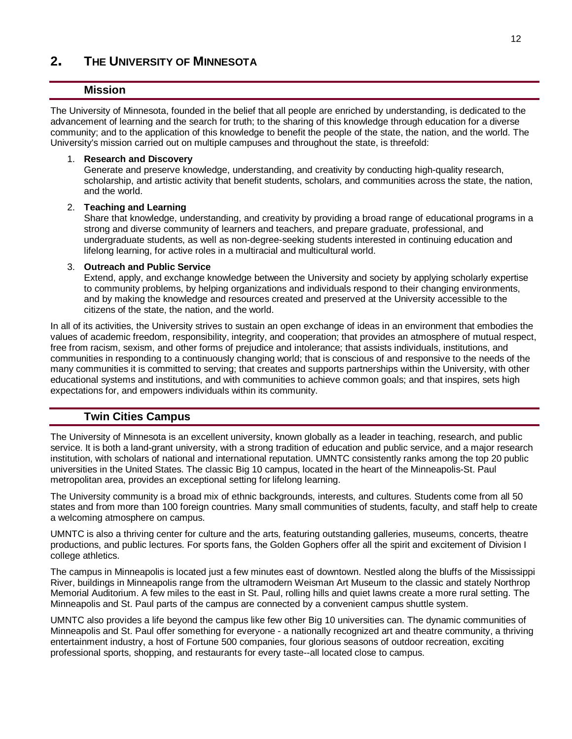# 2. The University of Minnesota

## Mission

The University of Minnesota, founded in the belief that all people are enriched by understanding, is dedicated to the advancement of learning and the search for truth; to the sharing of this knowledge through education for a diverse community; and to the application of this knowledge to benefit the people of the state, the nation, and the world. The University's mission carried out on multiple campuses and throughout the state, is threefold:

1. **Research and Discovery**
   Generate and preserve knowledge, understanding, and creativity by conducting high-quality research, scholarship, and artistic activity that benefit students, scholars, and communities across the state, the nation, and the world.

2. **Teaching and Learning**
   Share that knowledge, understanding, and creativity by providing a broad range of educational programs in a strong and diverse community of learners and teachers, and prepare graduate, professional, and undergraduate students, as well as non-degree-seeking students interested in continuing education and lifelong learning, for active roles in a multiracial and multicultural world.

3. **Outreach and Public Service**
   Extend, apply, and exchange knowledge between the University and society by applying scholarly expertise to community problems, by helping organizations and individuals respond to their changing environments, and by making the knowledge and resources created and preserved at the University accessible to the citizens of the state, the nation, and the world.

In all of its activities, the University strives to sustain an open exchange of ideas in an environment that embodies the values of academic freedom, responsibility, integrity, and cooperation; that provides an atmosphere of mutual respect, free from racism, sexism, and other forms of prejudice and intolerance; that assists individuals, institutions, and communities in responding to a continuously changing world; that is conscious of and responsive to the needs of the many communities it is committed to serving; that creates and supports partnerships within the University, with other educational systems and institutions, and with communities to achieve common goals; and that inspires, sets high expectations for, and empowers individuals within its community.

## Twin Cities Campus

The University of Minnesota is an excellent university, known globally as a leader in teaching, research, and public service. It is both a land-grant university, with a strong tradition of education and public service, and a major research institution, with scholars of national and international reputation. UMNTC consistently ranks among the top 20 public universities in the United States. The classic Big 10 campus, located in the heart of the Minneapolis-St. Paul metropolitan area, provides an exceptional setting for lifelong learning.

The University community is a broad mix of ethnic backgrounds, interests, and cultures. Students come from all 50 states and from more than 100 foreign countries. Many small communities of students, faculty, and staff help to create a welcoming atmosphere on campus.

UMNTC is also a thriving center for culture and the arts, featuring outstanding galleries, museums, concerts, theatre productions, and public lectures. For sports fans, the Golden Gophers offer all the spirit and excitement of Division I college athletics.

The campus in Minneapolis is located just a few minutes east of downtown. Nestled along the bluffs of the Mississippi River, buildings in Minneapolis range from the ultramodern Weisman Art Museum to the classic and stately Northrop Memorial Auditorium. A few miles to the east in St. Paul, rolling hills and quiet lawns create a more rural setting. The Minneapolis and St. Paul parts of the campus are connected by a convenient campus shuttle system.

UMNTC also provides a life beyond the campus like few other Big 10 universities can. The dynamic communities of Minneapolis and St. Paul offer something for everyone - a nationally recognized art and theatre community, a thriving entertainment industry, a host of Fortune 500 companies, four glorious seasons of outdoor recreation, exciting professional sports, shopping, and restaurants for every taste--all located close to campus.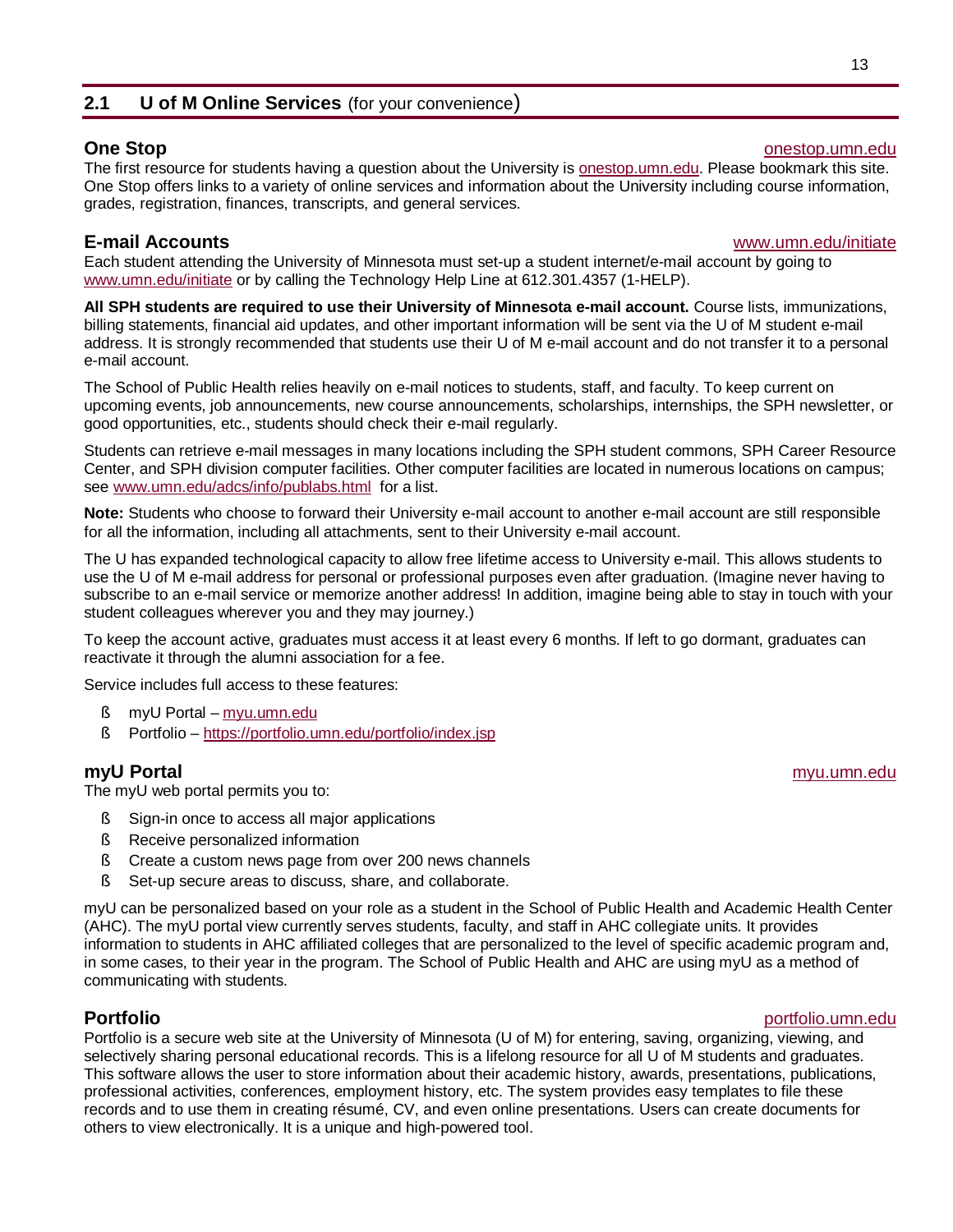## 2.1 U of M Online Services (for your convenience)

### One Stop

onestop.umn.edu

The first resource for students having a question about the University is onestop.umn.edu. Please bookmark this site. One Stop offers links to a variety of online services and information about the University including course information, grades, registration, finances, transcripts, and general services.

### E-mail Accounts

www.umn.edu/initiate

Each student attending the University of Minnesota must set-up a student internet/e-mail account by going to www.umn.edu/initiate or by calling the Technology Help Line at 612.301.4357 (1-HELP).

**All SPH students are required to use their University of Minnesota e-mail account.** Course lists, immunizations, billing statements, financial aid updates, and other important information will be sent via the U of M student e-mail address. It is strongly recommended that students use their U of M e-mail account and do not transfer it to a personal e-mail account.

The School of Public Health relies heavily on e-mail notices to students, staff, and faculty. To keep current on upcoming events, job announcements, new course announcements, scholarships, internships, the SPH newsletter, or good opportunities, etc., students should check their e-mail regularly.

Students can retrieve e-mail messages in many locations including the SPH student commons, SPH Career Resource Center, and SPH division computer facilities. Other computer facilities are located in numerous locations on campus; see www.umn.edu/adcs/info/publabs.html for a list.

**Note:** Students who choose to forward their University e-mail account to another e-mail account are still responsible for all the information, including all attachments, sent to their University e-mail account.

The U has expanded technological capacity to allow free lifetime access to University e-mail. This allows students to use the U of M e-mail address for personal or professional purposes even after graduation. (Imagine never having to subscribe to an e-mail service or memorize another address! In addition, imagine being able to stay in touch with your student colleagues wherever you and they may journey.)

To keep the account active, graduates must access it at least every 6 months. If left to go dormant, graduates can reactivate it through the alumni association for a fee.

Service includes full access to these features:

- myU Portal – myu.umn.edu
- Portfolio – https://portfolio.umn.edu/portfolio/index.jsp

### myU Portal

myu.umn.edu

The myU web portal permits you to:

- Sign-in once to access all major applications
- Receive personalized information
- Create a custom news page from over 200 news channels
- Set-up secure areas to discuss, share, and collaborate.

myU can be personalized based on your role as a student in the School of Public Health and Academic Health Center (AHC). The myU portal view currently serves students, faculty, and staff in AHC collegiate units. It provides information to students in AHC affiliated colleges that are personalized to the level of specific academic program and, in some cases, to their year in the program. The School of Public Health and AHC are using myU as a method of communicating with students.

### Portfolio

portfolio.umn.edu

Portfolio is a secure web site at the University of Minnesota (U of M) for entering, saving, organizing, viewing, and selectively sharing personal educational records. This is a lifelong resource for all U of M students and graduates. This software allows the user to store information about their academic history, awards, presentations, publications, professional activities, conferences, employment history, etc. The system provides easy templates to file these records and to use them in creating résumé, CV, and even online presentations. Users can create documents for others to view electronically. It is a unique and high-powered tool.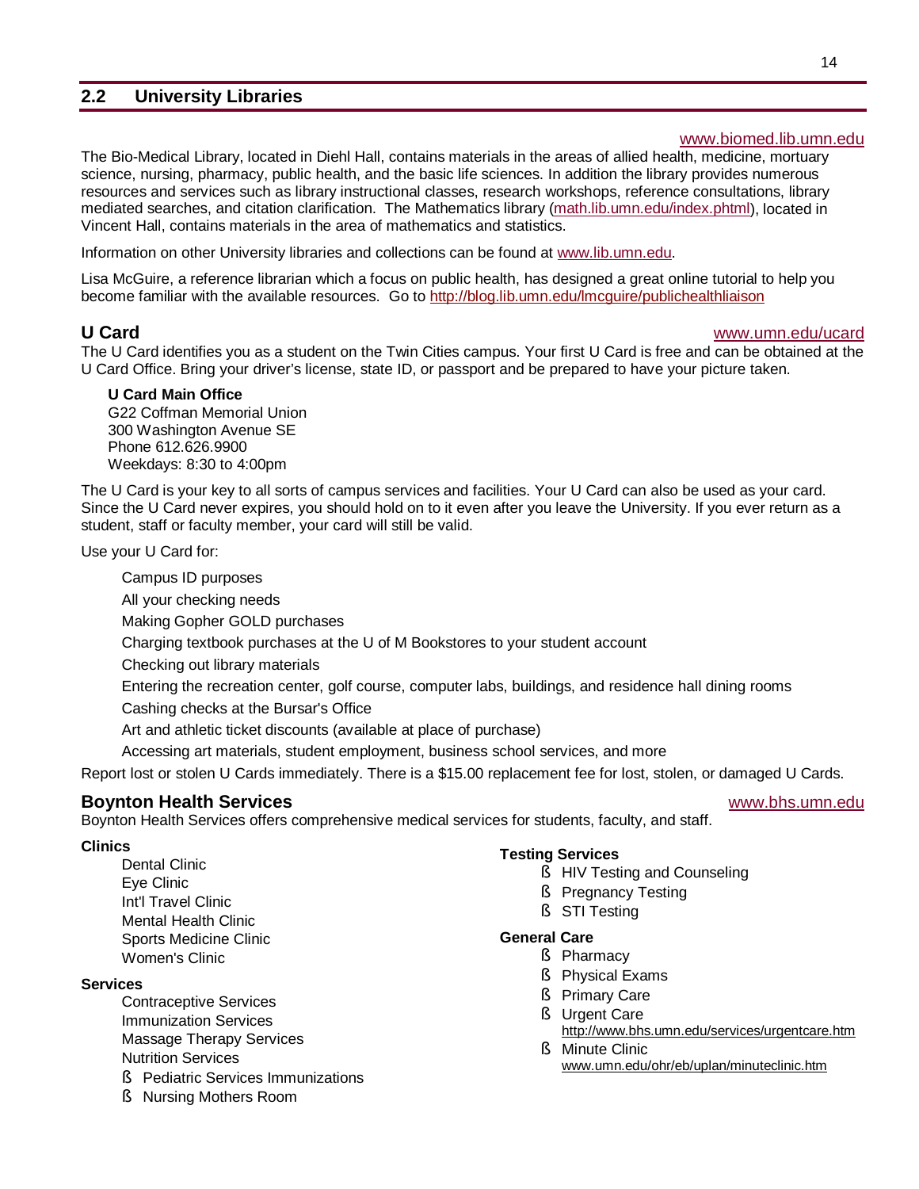## 2.2 University Libraries

www.biomed.lib.umn.edu

The Bio-Medical Library, located in Diehl Hall, contains materials in the areas of allied health, medicine, mortuary science, nursing, pharmacy, public health, and the basic life sciences. In addition the library provides numerous resources and services such as library instructional classes, research workshops, reference consultations, library mediated searches, and citation clarification. The Mathematics library (math.lib.umn.edu/index.phtml), located in Vincent Hall, contains materials in the area of mathematics and statistics.

Information on other University libraries and collections can be found at www.lib.umn.edu.

Lisa McGuire, a reference librarian which a focus on public health, has designed a great online tutorial to help you become familiar with the available resources. Go to http://blog.lib.umn.edu/lmcguire/publichealthliaison

### U Card

www.umn.edu/ucard

The U Card identifies you as a student on the Twin Cities campus. Your first U Card is free and can be obtained at the U Card Office. Bring your driver's license, state ID, or passport and be prepared to have your picture taken.

**U Card Main Office**
G22 Coffman Memorial Union
300 Washington Avenue SE
Phone 612.626.9900
Weekdays: 8:30 to 4:00pm

The U Card is your key to all sorts of campus services and facilities. Your U Card can also be used as your card. Since the U Card never expires, you should hold on to it even after you leave the University. If you ever return as a student, staff or faculty member, your card will still be valid.

Use your U Card for:

- Campus ID purposes
- All your checking needs
- Making Gopher GOLD purchases
- Charging textbook purchases at the U of M Bookstores to your student account
- Checking out library materials
- Entering the recreation center, golf course, computer labs, buildings, and residence hall dining rooms
- Cashing checks at the Bursar's Office
- Art and athletic ticket discounts (available at place of purchase)
- Accessing art materials, student employment, business school services, and more

Report lost or stolen U Cards immediately. There is a $15.00 replacement fee for lost, stolen, or damaged U Cards.

### Boynton Health Services

www.bhs.umn.edu

Boynton Health Services offers comprehensive medical services for students, faculty, and staff.

**Clinics**

- Dental Clinic
- Eye Clinic
- Int'l Travel Clinic
- Mental Health Clinic
- Sports Medicine Clinic
- Women's Clinic

**Services**

- Contraceptive Services
- Immunization Services
- Massage Therapy Services
- Nutrition Services
  - Pediatric Services Immunizations
  - Nursing Mothers Room

**Testing Services**

- HIV Testing and Counseling
- Pregnancy Testing
- STI Testing

**General Care**

- Pharmacy
- Physical Exams
- Primary Care
- Urgent Care
  http://www.bhs.umn.edu/services/urgentcare.htm
- Minute Clinic
  www.umn.edu/ohr/eb/uplan/minuteclinic.htm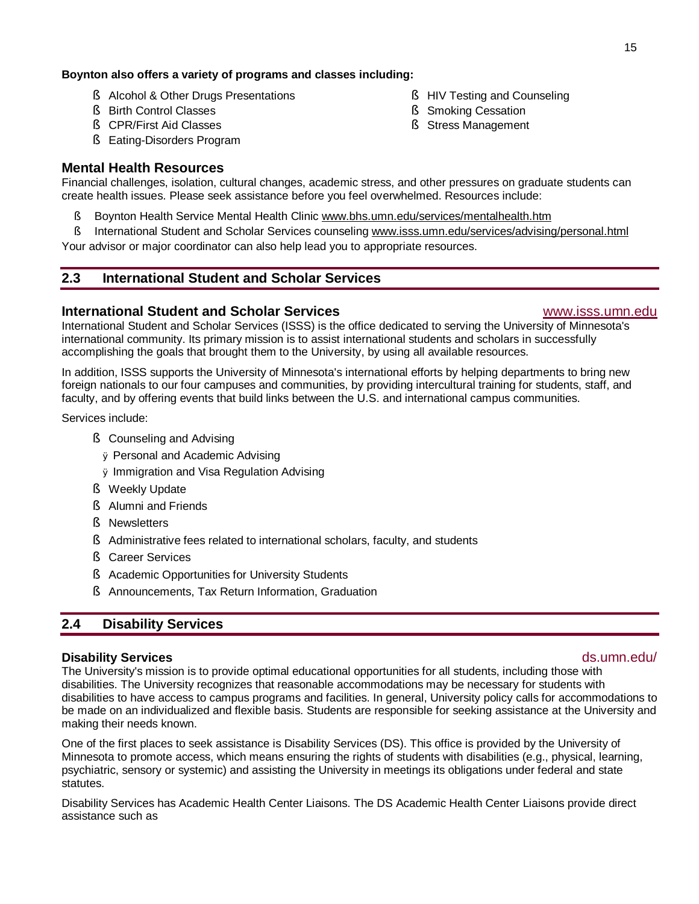**Boynton also offers a variety of programs and classes including:**

- Alcohol & Other Drugs Presentations
- Birth Control Classes
- CPR/First Aid Classes
- Eating-Disorders Program
- HIV Testing and Counseling
- Smoking Cessation
- Stress Management

### Mental Health Resources

Financial challenges, isolation, cultural changes, academic stress, and other pressures on graduate students can create health issues. Please seek assistance before you feel overwhelmed. Resources include:

- Boynton Health Service Mental Health Clinic www.bhs.umn.edu/services/mentalhealth.htm
- International Student and Scholar Services counseling www.isss.umn.edu/services/advising/personal.html

Your advisor or major coordinator can also help lead you to appropriate resources.

## 2.3 International Student and Scholar Services

### International Student and Scholar Services

www.isss.umn.edu

International Student and Scholar Services (ISSS) is the office dedicated to serving the University of Minnesota's international community. Its primary mission is to assist international students and scholars in successfully accomplishing the goals that brought them to the University, by using all available resources.

In addition, ISSS supports the University of Minnesota's international efforts by helping departments to bring new foreign nationals to our four campuses and communities, by providing intercultural training for students, staff, and faculty, and by offering events that build links between the U.S. and international campus communities.

Services include:

- Counseling and Advising
  - Personal and Academic Advising
  - Immigration and Visa Regulation Advising
- Weekly Update
- Alumni and Friends
- Newsletters
- Administrative fees related to international scholars, faculty, and students
- Career Services
- Academic Opportunities for University Students
- Announcements, Tax Return Information, Graduation

## 2.4 Disability Services

### Disability Services

ds.umn.edu/

The University's mission is to provide optimal educational opportunities for all students, including those with disabilities. The University recognizes that reasonable accommodations may be necessary for students with disabilities to have access to campus programs and facilities. In general, University policy calls for accommodations to be made on an individualized and flexible basis. Students are responsible for seeking assistance at the University and making their needs known.

One of the first places to seek assistance is Disability Services (DS). This office is provided by the University of Minnesota to promote access, which means ensuring the rights of students with disabilities (e.g., physical, learning, psychiatric, sensory or systemic) and assisting the University in meetings its obligations under federal and state statutes.

Disability Services has Academic Health Center Liaisons. The DS Academic Health Center Liaisons provide direct assistance such as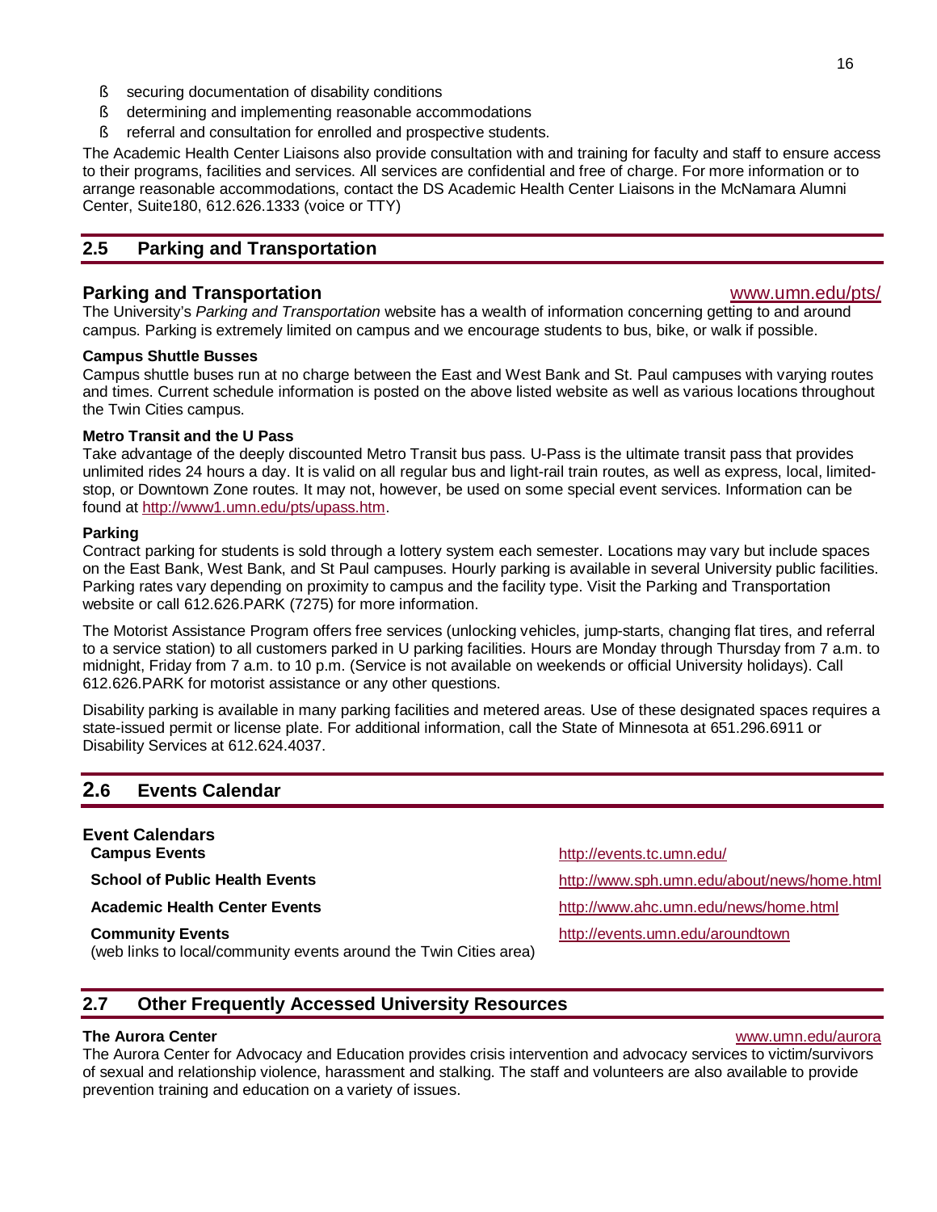- securing documentation of disability conditions
- determining and implementing reasonable accommodations
- referral and consultation for enrolled and prospective students.

The Academic Health Center Liaisons also provide consultation with and training for faculty and staff to ensure access to their programs, facilities and services. All services are confidential and free of charge. For more information or to arrange reasonable accommodations, contact the DS Academic Health Center Liaisons in the McNamara Alumni Center, Suite180, 612.626.1333 (voice or TTY)

## 2.5 Parking and Transportation

### Parking and Transportation

www.umn.edu/pts/

The University's *Parking and Transportation* website has a wealth of information concerning getting to and around campus. Parking is extremely limited on campus and we encourage students to bus, bike, or walk if possible.

**Campus Shuttle Busses**

Campus shuttle buses run at no charge between the East and West Bank and St. Paul campuses with varying routes and times. Current schedule information is posted on the above listed website as well as various locations throughout the Twin Cities campus.

**Metro Transit and the U Pass**

Take advantage of the deeply discounted Metro Transit bus pass. U-Pass is the ultimate transit pass that provides unlimited rides 24 hours a day. It is valid on all regular bus and light-rail train routes, as well as express, local, limited-stop, or Downtown Zone routes. It may not, however, be used on some special event services. Information can be found at http://www1.umn.edu/pts/upass.htm.

**Parking**

Contract parking for students is sold through a lottery system each semester. Locations may vary but include spaces on the East Bank, West Bank, and St Paul campuses. Hourly parking is available in several University public facilities. Parking rates vary depending on proximity to campus and the facility type. Visit the Parking and Transportation website or call 612.626.PARK (7275) for more information.

The Motorist Assistance Program offers free services (unlocking vehicles, jump-starts, changing flat tires, and referral to a service station) to all customers parked in U parking facilities. Hours are Monday through Thursday from 7 a.m. to midnight, Friday from 7 a.m. to 10 p.m. (Service is not available on weekends or official University holidays). Call 612.626.PARK for motorist assistance or any other questions.

Disability parking is available in many parking facilities and metered areas. Use of these designated spaces requires a state-issued permit or license plate. For additional information, call the State of Minnesota at 651.296.6911 or Disability Services at 612.624.4037.

## 2.6 Events Calendar

### Event Calendars

**Campus Events** — http://events.tc.umn.edu/

**School of Public Health Events** — http://www.sph.umn.edu/about/news/home.html

**Academic Health Center Events** — http://www.ahc.umn.edu/news/home.html

**Community Events** — http://events.umn.edu/aroundtown
(web links to local/community events around the Twin Cities area)

## 2.7 Other Frequently Accessed University Resources

**The Aurora Center** — www.umn.edu/aurora

The Aurora Center for Advocacy and Education provides crisis intervention and advocacy services to victim/survivors of sexual and relationship violence, harassment and stalking. The staff and volunteers are also available to provide prevention training and education on a variety of issues.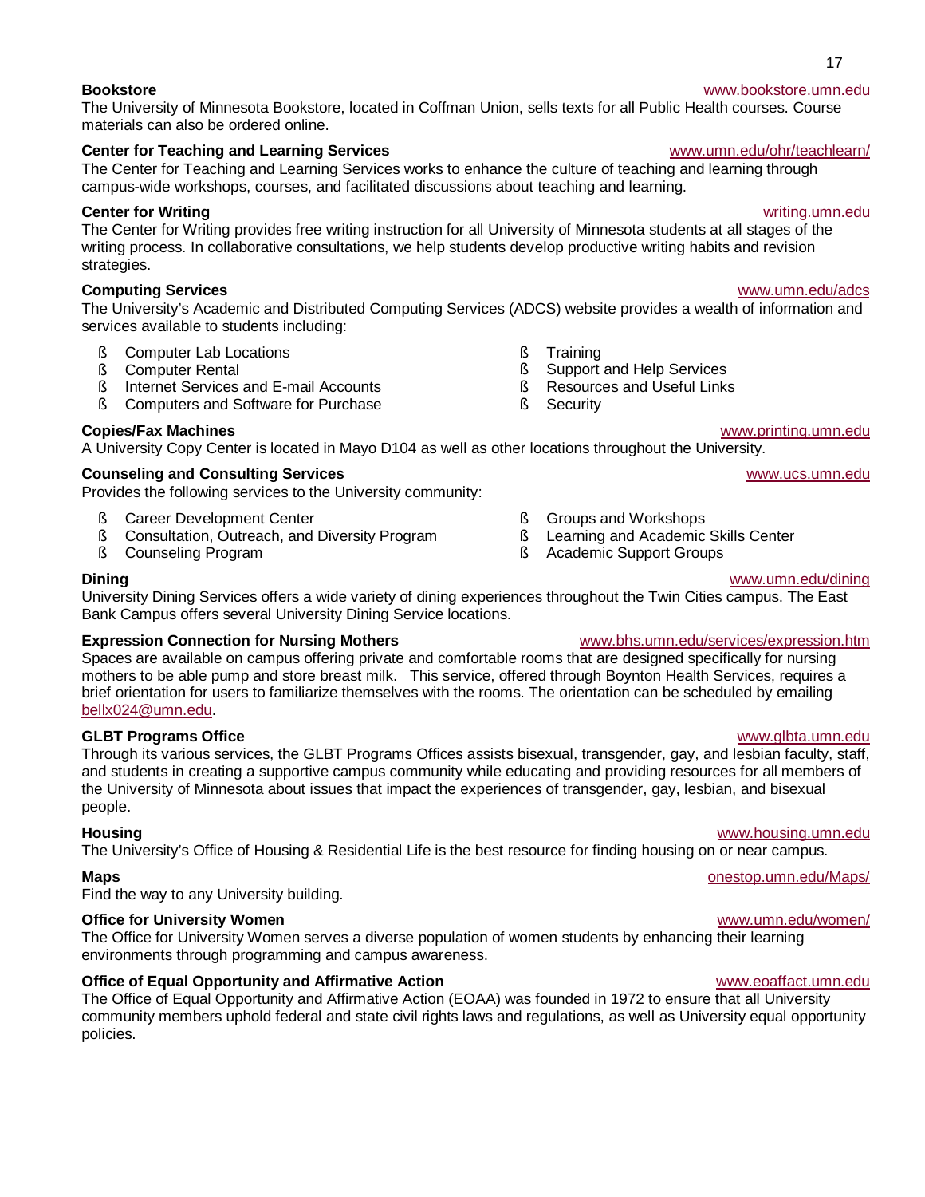**Bookstore** www.bookstore.umn.edu

The University of Minnesota Bookstore, located in Coffman Union, sells texts for all Public Health courses. Course materials can also be ordered online.

**Center for Teaching and Learning Services** www.umn.edu/ohr/teachlearn/

The Center for Teaching and Learning Services works to enhance the culture of teaching and learning through campus-wide workshops, courses, and facilitated discussions about teaching and learning.

**Center for Writing** writing.umn.edu

The Center for Writing provides free writing instruction for all University of Minnesota students at all stages of the writing process. In collaborative consultations, we help students develop productive writing habits and revision strategies.

**Computing Services** www.umn.edu/adcs

The University's Academic and Distributed Computing Services (ADCS) website provides a wealth of information and services available to students including:

- Computer Lab Locations
- Computer Rental
- Internet Services and E-mail Accounts
- Computers and Software for Purchase
- Training
- Support and Help Services
- Resources and Useful Links
- Security

**Copies/Fax Machines** www.printing.umn.edu

A University Copy Center is located in Mayo D104 as well as other locations throughout the University.

**Counseling and Consulting Services** www.ucs.umn.edu

Provides the following services to the University community:

- Career Development Center
- Consultation, Outreach, and Diversity Program
- Counseling Program
- Groups and Workshops
- Learning and Academic Skills Center
- Academic Support Groups

**Dining** www.umn.edu/dining

University Dining Services offers a wide variety of dining experiences throughout the Twin Cities campus. The East Bank Campus offers several University Dining Service locations.

**Expression Connection for Nursing Mothers** www.bhs.umn.edu/services/expression.htm

Spaces are available on campus offering private and comfortable rooms that are designed specifically for nursing mothers to be able pump and store breast milk. This service, offered through Boynton Health Services, requires a brief orientation for users to familiarize themselves with the rooms. The orientation can be scheduled by emailing bellx024@umn.edu.

**GLBT Programs Office** www.glbta.umn.edu

Through its various services, the GLBT Programs Offices assists bisexual, transgender, gay, and lesbian faculty, staff, and students in creating a supportive campus community while educating and providing resources for all members of the University of Minnesota about issues that impact the experiences of transgender, gay, lesbian, and bisexual people.

**Housing** www.housing.umn.edu

The University's Office of Housing & Residential Life is the best resource for finding housing on or near campus.

**Maps** onestop.umn.edu/Maps/

Find the way to any University building.

**Office for University Women** www.umn.edu/women/

The Office for University Women serves a diverse population of women students by enhancing their learning environments through programming and campus awareness.

**Office of Equal Opportunity and Affirmative Action** www.eoaffact.umn.edu

The Office of Equal Opportunity and Affirmative Action (EOAA) was founded in 1972 to ensure that all University community members uphold federal and state civil rights laws and regulations, as well as University equal opportunity policies.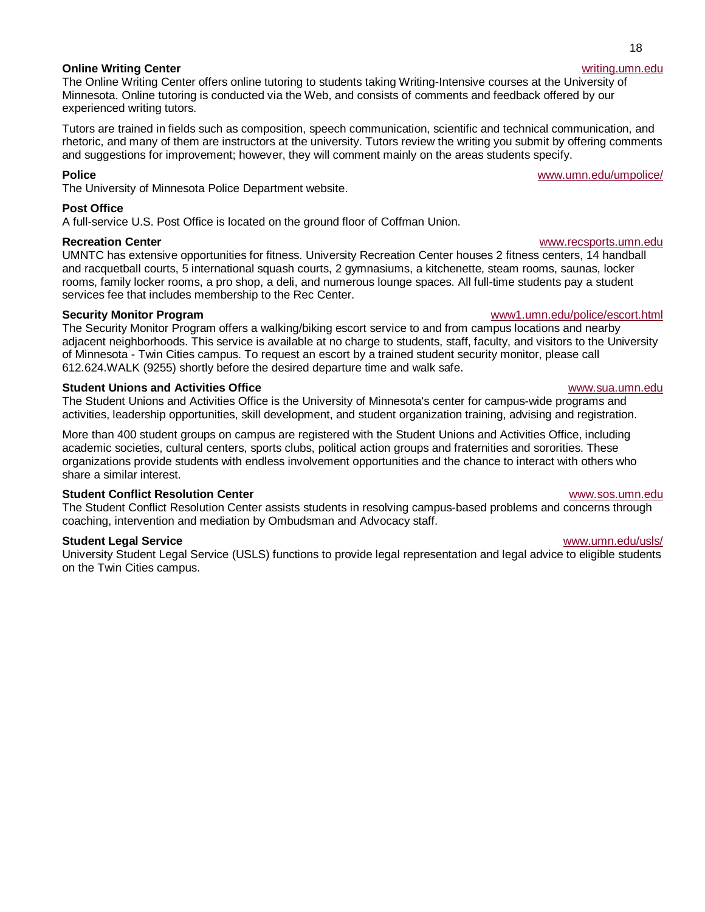**Online Writing Center** writing.umn.edu

The Online Writing Center offers online tutoring to students taking Writing-Intensive courses at the University of Minnesota. Online tutoring is conducted via the Web, and consists of comments and feedback offered by our experienced writing tutors.

Tutors are trained in fields such as composition, speech communication, scientific and technical communication, and rhetoric, and many of them are instructors at the university. Tutors review the writing you submit by offering comments and suggestions for improvement; however, they will comment mainly on the areas students specify.

**Police** www.umn.edu/umpolice/

The University of Minnesota Police Department website.

**Post Office**

A full-service U.S. Post Office is located on the ground floor of Coffman Union.

**Recreation Center** www.recsports.umn.edu

UMNTC has extensive opportunities for fitness. University Recreation Center houses 2 fitness centers, 14 handball and racquetball courts, 5 international squash courts, 2 gymnasiums, a kitchenette, steam rooms, saunas, locker rooms, family locker rooms, a pro shop, a deli, and numerous lounge spaces. All full-time students pay a student services fee that includes membership to the Rec Center.

**Security Monitor Program** www1.umn.edu/police/escort.html

The Security Monitor Program offers a walking/biking escort service to and from campus locations and nearby adjacent neighborhoods. This service is available at no charge to students, staff, faculty, and visitors to the University of Minnesota - Twin Cities campus. To request an escort by a trained student security monitor, please call 612.624.WALK (9255) shortly before the desired departure time and walk safe.

**Student Unions and Activities Office** www.sua.umn.edu

The Student Unions and Activities Office is the University of Minnesota's center for campus-wide programs and activities, leadership opportunities, skill development, and student organization training, advising and registration.

More than 400 student groups on campus are registered with the Student Unions and Activities Office, including academic societies, cultural centers, sports clubs, political action groups and fraternities and sororities. These organizations provide students with endless involvement opportunities and the chance to interact with others who share a similar interest.

**Student Conflict Resolution Center** www.sos.umn.edu

The Student Conflict Resolution Center assists students in resolving campus-based problems and concerns through coaching, intervention and mediation by Ombudsman and Advocacy staff.

**Student Legal Service** www.umn.edu/usls/

University Student Legal Service (USLS) functions to provide legal representation and legal advice to eligible students on the Twin Cities campus.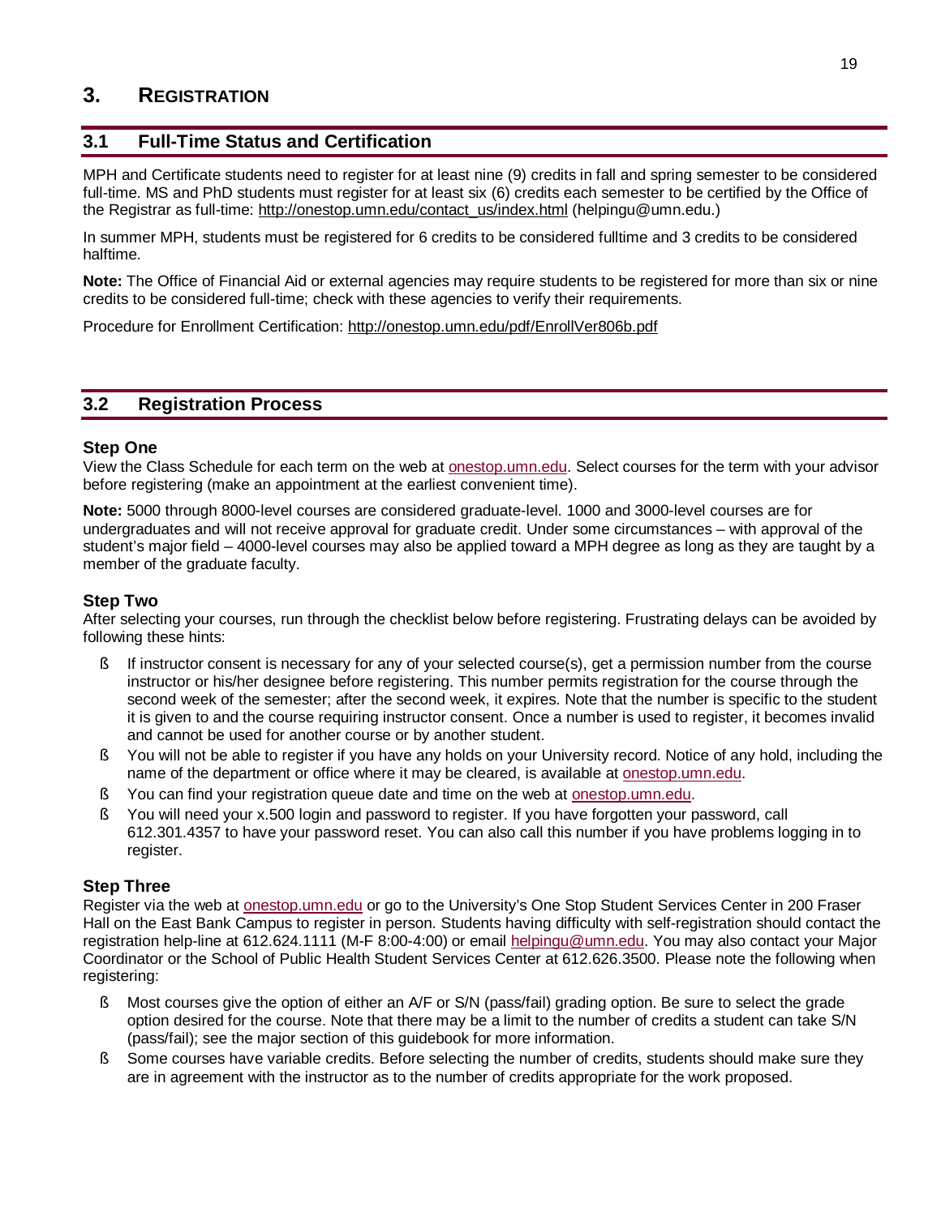# 3. Registration

## 3.1 Full-Time Status and Certification

MPH and Certificate students need to register for at least nine (9) credits in fall and spring semester to be considered full-time. MS and PhD students must register for at least six (6) credits each semester to be certified by the Office of the Registrar as full-time: http://onestop.umn.edu/contact_us/index.html (helpingu@umn.edu.)

In summer MPH, students must be registered for 6 credits to be considered fulltime and 3 credits to be considered halftime.

**Note:** The Office of Financial Aid or external agencies may require students to be registered for more than six or nine credits to be considered full-time; check with these agencies to verify their requirements.

Procedure for Enrollment Certification: http://onestop.umn.edu/pdf/EnrollVer806b.pdf

## 3.2 Registration Process

### Step One

View the Class Schedule for each term on the web at onestop.umn.edu. Select courses for the term with your advisor before registering (make an appointment at the earliest convenient time).

**Note:** 5000 through 8000-level courses are considered graduate-level. 1000 and 3000-level courses are for undergraduates and will not receive approval for graduate credit. Under some circumstances – with approval of the student's major field – 4000-level courses may also be applied toward a MPH degree as long as they are taught by a member of the graduate faculty.

### Step Two

After selecting your courses, run through the checklist below before registering. Frustrating delays can be avoided by following these hints:

- If instructor consent is necessary for any of your selected course(s), get a permission number from the course instructor or his/her designee before registering. This number permits registration for the course through the second week of the semester; after the second week, it expires. Note that the number is specific to the student it is given to and the course requiring instructor consent. Once a number is used to register, it becomes invalid and cannot be used for another course or by another student.
- You will not be able to register if you have any holds on your University record. Notice of any hold, including the name of the department or office where it may be cleared, is available at onestop.umn.edu.
- You can find your registration queue date and time on the web at onestop.umn.edu.
- You will need your x.500 login and password to register. If you have forgotten your password, call 612.301.4357 to have your password reset. You can also call this number if you have problems logging in to register.

### Step Three

Register via the web at onestop.umn.edu or go to the University's One Stop Student Services Center in 200 Fraser Hall on the East Bank Campus to register in person. Students having difficulty with self-registration should contact the registration help-line at 612.624.1111 (M-F 8:00-4:00) or email helpingu@umn.edu. You may also contact your Major Coordinator or the School of Public Health Student Services Center at 612.626.3500. Please note the following when registering:

- Most courses give the option of either an A/F or S/N (pass/fail) grading option. Be sure to select the grade option desired for the course. Note that there may be a limit to the number of credits a student can take S/N (pass/fail); see the major section of this guidebook for more information.
- Some courses have variable credits. Before selecting the number of credits, students should make sure they are in agreement with the instructor as to the number of credits appropriate for the work proposed.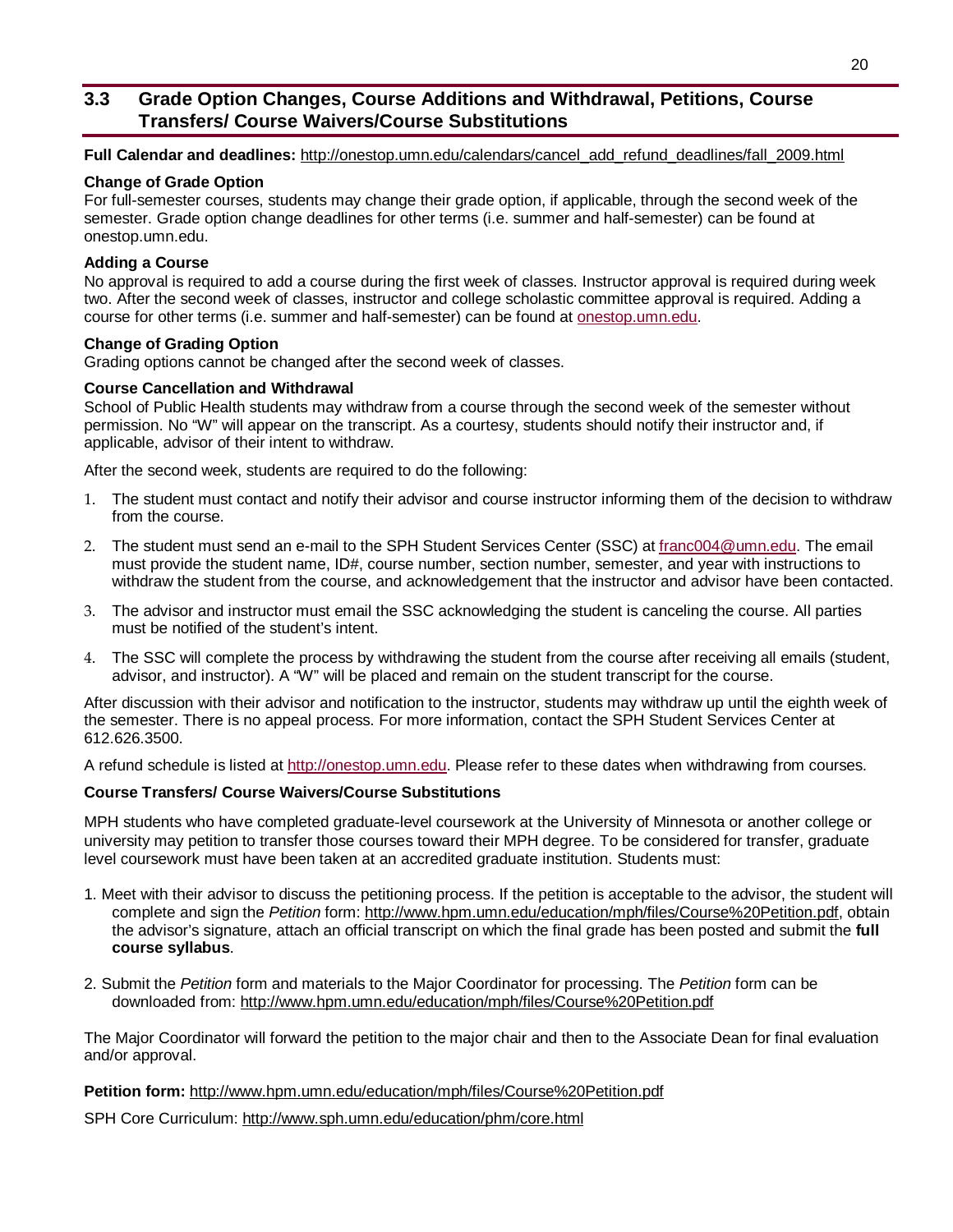## 3.3 Grade Option Changes, Course Additions and Withdrawal, Petitions, Course Transfers/ Course Waivers/Course Substitutions

**Full Calendar and deadlines:** http://onestop.umn.edu/calendars/cancel_add_refund_deadlines/fall_2009.html

**Change of Grade Option**

For full-semester courses, students may change their grade option, if applicable, through the second week of the semester. Grade option change deadlines for other terms (i.e. summer and half-semester) can be found at onestop.umn.edu.

**Adding a Course**

No approval is required to add a course during the first week of classes. Instructor approval is required during week two. After the second week of classes, instructor and college scholastic committee approval is required. Adding a course for other terms (i.e. summer and half-semester) can be found at onestop.umn.edu.

**Change of Grading Option**

Grading options cannot be changed after the second week of classes.

**Course Cancellation and Withdrawal**

School of Public Health students may withdraw from a course through the second week of the semester without permission. No "W" will appear on the transcript. As a courtesy, students should notify their instructor and, if applicable, advisor of their intent to withdraw.

After the second week, students are required to do the following:

1. The student must contact and notify their advisor and course instructor informing them of the decision to withdraw from the course.
2. The student must send an e-mail to the SPH Student Services Center (SSC) at franc004@umn.edu. The email must provide the student name, ID#, course number, section number, semester, and year with instructions to withdraw the student from the course, and acknowledgement that the instructor and advisor have been contacted.
3. The advisor and instructor must email the SSC acknowledging the student is canceling the course. All parties must be notified of the student's intent.
4. The SSC will complete the process by withdrawing the student from the course after receiving all emails (student, advisor, and instructor). A "W" will be placed and remain on the student transcript for the course.

After discussion with their advisor and notification to the instructor, students may withdraw up until the eighth week of the semester. There is no appeal process. For more information, contact the SPH Student Services Center at 612.626.3500.

A refund schedule is listed at http://onestop.umn.edu. Please refer to these dates when withdrawing from courses.

**Course Transfers/ Course Waivers/Course Substitutions**

MPH students who have completed graduate-level coursework at the University of Minnesota or another college or university may petition to transfer those courses toward their MPH degree. To be considered for transfer, graduate level coursework must have been taken at an accredited graduate institution. Students must:

1. Meet with their advisor to discuss the petitioning process. If the petition is acceptable to the advisor, the student will complete and sign the *Petition* form: http://www.hpm.umn.edu/education/mph/files/Course%20Petition.pdf, obtain the advisor's signature, attach an official transcript on which the final grade has been posted and submit the **full course syllabus**.
2. Submit the *Petition* form and materials to the Major Coordinator for processing. The *Petition* form can be downloaded from: http://www.hpm.umn.edu/education/mph/files/Course%20Petition.pdf

The Major Coordinator will forward the petition to the major chair and then to the Associate Dean for final evaluation and/or approval.

**Petition form:** http://www.hpm.umn.edu/education/mph/files/Course%20Petition.pdf

SPH Core Curriculum: http://www.sph.umn.edu/education/phm/core.html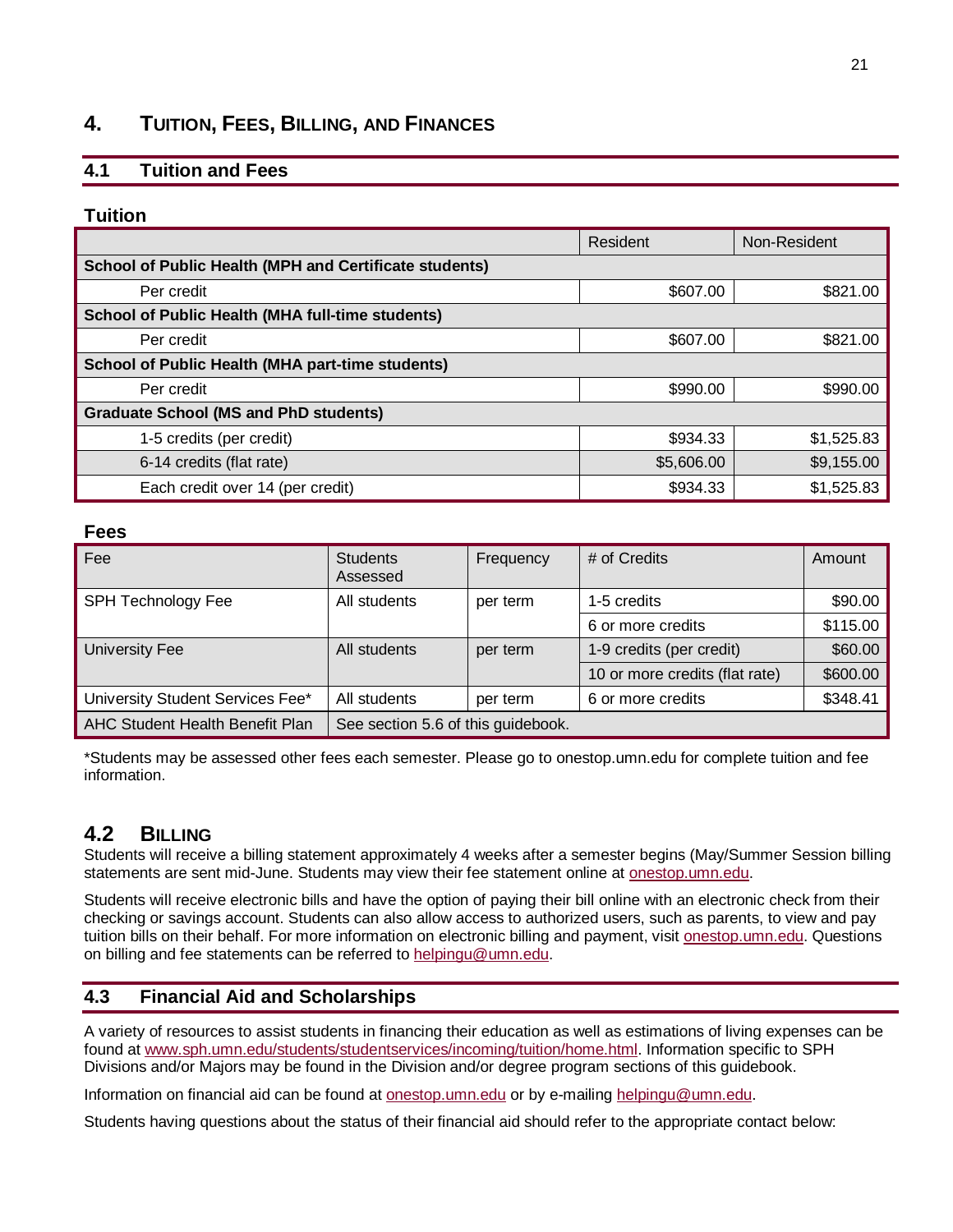# 4. TUITION, FEES, BILLING, AND FINANCES

## 4.1 Tuition and Fees

### Tuition

| | Resident | Non-Resident |
|---|---|---|
| **School of Public Health (MPH and Certificate students)** | | |
| Per credit | $607.00 | $821.00 |
| **School of Public Health (MHA full-time students)** | | |
| Per credit | $607.00 | $821.00 |
| **School of Public Health (MHA part-time students)** | | |
| Per credit | $990.00 | $990.00 |
| **Graduate School (MS and PhD students)** | | |
| 1-5 credits (per credit) | $934.33 | $1,525.83 |
| 6-14 credits (flat rate) | $5,606.00 | $9,155.00 |
| Each credit over 14 (per credit) | $934.33 | $1,525.83 |

### Fees

| Fee | Students Assessed | Frequency | # of Credits | Amount |
|---|---|---|---|---|
| SPH Technology Fee | All students | per term | 1-5 credits | $90.00 |
| | | | 6 or more credits | $115.00 |
| University Fee | All students | per term | 1-9 credits (per credit) | $60.00 |
| | | | 10 or more credits (flat rate) | $600.00 |
| University Student Services Fee* | All students | per term | 6 or more credits | $348.41 |
| AHC Student Health Benefit Plan | See section 5.6 of this guidebook. | | | |

*Students may be assessed other fees each semester. Please go to onestop.umn.edu for complete tuition and fee information.

## 4.2 BILLING

Students will receive a billing statement approximately 4 weeks after a semester begins (May/Summer Session billing statements are sent mid-June. Students may view their fee statement online at onestop.umn.edu.

Students will receive electronic bills and have the option of paying their bill online with an electronic check from their checking or savings account. Students can also allow access to authorized users, such as parents, to view and pay tuition bills on their behalf. For more information on electronic billing and payment, visit onestop.umn.edu. Questions on billing and fee statements can be referred to helpingu@umn.edu.

## 4.3 Financial Aid and Scholarships

A variety of resources to assist students in financing their education as well as estimations of living expenses can be found at www.sph.umn.edu/students/studentservices/incoming/tuition/home.html. Information specific to SPH Divisions and/or Majors may be found in the Division and/or degree program sections of this guidebook.

Information on financial aid can be found at onestop.umn.edu or by e-mailing helpingu@umn.edu.

Students having questions about the status of their financial aid should refer to the appropriate contact below: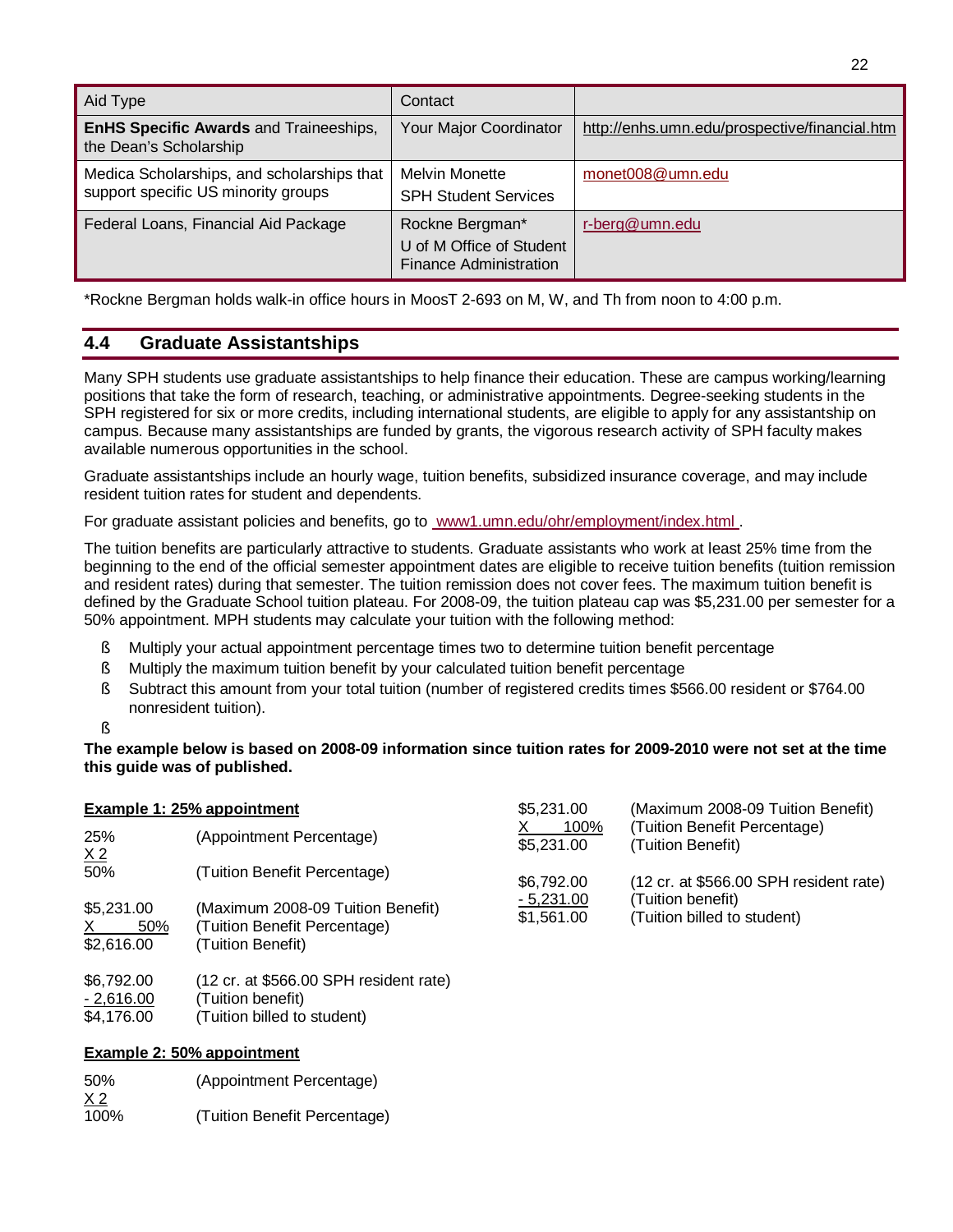| Aid Type | Contact | |
|---|---|---|
| **EnHS Specific Awards** and Traineeships, the Dean's Scholarship | Your Major Coordinator | http://enhs.umn.edu/prospective/financial.htm |
| Medica Scholarships, and scholarships that support specific US minority groups | Melvin Monette<br>SPH Student Services | monet008@umn.edu |
| Federal Loans, Financial Aid Package | Rockne Bergman*<br>U of M Office of Student Finance Administration | r-berg@umn.edu |

*Rockne Bergman holds walk-in office hours in MoosT 2-693 on M, W, and Th from noon to 4:00 p.m.

## 4.4 Graduate Assistantships

Many SPH students use graduate assistantships to help finance their education. These are campus working/learning positions that take the form of research, teaching, or administrative appointments. Degree-seeking students in the SPH registered for six or more credits, including international students, are eligible to apply for any assistantship on campus. Because many assistantships are funded by grants, the vigorous research activity of SPH faculty makes available numerous opportunities in the school.

Graduate assistantships include an hourly wage, tuition benefits, subsidized insurance coverage, and may include resident tuition rates for student and dependents.

For graduate assistant policies and benefits, go to www1.umn.edu/ohr/employment/index.html .

The tuition benefits are particularly attractive to students. Graduate assistants who work at least 25% time from the beginning to the end of the official semester appointment dates are eligible to receive tuition benefits (tuition remission and resident rates) during that semester. The tuition remission does not cover fees. The maximum tuition benefit is defined by the Graduate School tuition plateau. For 2008-09, the tuition plateau cap was $5,231.00 per semester for a 50% appointment. MPH students may calculate your tuition with the following method:

- Multiply your actual appointment percentage times two to determine tuition benefit percentage
- Multiply the maximum tuition benefit by your calculated tuition benefit percentage
- Subtract this amount from your total tuition (number of registered credits times $566.00 resident or $764.00 nonresident tuition).

**The example below is based on 2008-09 information since tuition rates for 2009-2010 were not set at the time this guide was of published.**

**Example 1: 25% appointment**

| | |
|---|---|
| 25% | (Appointment Percentage) |
| X 2 | |
| 50% | (Tuition Benefit Percentage) |
| $5,231.00 | (Maximum 2008-09 Tuition Benefit) |
| X 50% | (Tuition Benefit Percentage) |
| $2,616.00 | (Tuition Benefit) |
| $6,792.00 | (12 cr. at $566.00 SPH resident rate) |
| - 2,616.00 | (Tuition benefit) |
| $4,176.00 | (Tuition billed to student) |

**Example 2: 50% appointment**

| | |
|---|---|
| 50% | (Appointment Percentage) |
| X 2 | |
| 100% | (Tuition Benefit Percentage) |
| $5,231.00 | (Maximum 2008-09 Tuition Benefit) |
| X 100% | (Tuition Benefit Percentage) |
| $5,231.00 | (Tuition Benefit) |
| $6,792.00 | (12 cr. at $566.00 SPH resident rate) |
| - 5,231.00 | (Tuition benefit) |
| $1,561.00 | (Tuition billed to student) |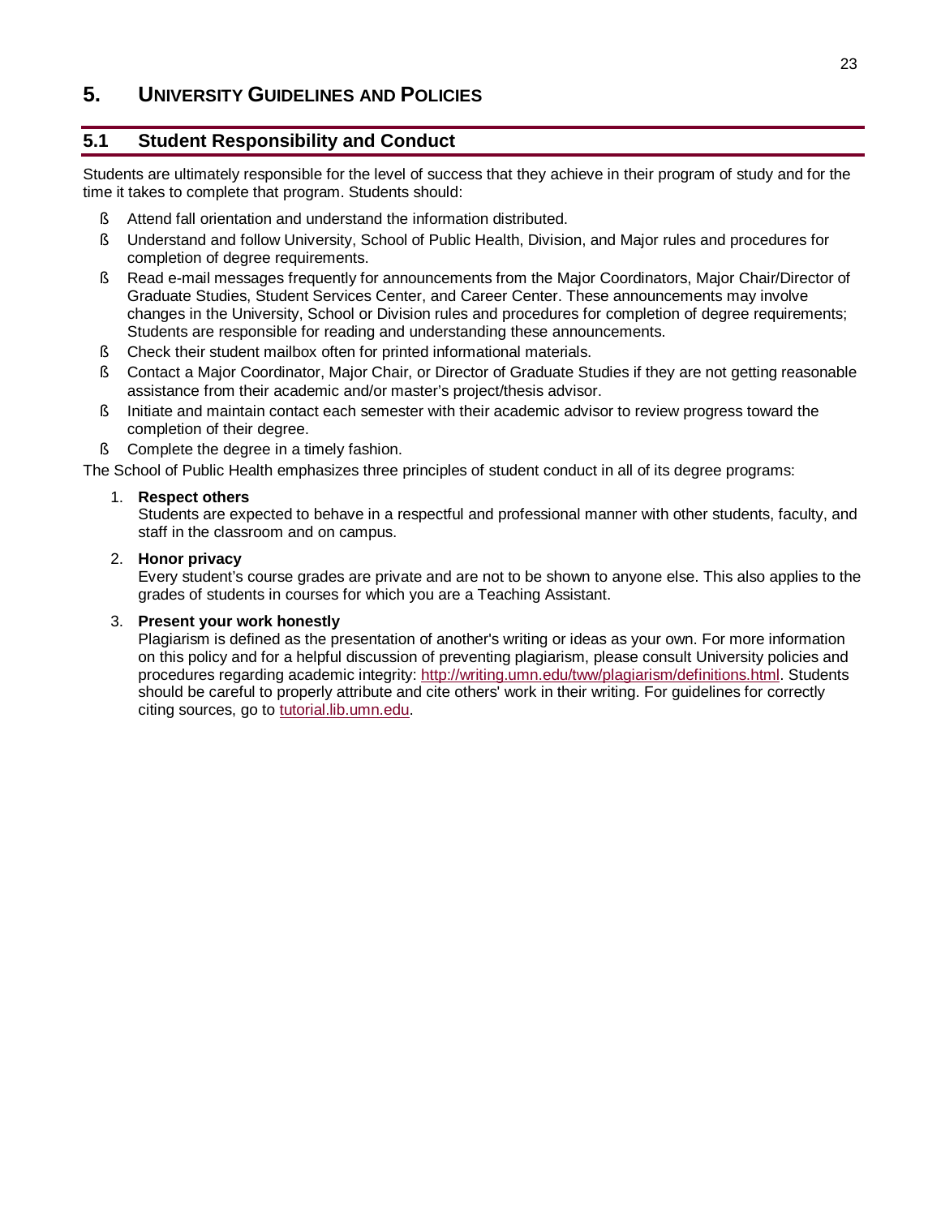# 5. University Guidelines and Policies

## 5.1 Student Responsibility and Conduct

Students are ultimately responsible for the level of success that they achieve in their program of study and for the time it takes to complete that program. Students should:

- Attend fall orientation and understand the information distributed.
- Understand and follow University, School of Public Health, Division, and Major rules and procedures for completion of degree requirements.
- Read e-mail messages frequently for announcements from the Major Coordinators, Major Chair/Director of Graduate Studies, Student Services Center, and Career Center. These announcements may involve changes in the University, School or Division rules and procedures for completion of degree requirements; Students are responsible for reading and understanding these announcements.
- Check their student mailbox often for printed informational materials.
- Contact a Major Coordinator, Major Chair, or Director of Graduate Studies if they are not getting reasonable assistance from their academic and/or master's project/thesis advisor.
- Initiate and maintain contact each semester with their academic advisor to review progress toward the completion of their degree.
- Complete the degree in a timely fashion.

The School of Public Health emphasizes three principles of student conduct in all of its degree programs:

1. **Respect others**
   Students are expected to behave in a respectful and professional manner with other students, faculty, and staff in the classroom and on campus.

2. **Honor privacy**
   Every student's course grades are private and are not to be shown to anyone else. This also applies to the grades of students in courses for which you are a Teaching Assistant.

3. **Present your work honestly**
   Plagiarism is defined as the presentation of another's writing or ideas as your own. For more information on this policy and for a helpful discussion of preventing plagiarism, please consult University policies and procedures regarding academic integrity: http://writing.umn.edu/tww/plagiarism/definitions.html. Students should be careful to properly attribute and cite others' work in their writing. For guidelines for correctly citing sources, go to tutorial.lib.umn.edu.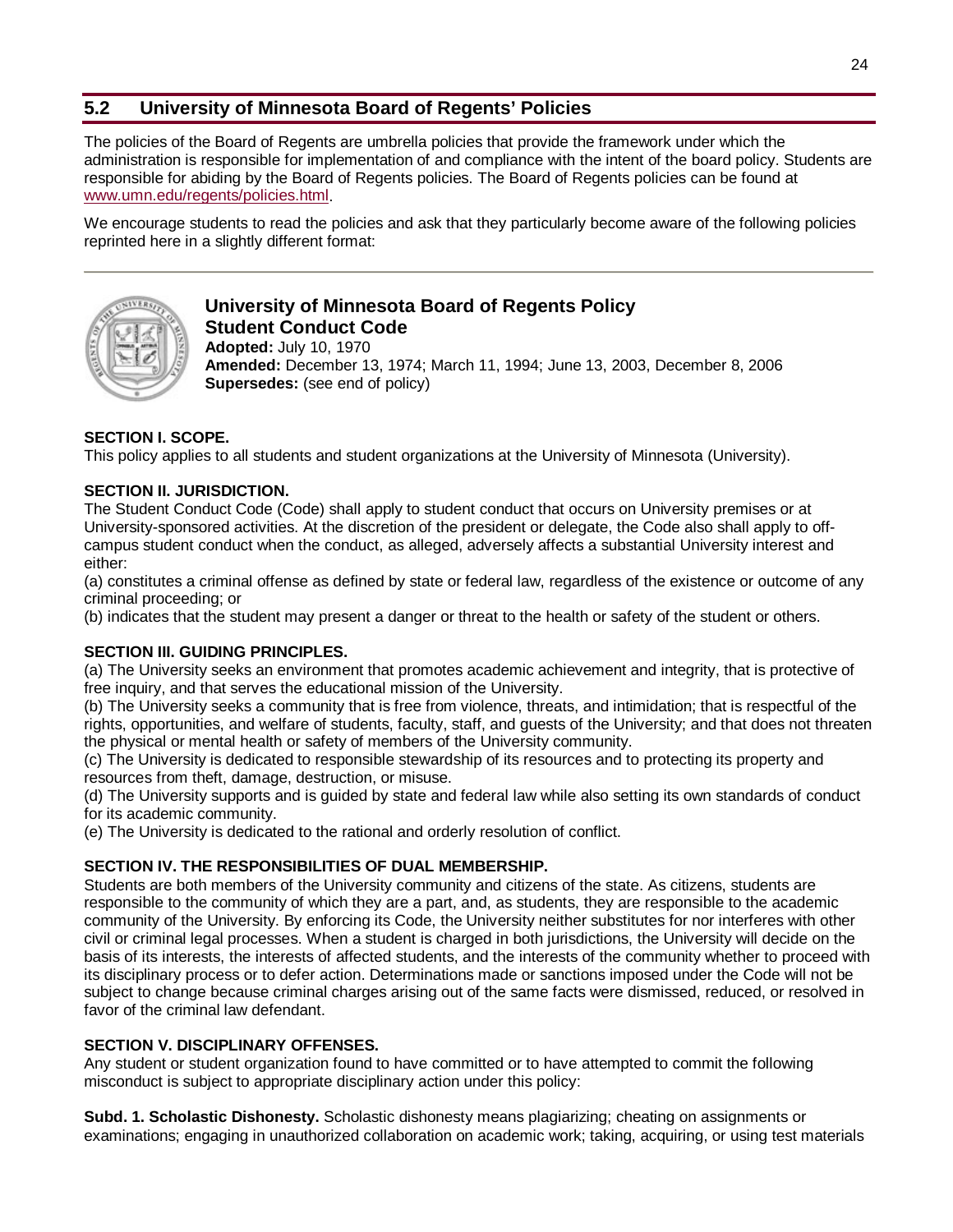## 5.2 University of Minnesota Board of Regents' Policies

The policies of the Board of Regents are umbrella policies that provide the framework under which the administration is responsible for implementation of and compliance with the intent of the board policy. Students are responsible for abiding by the Board of Regents policies. The Board of Regents policies can be found at www.umn.edu/regents/policies.html.

We encourage students to read the policies and ask that they particularly become aware of the following policies reprinted here in a slightly different format:

---

### University of Minnesota Board of Regents Policy
### Student Conduct Code

**Adopted:** July 10, 1970
**Amended:** December 13, 1974; March 11, 1994; June 13, 2003, December 8, 2006
**Supersedes:** (see end of policy)

**SECTION I. SCOPE.**
This policy applies to all students and student organizations at the University of Minnesota (University).

**SECTION II. JURISDICTION.**
The Student Conduct Code (Code) shall apply to student conduct that occurs on University premises or at University-sponsored activities. At the discretion of the president or delegate, the Code also shall apply to off-campus student conduct when the conduct, as alleged, adversely affects a substantial University interest and either:
(a) constitutes a criminal offense as defined by state or federal law, regardless of the existence or outcome of any criminal proceeding; or
(b) indicates that the student may present a danger or threat to the health or safety of the student or others.

**SECTION III. GUIDING PRINCIPLES.**
(a) The University seeks an environment that promotes academic achievement and integrity, that is protective of free inquiry, and that serves the educational mission of the University.
(b) The University seeks a community that is free from violence, threats, and intimidation; that is respectful of the rights, opportunities, and welfare of students, faculty, staff, and guests of the University; and that does not threaten the physical or mental health or safety of members of the University community.
(c) The University is dedicated to responsible stewardship of its resources and to protecting its property and resources from theft, damage, destruction, or misuse.
(d) The University supports and is guided by state and federal law while also setting its own standards of conduct for its academic community.
(e) The University is dedicated to the rational and orderly resolution of conflict.

**SECTION IV. THE RESPONSIBILITIES OF DUAL MEMBERSHIP.**
Students are both members of the University community and citizens of the state. As citizens, students are responsible to the community of which they are a part, and, as students, they are responsible to the academic community of the University. By enforcing its Code, the University neither substitutes for nor interferes with other civil or criminal legal processes. When a student is charged in both jurisdictions, the University will decide on the basis of its interests, the interests of affected students, and the interests of the community whether to proceed with its disciplinary process or to defer action. Determinations made or sanctions imposed under the Code will not be subject to change because criminal charges arising out of the same facts were dismissed, reduced, or resolved in favor of the criminal law defendant.

**SECTION V. DISCIPLINARY OFFENSES.**
Any student or student organization found to have committed or to have attempted to commit the following misconduct is subject to appropriate disciplinary action under this policy:

**Subd. 1. Scholastic Dishonesty.** Scholastic dishonesty means plagiarizing; cheating on assignments or examinations; engaging in unauthorized collaboration on academic work; taking, acquiring, or using test materials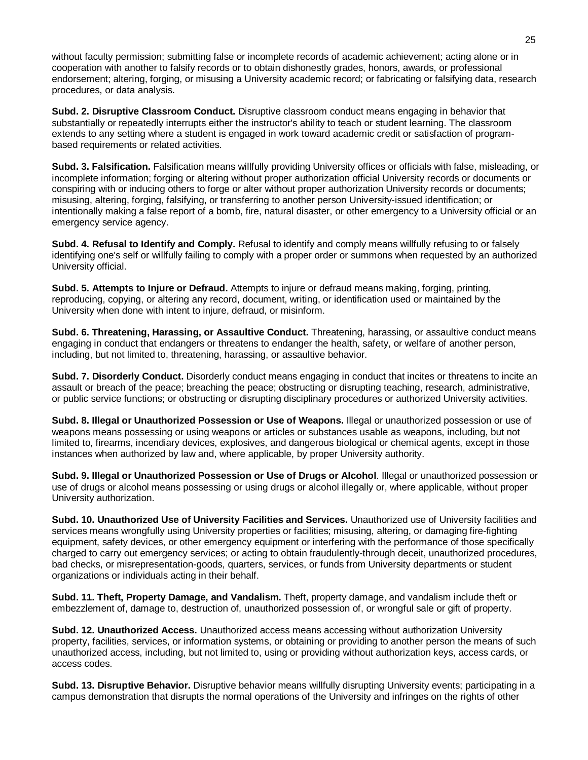without faculty permission; submitting false or incomplete records of academic achievement; acting alone or in cooperation with another to falsify records or to obtain dishonestly grades, honors, awards, or professional endorsement; altering, forging, or misusing a University academic record; or fabricating or falsifying data, research procedures, or data analysis.

**Subd. 2. Disruptive Classroom Conduct.** Disruptive classroom conduct means engaging in behavior that substantially or repeatedly interrupts either the instructor's ability to teach or student learning. The classroom extends to any setting where a student is engaged in work toward academic credit or satisfaction of program-based requirements or related activities.

**Subd. 3. Falsification.** Falsification means willfully providing University offices or officials with false, misleading, or incomplete information; forging or altering without proper authorization official University records or documents or conspiring with or inducing others to forge or alter without proper authorization University records or documents; misusing, altering, forging, falsifying, or transferring to another person University-issued identification; or intentionally making a false report of a bomb, fire, natural disaster, or other emergency to a University official or an emergency service agency.

**Subd. 4. Refusal to Identify and Comply.** Refusal to identify and comply means willfully refusing to or falsely identifying one's self or willfully failing to comply with a proper order or summons when requested by an authorized University official.

**Subd. 5. Attempts to Injure or Defraud.** Attempts to injure or defraud means making, forging, printing, reproducing, copying, or altering any record, document, writing, or identification used or maintained by the University when done with intent to injure, defraud, or misinform.

**Subd. 6. Threatening, Harassing, or Assaultive Conduct.** Threatening, harassing, or assaultive conduct means engaging in conduct that endangers or threatens to endanger the health, safety, or welfare of another person, including, but not limited to, threatening, harassing, or assaultive behavior.

**Subd. 7. Disorderly Conduct.** Disorderly conduct means engaging in conduct that incites or threatens to incite an assault or breach of the peace; breaching the peace; obstructing or disrupting teaching, research, administrative, or public service functions; or obstructing or disrupting disciplinary procedures or authorized University activities.

**Subd. 8. Illegal or Unauthorized Possession or Use of Weapons.** Illegal or unauthorized possession or use of weapons means possessing or using weapons or articles or substances usable as weapons, including, but not limited to, firearms, incendiary devices, explosives, and dangerous biological or chemical agents, except in those instances when authorized by law and, where applicable, by proper University authority.

**Subd. 9. Illegal or Unauthorized Possession or Use of Drugs or Alcohol**. Illegal or unauthorized possession or use of drugs or alcohol means possessing or using drugs or alcohol illegally or, where applicable, without proper University authorization.

**Subd. 10. Unauthorized Use of University Facilities and Services.** Unauthorized use of University facilities and services means wrongfully using University properties or facilities; misusing, altering, or damaging fire-fighting equipment, safety devices, or other emergency equipment or interfering with the performance of those specifically charged to carry out emergency services; or acting to obtain fraudulently-through deceit, unauthorized procedures, bad checks, or misrepresentation-goods, quarters, services, or funds from University departments or student organizations or individuals acting in their behalf.

**Subd. 11. Theft, Property Damage, and Vandalism.** Theft, property damage, and vandalism include theft or embezzlement of, damage to, destruction of, unauthorized possession of, or wrongful sale or gift of property.

**Subd. 12. Unauthorized Access.** Unauthorized access means accessing without authorization University property, facilities, services, or information systems, or obtaining or providing to another person the means of such unauthorized access, including, but not limited to, using or providing without authorization keys, access cards, or access codes.

**Subd. 13. Disruptive Behavior.** Disruptive behavior means willfully disrupting University events; participating in a campus demonstration that disrupts the normal operations of the University and infringes on the rights of other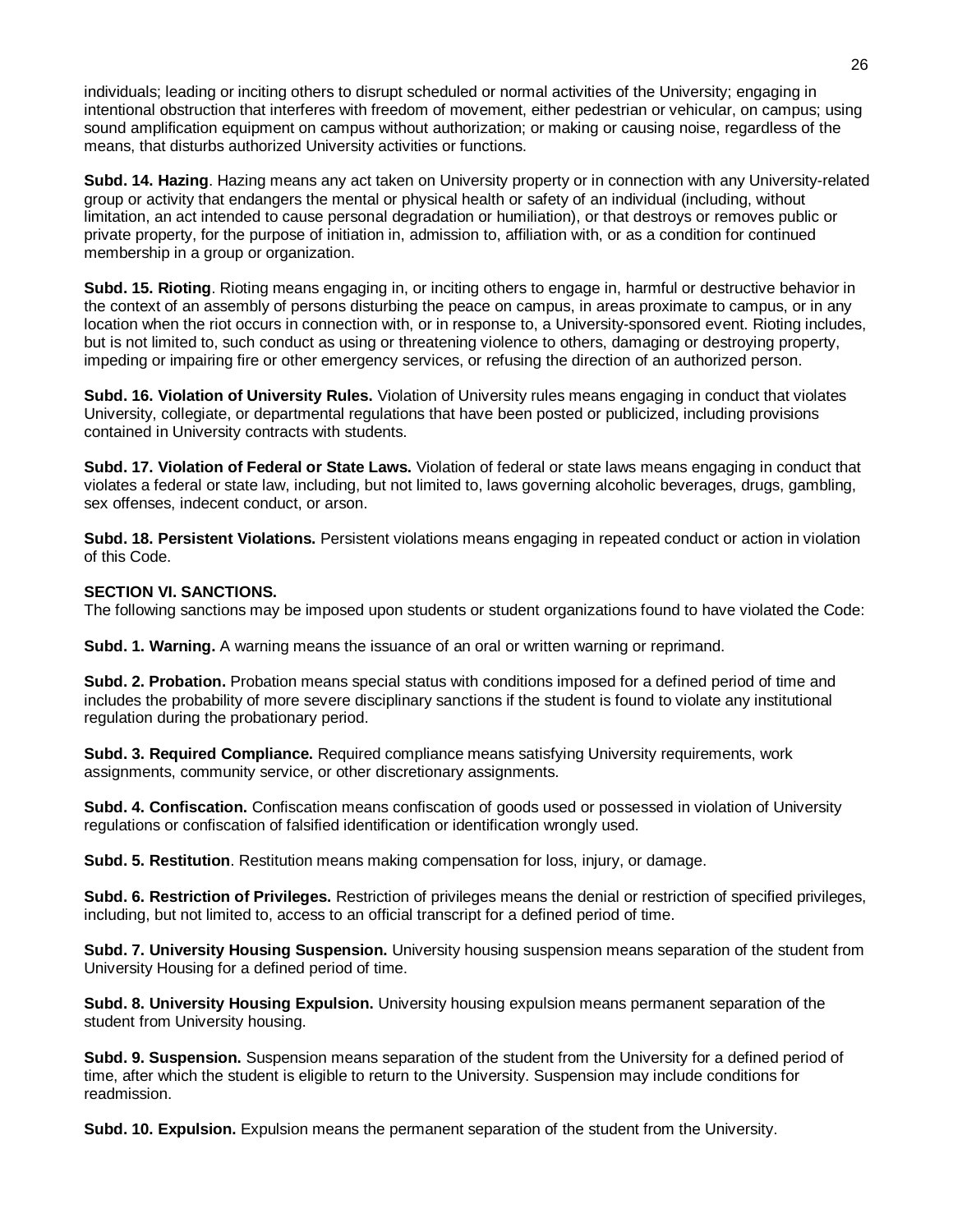individuals; leading or inciting others to disrupt scheduled or normal activities of the University; engaging in intentional obstruction that interferes with freedom of movement, either pedestrian or vehicular, on campus; using sound amplification equipment on campus without authorization; or making or causing noise, regardless of the means, that disturbs authorized University activities or functions.

**Subd. 14. Hazing**. Hazing means any act taken on University property or in connection with any University-related group or activity that endangers the mental or physical health or safety of an individual (including, without limitation, an act intended to cause personal degradation or humiliation), or that destroys or removes public or private property, for the purpose of initiation in, admission to, affiliation with, or as a condition for continued membership in a group or organization.

**Subd. 15. Rioting**. Rioting means engaging in, or inciting others to engage in, harmful or destructive behavior in the context of an assembly of persons disturbing the peace on campus, in areas proximate to campus, or in any location when the riot occurs in connection with, or in response to, a University-sponsored event. Rioting includes, but is not limited to, such conduct as using or threatening violence to others, damaging or destroying property, impeding or impairing fire or other emergency services, or refusing the direction of an authorized person.

**Subd. 16. Violation of University Rules.** Violation of University rules means engaging in conduct that violates University, collegiate, or departmental regulations that have been posted or publicized, including provisions contained in University contracts with students.

**Subd. 17. Violation of Federal or State Laws.** Violation of federal or state laws means engaging in conduct that violates a federal or state law, including, but not limited to, laws governing alcoholic beverages, drugs, gambling, sex offenses, indecent conduct, or arson.

**Subd. 18. Persistent Violations.** Persistent violations means engaging in repeated conduct or action in violation of this Code.

**SECTION VI. SANCTIONS.**

The following sanctions may be imposed upon students or student organizations found to have violated the Code:

**Subd. 1. Warning.** A warning means the issuance of an oral or written warning or reprimand.

**Subd. 2. Probation.** Probation means special status with conditions imposed for a defined period of time and includes the probability of more severe disciplinary sanctions if the student is found to violate any institutional regulation during the probationary period.

**Subd. 3. Required Compliance.** Required compliance means satisfying University requirements, work assignments, community service, or other discretionary assignments.

**Subd. 4. Confiscation.** Confiscation means confiscation of goods used or possessed in violation of University regulations or confiscation of falsified identification or identification wrongly used.

**Subd. 5. Restitution**. Restitution means making compensation for loss, injury, or damage.

**Subd. 6. Restriction of Privileges.** Restriction of privileges means the denial or restriction of specified privileges, including, but not limited to, access to an official transcript for a defined period of time.

**Subd. 7. University Housing Suspension.** University housing suspension means separation of the student from University Housing for a defined period of time.

**Subd. 8. University Housing Expulsion.** University housing expulsion means permanent separation of the student from University housing.

**Subd. 9. Suspension.** Suspension means separation of the student from the University for a defined period of time, after which the student is eligible to return to the University. Suspension may include conditions for readmission.

**Subd. 10. Expulsion.** Expulsion means the permanent separation of the student from the University.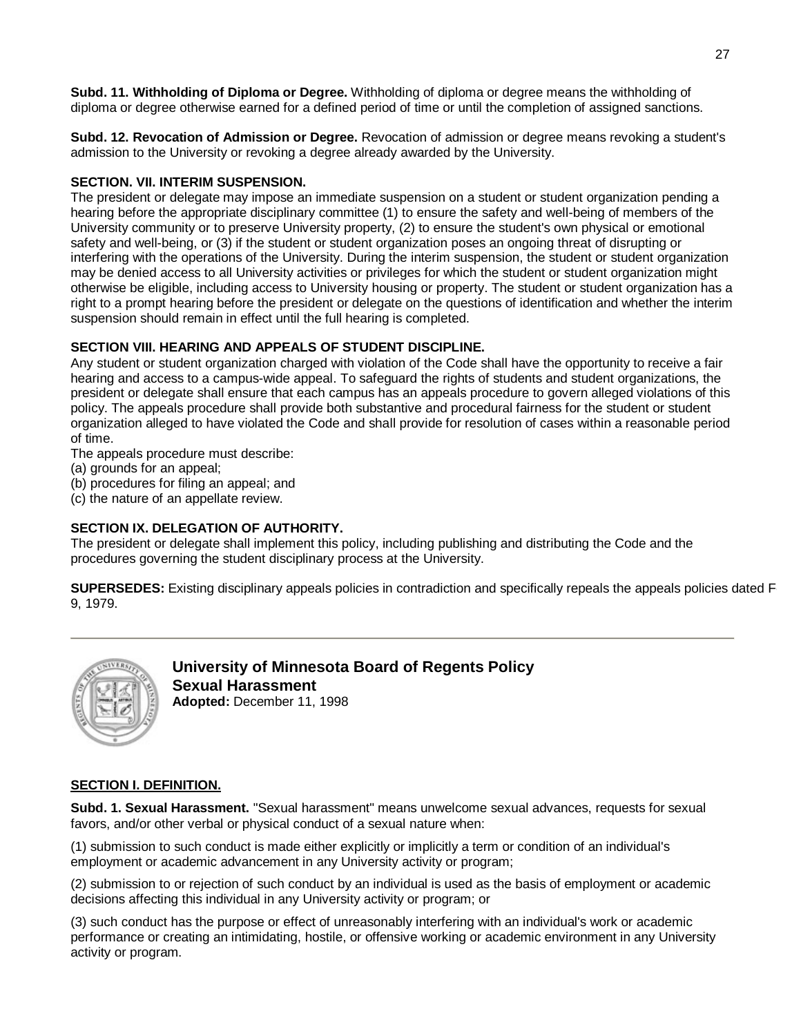**Subd. 11. Withholding of Diploma or Degree.** Withholding of diploma or degree means the withholding of diploma or degree otherwise earned for a defined period of time or until the completion of assigned sanctions.

**Subd. 12. Revocation of Admission or Degree.** Revocation of admission or degree means revoking a student's admission to the University or revoking a degree already awarded by the University.

**SECTION. VII. INTERIM SUSPENSION.**

The president or delegate may impose an immediate suspension on a student or student organization pending a hearing before the appropriate disciplinary committee (1) to ensure the safety and well-being of members of the University community or to preserve University property, (2) to ensure the student's own physical or emotional safety and well-being, or (3) if the student or student organization poses an ongoing threat of disrupting or interfering with the operations of the University. During the interim suspension, the student or student organization may be denied access to all University activities or privileges for which the student or student organization might otherwise be eligible, including access to University housing or property. The student or student organization has a right to a prompt hearing before the president or delegate on the questions of identification and whether the interim suspension should remain in effect until the full hearing is completed.

**SECTION VIII. HEARING AND APPEALS OF STUDENT DISCIPLINE.**

Any student or student organization charged with violation of the Code shall have the opportunity to receive a fair hearing and access to a campus-wide appeal. To safeguard the rights of students and student organizations, the president or delegate shall ensure that each campus has an appeals procedure to govern alleged violations of this policy. The appeals procedure shall provide both substantive and procedural fairness for the student or student organization alleged to have violated the Code and shall provide for resolution of cases within a reasonable period of time.

The appeals procedure must describe:
(a) grounds for an appeal;
(b) procedures for filing an appeal; and
(c) the nature of an appellate review.

**SECTION IX. DELEGATION OF AUTHORITY.**

The president or delegate shall implement this policy, including publishing and distributing the Code and the procedures governing the student disciplinary process at the University.

**SUPERSEDES:** Existing disciplinary appeals policies in contradiction and specifically repeals the appeals policies dated F 9, 1979.

---

## University of Minnesota Board of Regents Policy
## Sexual Harassment

**Adopted:** December 11, 1998

**SECTION I. DEFINITION.**

**Subd. 1. Sexual Harassment.** "Sexual harassment" means unwelcome sexual advances, requests for sexual favors, and/or other verbal or physical conduct of a sexual nature when:

(1) submission to such conduct is made either explicitly or implicitly a term or condition of an individual's employment or academic advancement in any University activity or program;

(2) submission to or rejection of such conduct by an individual is used as the basis of employment or academic decisions affecting this individual in any University activity or program; or

(3) such conduct has the purpose or effect of unreasonably interfering with an individual's work or academic performance or creating an intimidating, hostile, or offensive working or academic environment in any University activity or program.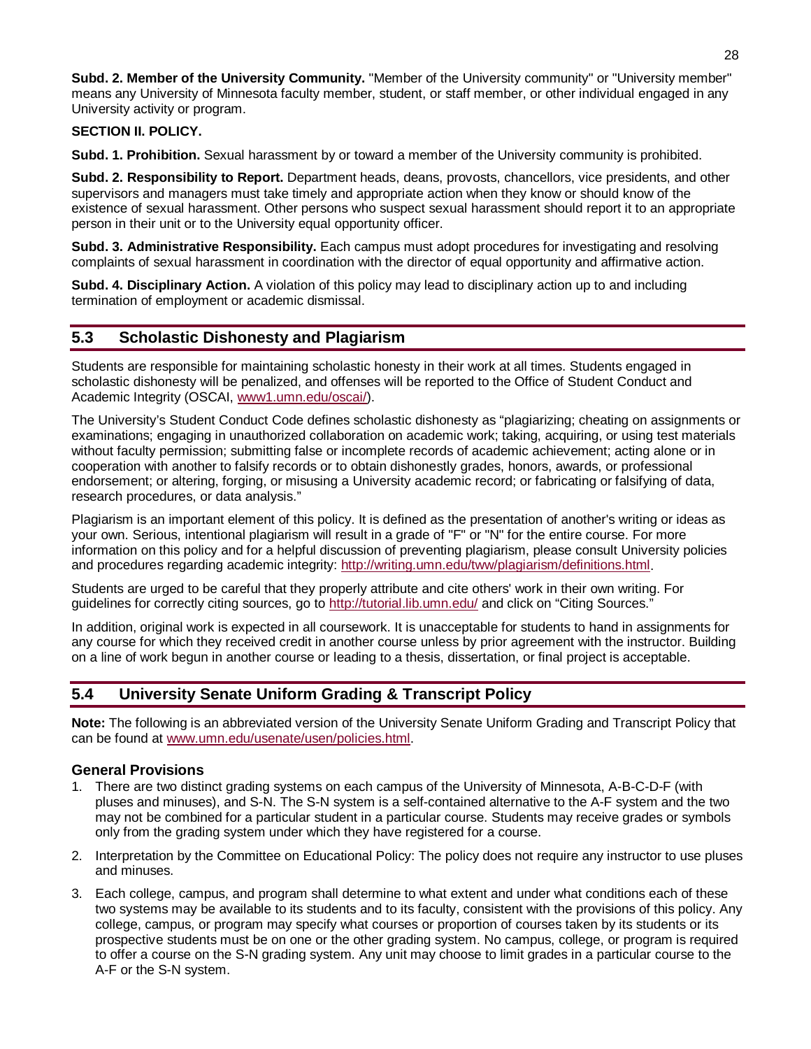**Subd. 2. Member of the University Community.** "Member of the University community" or "University member" means any University of Minnesota faculty member, student, or staff member, or other individual engaged in any University activity or program.

**SECTION II. POLICY.**

**Subd. 1. Prohibition.** Sexual harassment by or toward a member of the University community is prohibited.

**Subd. 2. Responsibility to Report.** Department heads, deans, provosts, chancellors, vice presidents, and other supervisors and managers must take timely and appropriate action when they know or should know of the existence of sexual harassment. Other persons who suspect sexual harassment should report it to an appropriate person in their unit or to the University equal opportunity officer.

**Subd. 3. Administrative Responsibility.** Each campus must adopt procedures for investigating and resolving complaints of sexual harassment in coordination with the director of equal opportunity and affirmative action.

**Subd. 4. Disciplinary Action.** A violation of this policy may lead to disciplinary action up to and including termination of employment or academic dismissal.

## 5.3 Scholastic Dishonesty and Plagiarism

Students are responsible for maintaining scholastic honesty in their work at all times. Students engaged in scholastic dishonesty will be penalized, and offenses will be reported to the Office of Student Conduct and Academic Integrity (OSCAI, www1.umn.edu/oscai/).

The University's Student Conduct Code defines scholastic dishonesty as "plagiarizing; cheating on assignments or examinations; engaging in unauthorized collaboration on academic work; taking, acquiring, or using test materials without faculty permission; submitting false or incomplete records of academic achievement; acting alone or in cooperation with another to falsify records or to obtain dishonestly grades, honors, awards, or professional endorsement; or altering, forging, or misusing a University academic record; or fabricating or falsifying of data, research procedures, or data analysis."

Plagiarism is an important element of this policy. It is defined as the presentation of another's writing or ideas as your own. Serious, intentional plagiarism will result in a grade of "F" or "N" for the entire course. For more information on this policy and for a helpful discussion of preventing plagiarism, please consult University policies and procedures regarding academic integrity: http://writing.umn.edu/tww/plagiarism/definitions.html.

Students are urged to be careful that they properly attribute and cite others' work in their own writing. For guidelines for correctly citing sources, go to http://tutorial.lib.umn.edu/ and click on "Citing Sources."

In addition, original work is expected in all coursework. It is unacceptable for students to hand in assignments for any course for which they received credit in another course unless by prior agreement with the instructor. Building on a line of work begun in another course or leading to a thesis, dissertation, or final project is acceptable.

## 5.4 University Senate Uniform Grading & Transcript Policy

**Note:** The following is an abbreviated version of the University Senate Uniform Grading and Transcript Policy that can be found at www.umn.edu/usenate/usen/policies.html.

### General Provisions

1. There are two distinct grading systems on each campus of the University of Minnesota, A-B-C-D-F (with pluses and minuses), and S-N. The S-N system is a self-contained alternative to the A-F system and the two may not be combined for a particular student in a particular course. Students may receive grades or symbols only from the grading system under which they have registered for a course.
2. Interpretation by the Committee on Educational Policy: The policy does not require any instructor to use pluses and minuses.
3. Each college, campus, and program shall determine to what extent and under what conditions each of these two systems may be available to its students and to its faculty, consistent with the provisions of this policy. Any college, campus, or program may specify what courses or proportion of courses taken by its students or its prospective students must be on one or the other grading system. No campus, college, or program is required to offer a course on the S-N grading system. Any unit may choose to limit grades in a particular course to the A-F or the S-N system.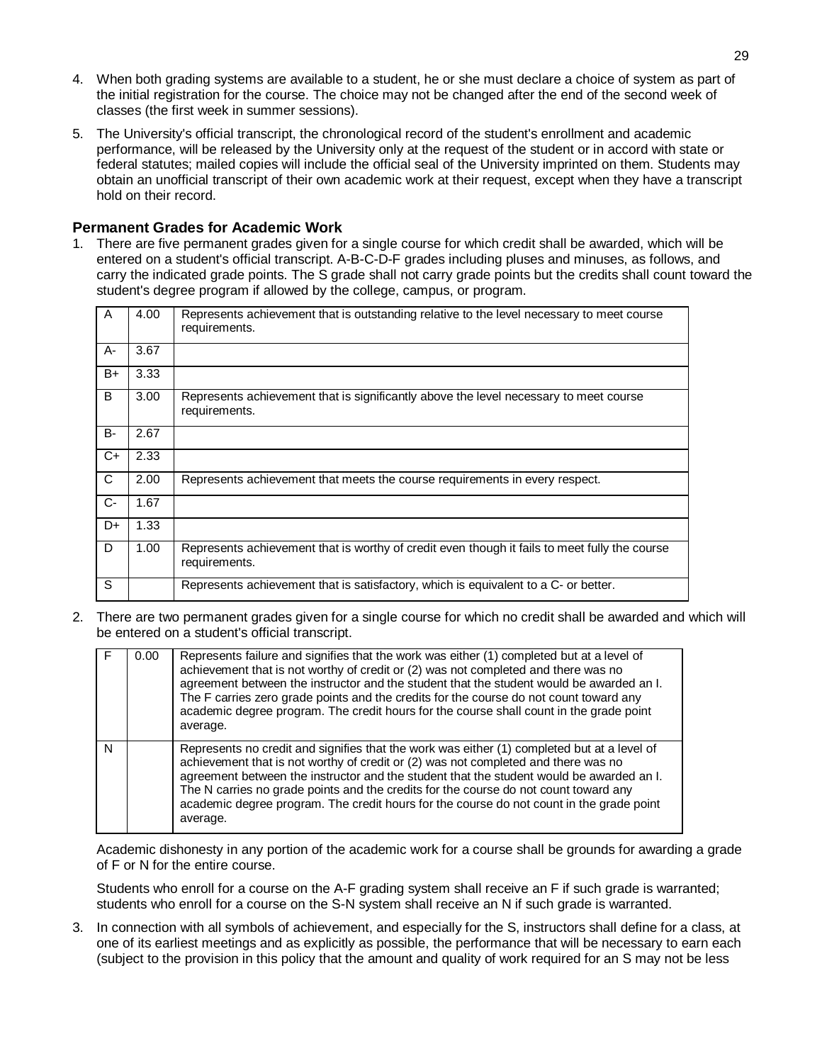4. When both grading systems are available to a student, he or she must declare a choice of system as part of the initial registration for the course. The choice may not be changed after the end of the second week of classes (the first week in summer sessions).

5. The University's official transcript, the chronological record of the student's enrollment and academic performance, will be released by the University only at the request of the student or in accord with state or federal statutes; mailed copies will include the official seal of the University imprinted on them. Students may obtain an unofficial transcript of their own academic work at their request, except when they have a transcript hold on their record.

### Permanent Grades for Academic Work

1. There are five permanent grades given for a single course for which credit shall be awarded, which will be entered on a student's official transcript. A-B-C-D-F grades including pluses and minuses, as follows, and carry the indicated grade points. The S grade shall not carry grade points but the credits shall count toward the student's degree program if allowed by the college, campus, or program.

| | | |
|---|---|---|
| A | 4.00 | Represents achievement that is outstanding relative to the level necessary to meet course requirements. |
| A- | 3.67 | |
| B+ | 3.33 | |
| B | 3.00 | Represents achievement that is significantly above the level necessary to meet course requirements. |
| B- | 2.67 | |
| C+ | 2.33 | |
| C | 2.00 | Represents achievement that meets the course requirements in every respect. |
| C- | 1.67 | |
| D+ | 1.33 | |
| D | 1.00 | Represents achievement that is worthy of credit even though it fails to meet fully the course requirements. |
| S | | Represents achievement that is satisfactory, which is equivalent to a C- or better. |

2. There are two permanent grades given for a single course for which no credit shall be awarded and which will be entered on a student's official transcript.

| | | |
|---|---|---|
| F | 0.00 | Represents failure and signifies that the work was either (1) completed but at a level of achievement that is not worthy of credit or (2) was not completed and there was no agreement between the instructor and the student that the student would be awarded an I. The F carries zero grade points and the credits for the course do not count toward any academic degree program. The credit hours for the course shall count in the grade point average. |
| N | | Represents no credit and signifies that the work was either (1) completed but at a level of achievement that is not worthy of credit or (2) was not completed and there was no agreement between the instructor and the student that the student would be awarded an I. The N carries no grade points and the credits for the course do not count toward any academic degree program. The credit hours for the course do not count in the grade point average. |

   Academic dishonesty in any portion of the academic work for a course shall be grounds for awarding a grade of F or N for the entire course.

   Students who enroll for a course on the A-F grading system shall receive an F if such grade is warranted; students who enroll for a course on the S-N system shall receive an N if such grade is warranted.

3. In connection with all symbols of achievement, and especially for the S, instructors shall define for a class, at one of its earliest meetings and as explicitly as possible, the performance that will be necessary to earn each (subject to the provision in this policy that the amount and quality of work required for an S may not be less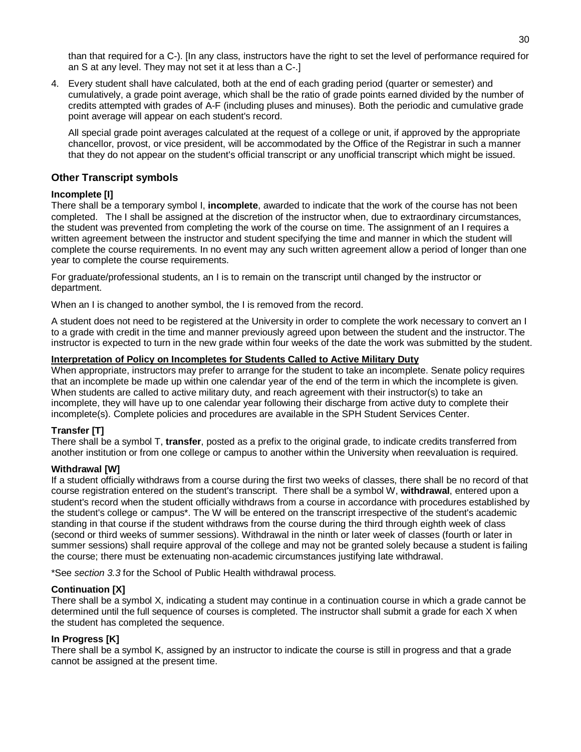than that required for a C-). [In any class, instructors have the right to set the level of performance required for an S at any level. They may not set it at less than a C-.]

4. Every student shall have calculated, both at the end of each grading period (quarter or semester) and cumulatively, a grade point average, which shall be the ratio of grade points earned divided by the number of credits attempted with grades of A-F (including pluses and minuses). Both the periodic and cumulative grade point average will appear on each student's record.

   All special grade point averages calculated at the request of a college or unit, if approved by the appropriate chancellor, provost, or vice president, will be accommodated by the Office of the Registrar in such a manner that they do not appear on the student's official transcript or any unofficial transcript which might be issued.

## Other Transcript symbols

### Incomplete [I]

There shall be a temporary symbol I, **incomplete**, awarded to indicate that the work of the course has not been completed. The I shall be assigned at the discretion of the instructor when, due to extraordinary circumstances, the student was prevented from completing the work of the course on time. The assignment of an I requires a written agreement between the instructor and student specifying the time and manner in which the student will complete the course requirements. In no event may any such written agreement allow a period of longer than one year to complete the course requirements.

For graduate/professional students, an I is to remain on the transcript until changed by the instructor or department.

When an I is changed to another symbol, the I is removed from the record.

A student does not need to be registered at the University in order to complete the work necessary to convert an I to a grade with credit in the time and manner previously agreed upon between the student and the instructor. The instructor is expected to turn in the new grade within four weeks of the date the work was submitted by the student.

**Interpretation of Policy on Incompletes for Students Called to Active Military Duty**

When appropriate, instructors may prefer to arrange for the student to take an incomplete. Senate policy requires that an incomplete be made up within one calendar year of the end of the term in which the incomplete is given. When students are called to active military duty, and reach agreement with their instructor(s) to take an incomplete, they will have up to one calendar year following their discharge from active duty to complete their incomplete(s). Complete policies and procedures are available in the SPH Student Services Center.

### Transfer [T]

There shall be a symbol T, **transfer**, posted as a prefix to the original grade, to indicate credits transferred from another institution or from one college or campus to another within the University when reevaluation is required.

### Withdrawal [W]

If a student officially withdraws from a course during the first two weeks of classes, there shall be no record of that course registration entered on the student's transcript. There shall be a symbol W, **withdrawal**, entered upon a student's record when the student officially withdraws from a course in accordance with procedures established by the student's college or campus*. The W will be entered on the transcript irrespective of the student's academic standing in that course if the student withdraws from the course during the third through eighth week of class (second or third weeks of summer sessions). Withdrawal in the ninth or later week of classes (fourth or later in summer sessions) shall require approval of the college and may not be granted solely because a student is failing the course; there must be extenuating non-academic circumstances justifying late withdrawal.

*See *section 3.3* for the School of Public Health withdrawal process.

### Continuation [X]

There shall be a symbol X, indicating a student may continue in a continuation course in which a grade cannot be determined until the full sequence of courses is completed. The instructor shall submit a grade for each X when the student has completed the sequence.

### In Progress [K]

There shall be a symbol K, assigned by an instructor to indicate the course is still in progress and that a grade cannot be assigned at the present time.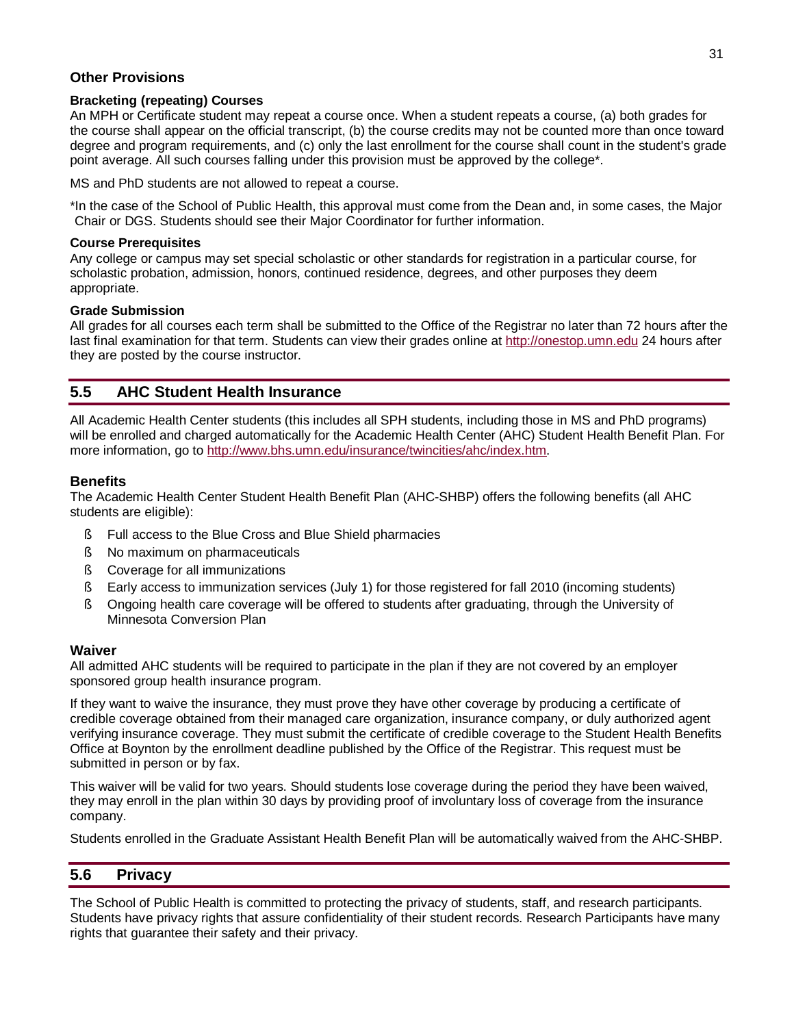### Other Provisions

#### Bracketing (repeating) Courses

An MPH or Certificate student may repeat a course once. When a student repeats a course, (a) both grades for the course shall appear on the official transcript, (b) the course credits may not be counted more than once toward degree and program requirements, and (c) only the last enrollment for the course shall count in the student's grade point average. All such courses falling under this provision must be approved by the college*.

MS and PhD students are not allowed to repeat a course.

*In the case of the School of Public Health, this approval must come from the Dean and, in some cases, the Major Chair or DGS. Students should see their Major Coordinator for further information.

#### Course Prerequisites

Any college or campus may set special scholastic or other standards for registration in a particular course, for scholastic probation, admission, honors, continued residence, degrees, and other purposes they deem appropriate.

#### Grade Submission

All grades for all courses each term shall be submitted to the Office of the Registrar no later than 72 hours after the last final examination for that term. Students can view their grades online at http://onestop.umn.edu 24 hours after they are posted by the course instructor.

## 5.5 AHC Student Health Insurance

All Academic Health Center students (this includes all SPH students, including those in MS and PhD programs) will be enrolled and charged automatically for the Academic Health Center (AHC) Student Health Benefit Plan. For more information, go to http://www.bhs.umn.edu/insurance/twincities/ahc/index.htm.

### Benefits

The Academic Health Center Student Health Benefit Plan (AHC-SHBP) offers the following benefits (all AHC students are eligible):

- Full access to the Blue Cross and Blue Shield pharmacies
- No maximum on pharmaceuticals
- Coverage for all immunizations
- Early access to immunization services (July 1) for those registered for fall 2010 (incoming students)
- Ongoing health care coverage will be offered to students after graduating, through the University of Minnesota Conversion Plan

### Waiver

All admitted AHC students will be required to participate in the plan if they are not covered by an employer sponsored group health insurance program.

If they want to waive the insurance, they must prove they have other coverage by producing a certificate of credible coverage obtained from their managed care organization, insurance company, or duly authorized agent verifying insurance coverage. They must submit the certificate of credible coverage to the Student Health Benefits Office at Boynton by the enrollment deadline published by the Office of the Registrar. This request must be submitted in person or by fax.

This waiver will be valid for two years. Should students lose coverage during the period they have been waived, they may enroll in the plan within 30 days by providing proof of involuntary loss of coverage from the insurance company.

Students enrolled in the Graduate Assistant Health Benefit Plan will be automatically waived from the AHC-SHBP.

## 5.6 Privacy

The School of Public Health is committed to protecting the privacy of students, staff, and research participants. Students have privacy rights that assure confidentiality of their student records. Research Participants have many rights that guarantee their safety and their privacy.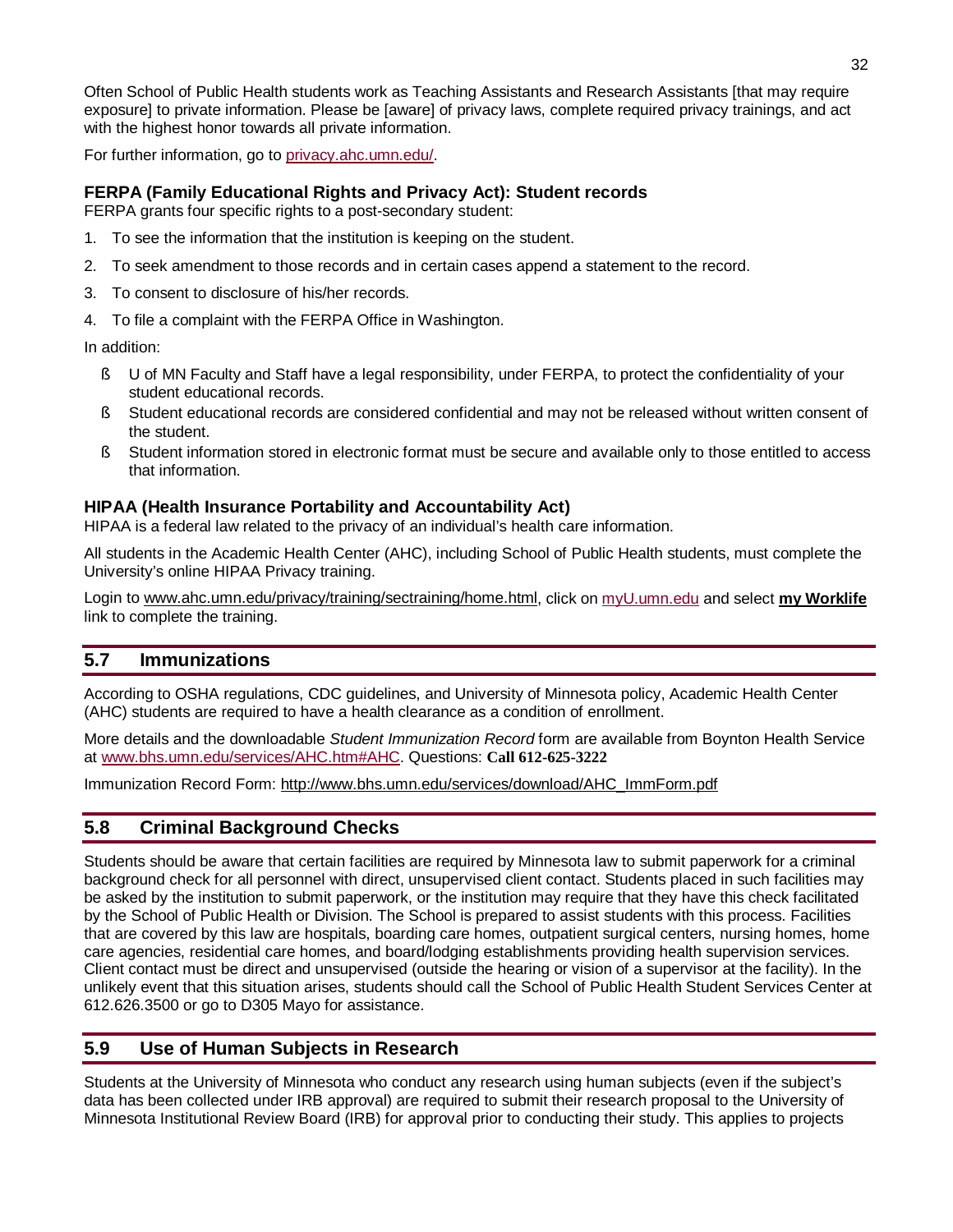Often School of Public Health students work as Teaching Assistants and Research Assistants [that may require exposure] to private information. Please be [aware] of privacy laws, complete required privacy trainings, and act with the highest honor towards all private information.

For further information, go to privacy.ahc.umn.edu/.

### FERPA (Family Educational Rights and Privacy Act): Student records

FERPA grants four specific rights to a post-secondary student:

1. To see the information that the institution is keeping on the student.
2. To seek amendment to those records and in certain cases append a statement to the record.
3. To consent to disclosure of his/her records.
4. To file a complaint with the FERPA Office in Washington.

In addition:

- U of MN Faculty and Staff have a legal responsibility, under FERPA, to protect the confidentiality of your student educational records.
- Student educational records are considered confidential and may not be released without written consent of the student.
- Student information stored in electronic format must be secure and available only to those entitled to access that information.

### HIPAA (Health Insurance Portability and Accountability Act)

HIPAA is a federal law related to the privacy of an individual's health care information.

All students in the Academic Health Center (AHC), including School of Public Health students, must complete the University's online HIPAA Privacy training.

Login to www.ahc.umn.edu/privacy/training/sectraining/home.html, click on myU.umn.edu and select **my Worklife** link to complete the training.

## 5.7 Immunizations

According to OSHA regulations, CDC guidelines, and University of Minnesota policy, Academic Health Center (AHC) students are required to have a health clearance as a condition of enrollment.

More details and the downloadable *Student Immunization Record* form are available from Boynton Health Service at www.bhs.umn.edu/services/AHC.htm#AHC. Questions: **Call 612-625-3222**

Immunization Record Form: http://www.bhs.umn.edu/services/download/AHC_ImmForm.pdf

## 5.8 Criminal Background Checks

Students should be aware that certain facilities are required by Minnesota law to submit paperwork for a criminal background check for all personnel with direct, unsupervised client contact. Students placed in such facilities may be asked by the institution to submit paperwork, or the institution may require that they have this check facilitated by the School of Public Health or Division. The School is prepared to assist students with this process. Facilities that are covered by this law are hospitals, boarding care homes, outpatient surgical centers, nursing homes, home care agencies, residential care homes, and board/lodging establishments providing health supervision services. Client contact must be direct and unsupervised (outside the hearing or vision of a supervisor at the facility). In the unlikely event that this situation arises, students should call the School of Public Health Student Services Center at 612.626.3500 or go to D305 Mayo for assistance.

## 5.9 Use of Human Subjects in Research

Students at the University of Minnesota who conduct any research using human subjects (even if the subject's data has been collected under IRB approval) are required to submit their research proposal to the University of Minnesota Institutional Review Board (IRB) for approval prior to conducting their study. This applies to projects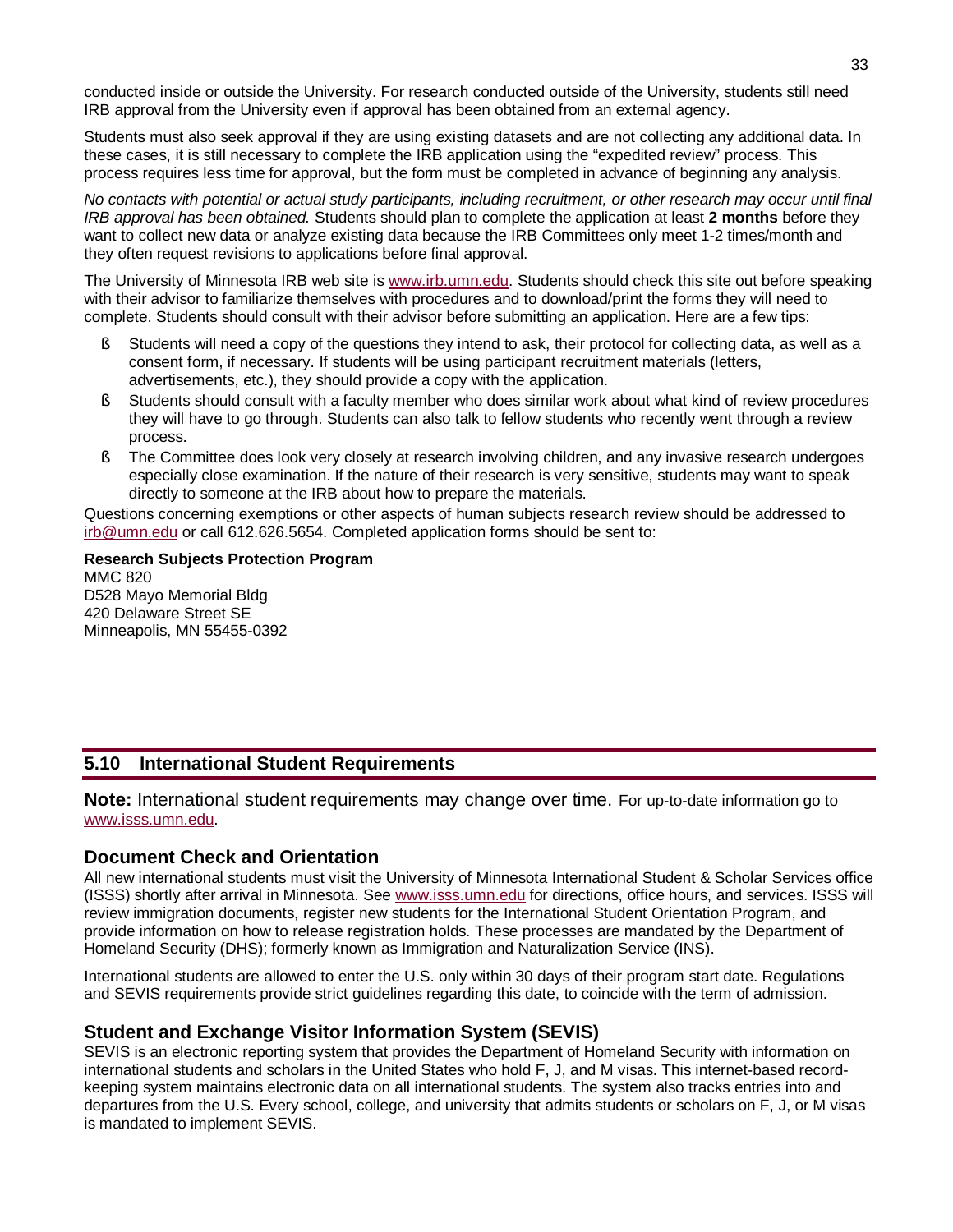conducted inside or outside the University. For research conducted outside of the University, students still need IRB approval from the University even if approval has been obtained from an external agency.

Students must also seek approval if they are using existing datasets and are not collecting any additional data. In these cases, it is still necessary to complete the IRB application using the "expedited review" process. This process requires less time for approval, but the form must be completed in advance of beginning any analysis.

*No contacts with potential or actual study participants, including recruitment, or other research may occur until final IRB approval has been obtained.* Students should plan to complete the application at least **2 months** before they want to collect new data or analyze existing data because the IRB Committees only meet 1-2 times/month and they often request revisions to applications before final approval.

The University of Minnesota IRB web site is www.irb.umn.edu. Students should check this site out before speaking with their advisor to familiarize themselves with procedures and to download/print the forms they will need to complete. Students should consult with their advisor before submitting an application. Here are a few tips:

- Students will need a copy of the questions they intend to ask, their protocol for collecting data, as well as a consent form, if necessary. If students will be using participant recruitment materials (letters, advertisements, etc.), they should provide a copy with the application.
- Students should consult with a faculty member who does similar work about what kind of review procedures they will have to go through. Students can also talk to fellow students who recently went through a review process.
- The Committee does look very closely at research involving children, and any invasive research undergoes especially close examination. If the nature of their research is very sensitive, students may want to speak directly to someone at the IRB about how to prepare the materials.

Questions concerning exemptions or other aspects of human subjects research review should be addressed to irb@umn.edu or call 612.626.5654. Completed application forms should be sent to:

**Research Subjects Protection Program**
MMC 820
D528 Mayo Memorial Bldg
420 Delaware Street SE
Minneapolis, MN 55455-0392

## 5.10 International Student Requirements

**Note:** International student requirements may change over time. For up-to-date information go to www.isss.umn.edu.

### Document Check and Orientation

All new international students must visit the University of Minnesota International Student & Scholar Services office (ISSS) shortly after arrival in Minnesota. See www.isss.umn.edu for directions, office hours, and services. ISSS will review immigration documents, register new students for the International Student Orientation Program, and provide information on how to release registration holds. These processes are mandated by the Department of Homeland Security (DHS); formerly known as Immigration and Naturalization Service (INS).

International students are allowed to enter the U.S. only within 30 days of their program start date. Regulations and SEVIS requirements provide strict guidelines regarding this date, to coincide with the term of admission.

### Student and Exchange Visitor Information System (SEVIS)

SEVIS is an electronic reporting system that provides the Department of Homeland Security with information on international students and scholars in the United States who hold F, J, and M visas. This internet-based record-keeping system maintains electronic data on all international students. The system also tracks entries into and departures from the U.S. Every school, college, and university that admits students or scholars on F, J, or M visas is mandated to implement SEVIS.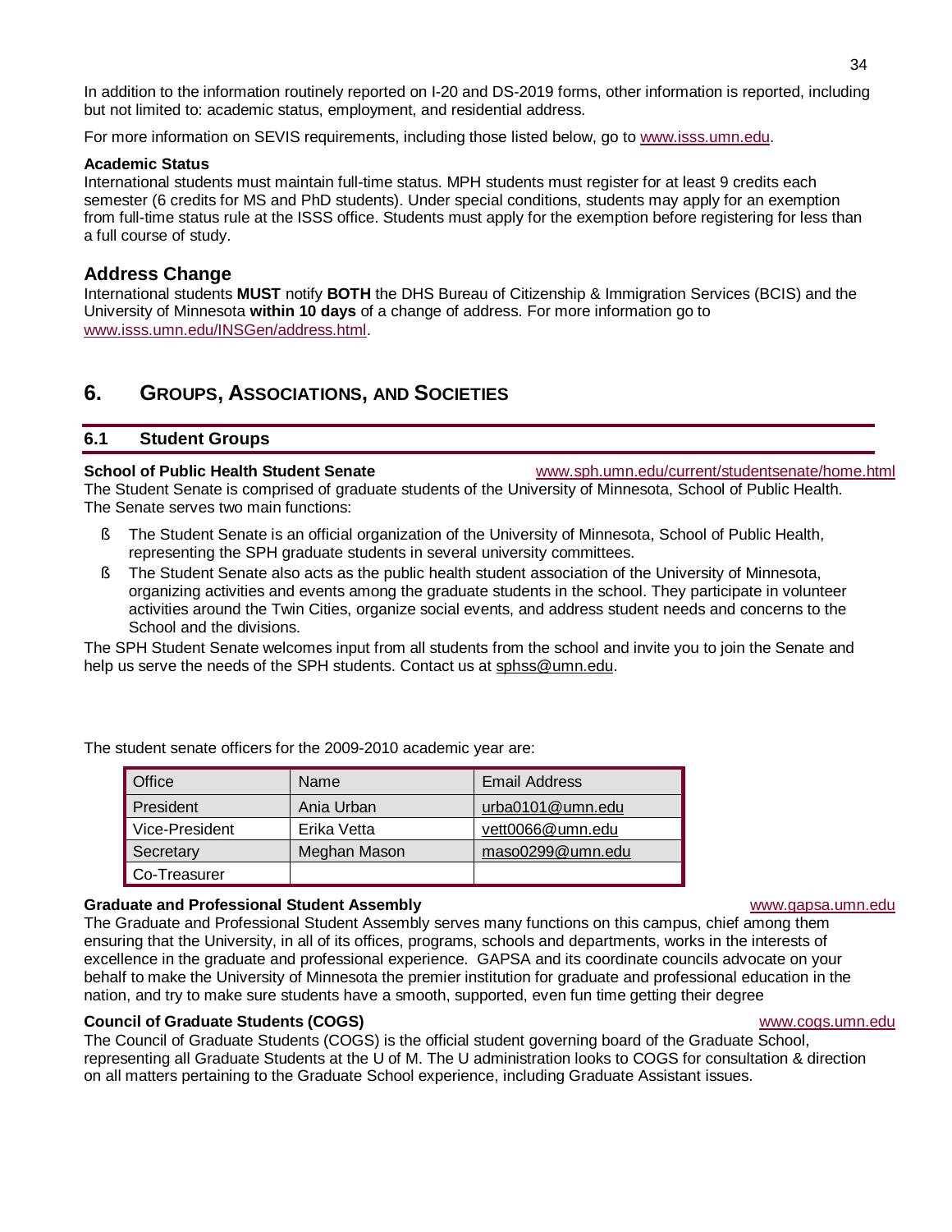In addition to the information routinely reported on I-20 and DS-2019 forms, other information is reported, including but not limited to: academic status, employment, and residential address.

For more information on SEVIS requirements, including those listed below, go to www.isss.umn.edu.

**Academic Status**
International students must maintain full-time status. MPH students must register for at least 9 credits each semester (6 credits for MS and PhD students). Under special conditions, students may apply for an exemption from full-time status rule at the ISSS office. Students must apply for the exemption before registering for less than a full course of study.

### Address Change

International students **MUST** notify **BOTH** the DHS Bureau of Citizenship & Immigration Services (BCIS) and the University of Minnesota **within 10 days** of a change of address. For more information go to www.isss.umn.edu/INSGen/address.html.

# 6. Groups, Associations, and Societies

## 6.1 Student Groups

**School of Public Health Student Senate** www.sph.umn.edu/current/studentsenate/home.html

The Student Senate is comprised of graduate students of the University of Minnesota, School of Public Health. The Senate serves two main functions:

- The Student Senate is an official organization of the University of Minnesota, School of Public Health, representing the SPH graduate students in several university committees.
- The Student Senate also acts as the public health student association of the University of Minnesota, organizing activities and events among the graduate students in the school. They participate in volunteer activities around the Twin Cities, organize social events, and address student needs and concerns to the School and the divisions.

The SPH Student Senate welcomes input from all students from the school and invite you to join the Senate and help us serve the needs of the SPH students. Contact us at sphss@umn.edu.

The student senate officers for the 2009-2010 academic year are:

| Office | Name | Email Address |
|---|---|---|
| President | Ania Urban | urba0101@umn.edu |
| Vice-President | Erika Vetta | vett0066@umn.edu |
| Secretary | Meghan Mason | maso0299@umn.edu |
| Co-Treasurer | | |

**Graduate and Professional Student Assembly** www.gapsa.umn.edu

The Graduate and Professional Student Assembly serves many functions on this campus, chief among them ensuring that the University, in all of its offices, programs, schools and departments, works in the interests of excellence in the graduate and professional experience. GAPSA and its coordinate councils advocate on your behalf to make the University of Minnesota the premier institution for graduate and professional education in the nation, and try to make sure students have a smooth, supported, even fun time getting their degree

**Council of Graduate Students (COGS)** www.cogs.umn.edu

The Council of Graduate Students (COGS) is the official student governing board of the Graduate School, representing all Graduate Students at the U of M. The U administration looks to COGS for consultation & direction on all matters pertaining to the Graduate School experience, including Graduate Assistant issues.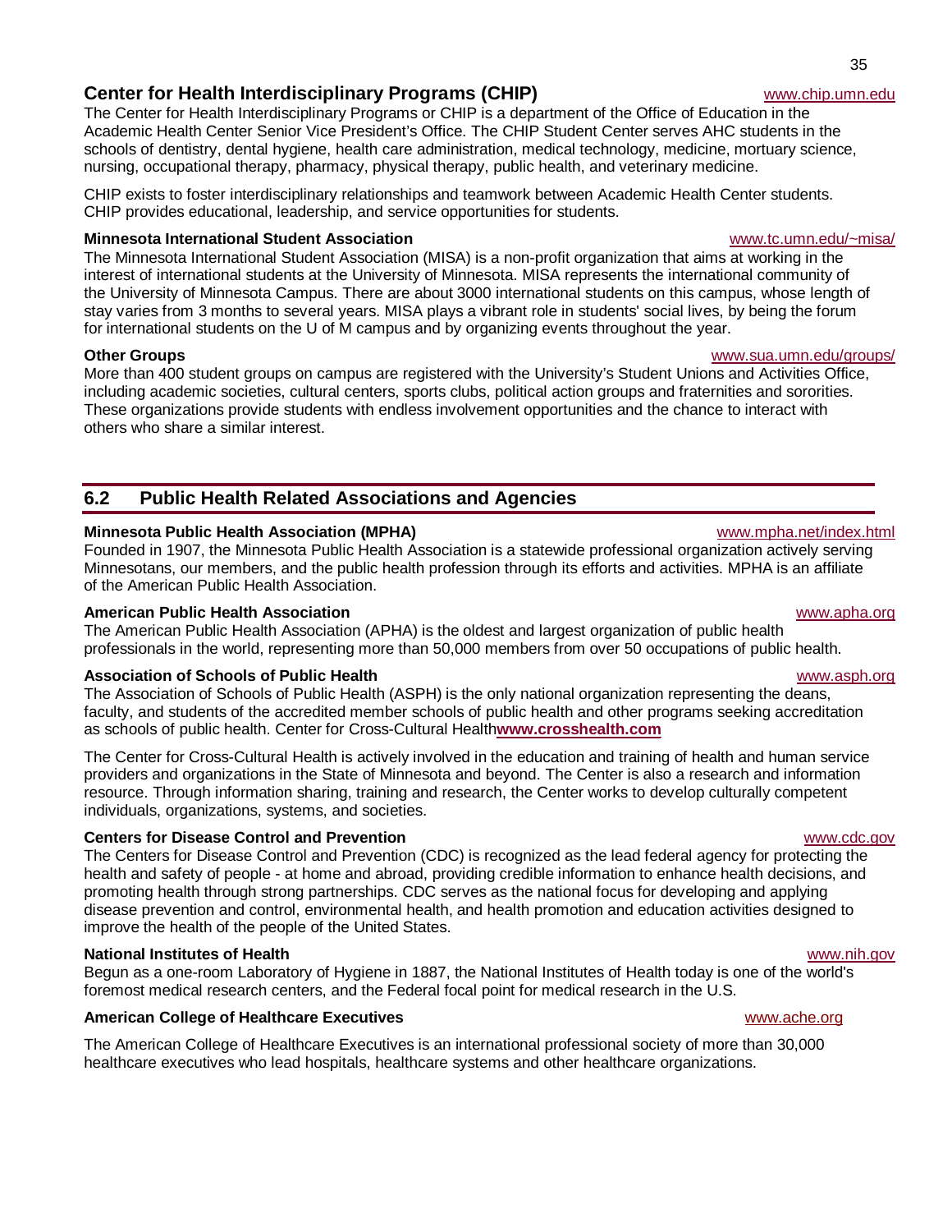### Center for Health Interdisciplinary Programs (CHIP) www.chip.umn.edu

The Center for Health Interdisciplinary Programs or CHIP is a department of the Office of Education in the Academic Health Center Senior Vice President's Office. The CHIP Student Center serves AHC students in the schools of dentistry, dental hygiene, health care administration, medical technology, medicine, mortuary science, nursing, occupational therapy, pharmacy, physical therapy, public health, and veterinary medicine.

CHIP exists to foster interdisciplinary relationships and teamwork between Academic Health Center students. CHIP provides educational, leadership, and service opportunities for students.

**Minnesota International Student Association** www.tc.umn.edu/~misa/

The Minnesota International Student Association (MISA) is a non-profit organization that aims at working in the interest of international students at the University of Minnesota. MISA represents the international community of the University of Minnesota Campus. There are about 3000 international students on this campus, whose length of stay varies from 3 months to several years. MISA plays a vibrant role in students' social lives, by being the forum for international students on the U of M campus and by organizing events throughout the year.

**Other Groups** www.sua.umn.edu/groups/

More than 400 student groups on campus are registered with the University's Student Unions and Activities Office, including academic societies, cultural centers, sports clubs, political action groups and fraternities and sororities. These organizations provide students with endless involvement opportunities and the chance to interact with others who share a similar interest.

## 6.2 Public Health Related Associations and Agencies

**Minnesota Public Health Association (MPHA)** www.mpha.net/index.html

Founded in 1907, the Minnesota Public Health Association is a statewide professional organization actively serving Minnesotans, our members, and the public health profession through its efforts and activities. MPHA is an affiliate of the American Public Health Association.

**American Public Health Association** www.apha.org

The American Public Health Association (APHA) is the oldest and largest organization of public health professionals in the world, representing more than 50,000 members from over 50 occupations of public health.

**Association of Schools of Public Health** www.asph.org

The Association of Schools of Public Health (ASPH) is the only national organization representing the deans, faculty, and students of the accredited member schools of public health and other programs seeking accreditation as schools of public health. Center for Cross-Cultural Health**www.crosshealth.com**

The Center for Cross-Cultural Health is actively involved in the education and training of health and human service providers and organizations in the State of Minnesota and beyond. The Center is also a research and information resource. Through information sharing, training and research, the Center works to develop culturally competent individuals, organizations, systems, and societies.

**Centers for Disease Control and Prevention** www.cdc.gov

The Centers for Disease Control and Prevention (CDC) is recognized as the lead federal agency for protecting the health and safety of people - at home and abroad, providing credible information to enhance health decisions, and promoting health through strong partnerships. CDC serves as the national focus for developing and applying disease prevention and control, environmental health, and health promotion and education activities designed to improve the health of the people of the United States.

**National Institutes of Health** www.nih.gov

Begun as a one-room Laboratory of Hygiene in 1887, the National Institutes of Health today is one of the world's foremost medical research centers, and the Federal focal point for medical research in the U.S.

**American College of Healthcare Executives** www.ache.org

The American College of Healthcare Executives is an international professional society of more than 30,000 healthcare executives who lead hospitals, healthcare systems and other healthcare organizations.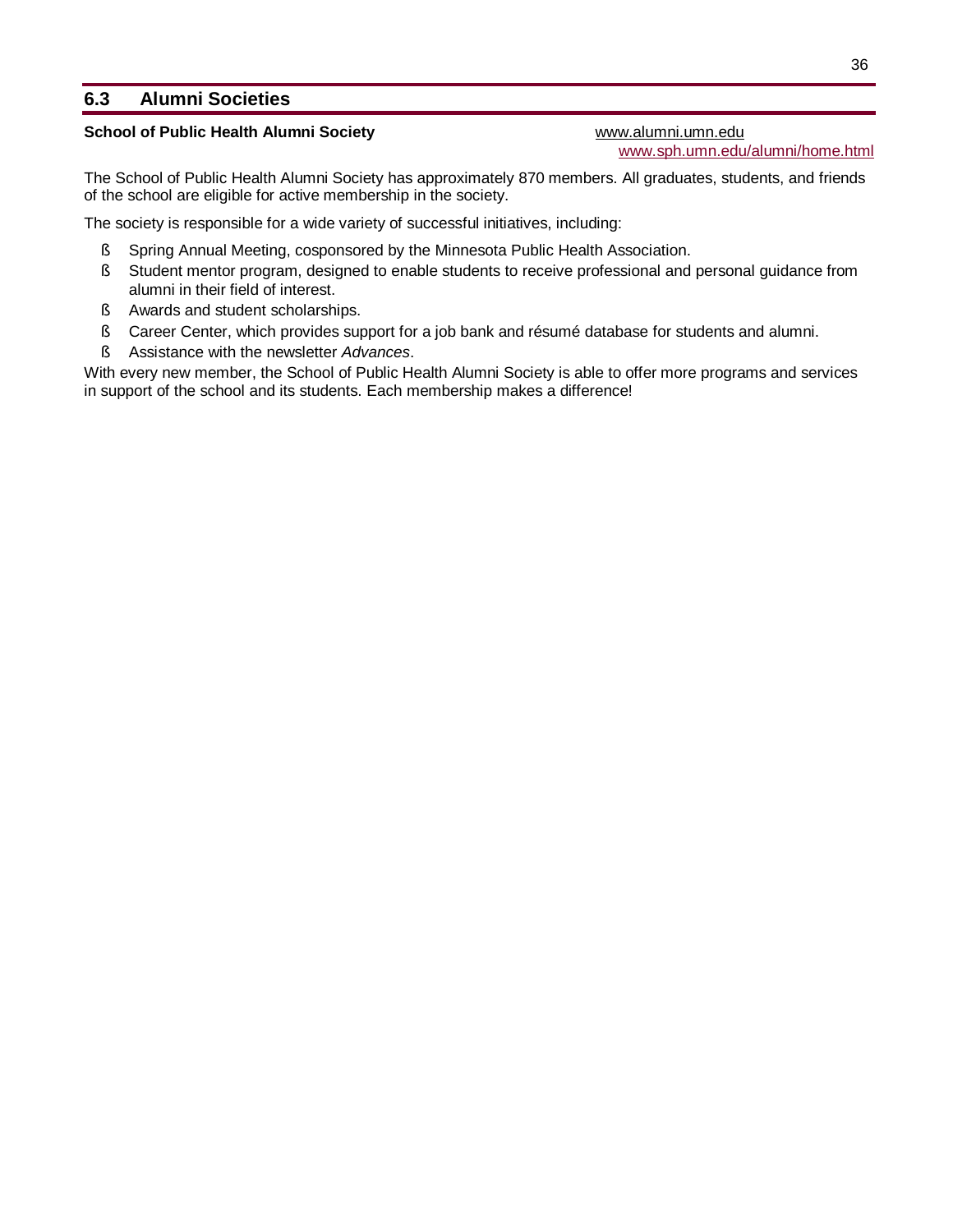## 6.3 Alumni Societies

**School of Public Health Alumni Society**

www.alumni.umn.edu
www.sph.umn.edu/alumni/home.html

The School of Public Health Alumni Society has approximately 870 members. All graduates, students, and friends of the school are eligible for active membership in the society.

The society is responsible for a wide variety of successful initiatives, including:

- Spring Annual Meeting, cosponsored by the Minnesota Public Health Association.
- Student mentor program, designed to enable students to receive professional and personal guidance from alumni in their field of interest.
- Awards and student scholarships.
- Career Center, which provides support for a job bank and résumé database for students and alumni.
- Assistance with the newsletter *Advances*.

With every new member, the School of Public Health Alumni Society is able to offer more programs and services in support of the school and its students. Each membership makes a difference!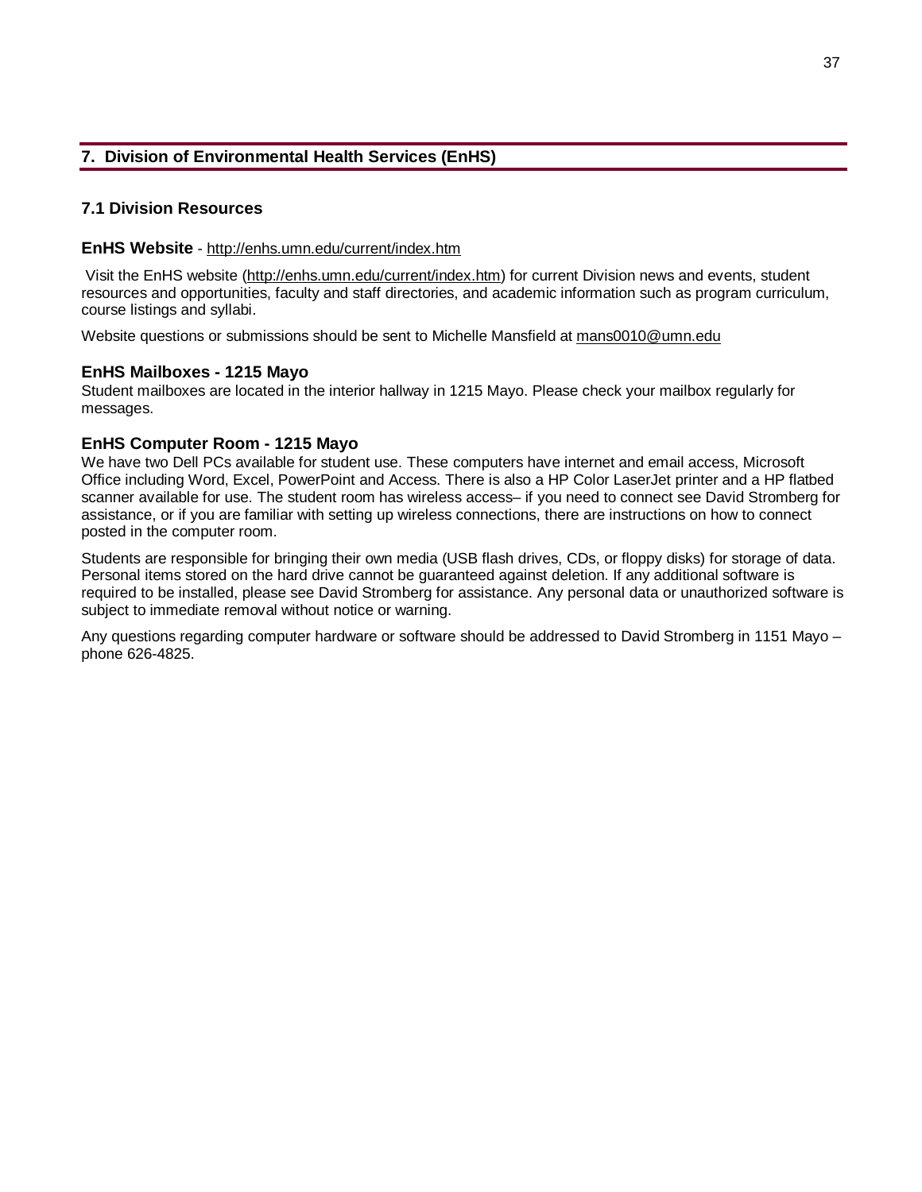## 7. Division of Environmental Health Services (EnHS)

### 7.1 Division Resources

**EnHS Website** - http://enhs.umn.edu/current/index.htm

Visit the EnHS website (http://enhs.umn.edu/current/index.htm) for current Division news and events, student resources and opportunities, faculty and staff directories, and academic information such as program curriculum, course listings and syllabi.

Website questions or submissions should be sent to Michelle Mansfield at mans0010@umn.edu

**EnHS Mailboxes - 1215 Mayo**

Student mailboxes are located in the interior hallway in 1215 Mayo. Please check your mailbox regularly for messages.

**EnHS Computer Room - 1215 Mayo**

We have two Dell PCs available for student use. These computers have internet and email access, Microsoft Office including Word, Excel, PowerPoint and Access. There is also a HP Color LaserJet printer and a HP flatbed scanner available for use. The student room has wireless access– if you need to connect see David Stromberg for assistance, or if you are familiar with setting up wireless connections, there are instructions on how to connect posted in the computer room.

Students are responsible for bringing their own media (USB flash drives, CDs, or floppy disks) for storage of data. Personal items stored on the hard drive cannot be guaranteed against deletion. If any additional software is required to be installed, please see David Stromberg for assistance. Any personal data or unauthorized software is subject to immediate removal without notice or warning.

Any questions regarding computer hardware or software should be addressed to David Stromberg in 1151 Mayo – phone 626-4825.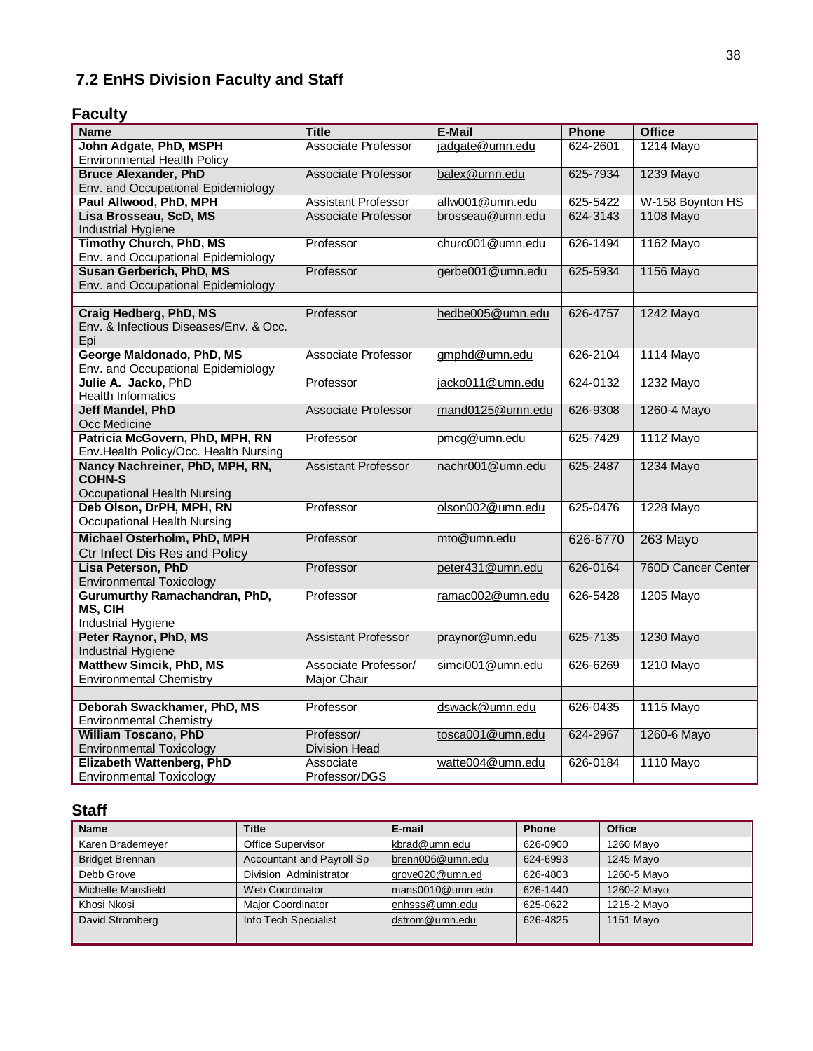## 7.2 EnHS Division Faculty and Staff

### Faculty

| Name | Title | E-Mail | Phone | Office |
|---|---|---|---|---|
| **John Adgate, PhD, MSPH** Environmental Health Policy | Associate Professor | jadgate@umn.edu | 624-2601 | 1214 Mayo |
| **Bruce Alexander, PhD** Env. and Occupational Epidemiology | Associate Professor | balex@umn.edu | 625-7934 | 1239 Mayo |
| **Paul Allwood, PhD, MPH** | Assistant Professor | allw001@umn.edu | 625-5422 | W-158 Boynton HS |
| **Lisa Brosseau, ScD, MS** Industrial Hygiene | Associate Professor | brosseau@umn.edu | 624-3143 | 1108 Mayo |
| **Timothy Church, PhD, MS** Env. and Occupational Epidemiology | Professor | churc001@umn.edu | 626-1494 | 1162 Mayo |
| **Susan Gerberich, PhD, MS** Env. and Occupational Epidemiology | Professor | gerbe001@umn.edu | 625-5934 | 1156 Mayo |
| | | | | |
| **Craig Hedberg, PhD, MS** Env. & Infectious Diseases/Env. & Occ. Epi | Professor | hedbe005@umn.edu | 626-4757 | 1242 Mayo |
| **George Maldonado, PhD, MS** Env. and Occupational Epidemiology | Associate Professor | gmphd@umn.edu | 626-2104 | 1114 Mayo |
| **Julie A. Jacko,** PhD Health Informatics | Professor | jacko011@umn.edu | 624-0132 | 1232 Mayo |
| **Jeff Mandel, PhD** Occ Medicine | Associate Professor | mand0125@umn.edu | 626-9308 | 1260-4 Mayo |
| **Patricia McGovern, PhD, MPH, RN** Env.Health Policy/Occ. Health Nursing | Professor | pmcg@umn.edu | 625-7429 | 1112 Mayo |
| **Nancy Nachreiner, PhD, MPH, RN, COHN-S** Occupational Health Nursing | Assistant Professor | nachr001@umn.edu | 625-2487 | 1234 Mayo |
| **Deb Olson, DrPH, MPH, RN** Occupational Health Nursing | Professor | olson002@umn.edu | 625-0476 | 1228 Mayo |
| **Michael Osterholm, PhD, MPH** Ctr Infect Dis Res and Policy | Professor | mto@umn.edu | 626-6770 | 263 Mayo |
| **Lisa Peterson, PhD** Environmental Toxicology | Professor | peter431@umn.edu | 626-0164 | 760D Cancer Center |
| **Gurumurthy Ramachandran, PhD, MS, CIH** Industrial Hygiene | Professor | ramac002@umn.edu | 626-5428 | 1205 Mayo |
| **Peter Raynor, PhD, MS** Industrial Hygiene | Assistant Professor | praynor@umn.edu | 625-7135 | 1230 Mayo |
| **Matthew Simcik, PhD, MS** Environmental Chemistry | Associate Professor/ Major Chair | simci001@umn.edu | 626-6269 | 1210 Mayo |
| | | | | |
| **Deborah Swackhamer, PhD, MS** Environmental Chemistry | Professor | dswack@umn.edu | 626-0435 | 1115 Mayo |
| **William Toscano, PhD** Environmental Toxicology | Professor/ Division Head | tosca001@umn.edu | 624-2967 | 1260-6 Mayo |
| **Elizabeth Wattenberg, PhD** Environmental Toxicology | Associate Professor/DGS | watte004@umn.edu | 626-0184 | 1110 Mayo |

### Staff

| Name | Title | E-mail | Phone | Office |
|---|---|---|---|---|
| Karen Brademeyer | Office Supervisor | kbrad@umn.edu | 626-0900 | 1260 Mayo |
| Bridget Brennan | Accountant and Payroll Sp | brenn006@umn.edu | 624-6993 | 1245 Mayo |
| Debb Grove | Division Administrator | grove020@umn.ed | 626-4803 | 1260-5 Mayo |
| Michelle Mansfield | Web Coordinator | mans0010@umn.edu | 626-1440 | 1260-2 Mayo |
| Khosi Nkosi | Major Coordinator | enhsss@umn.edu | 625-0622 | 1215-2 Mayo |
| David Stromberg | Info Tech Specialist | dstrom@umn.edu | 626-4825 | 1151 Mayo |
| | | | | |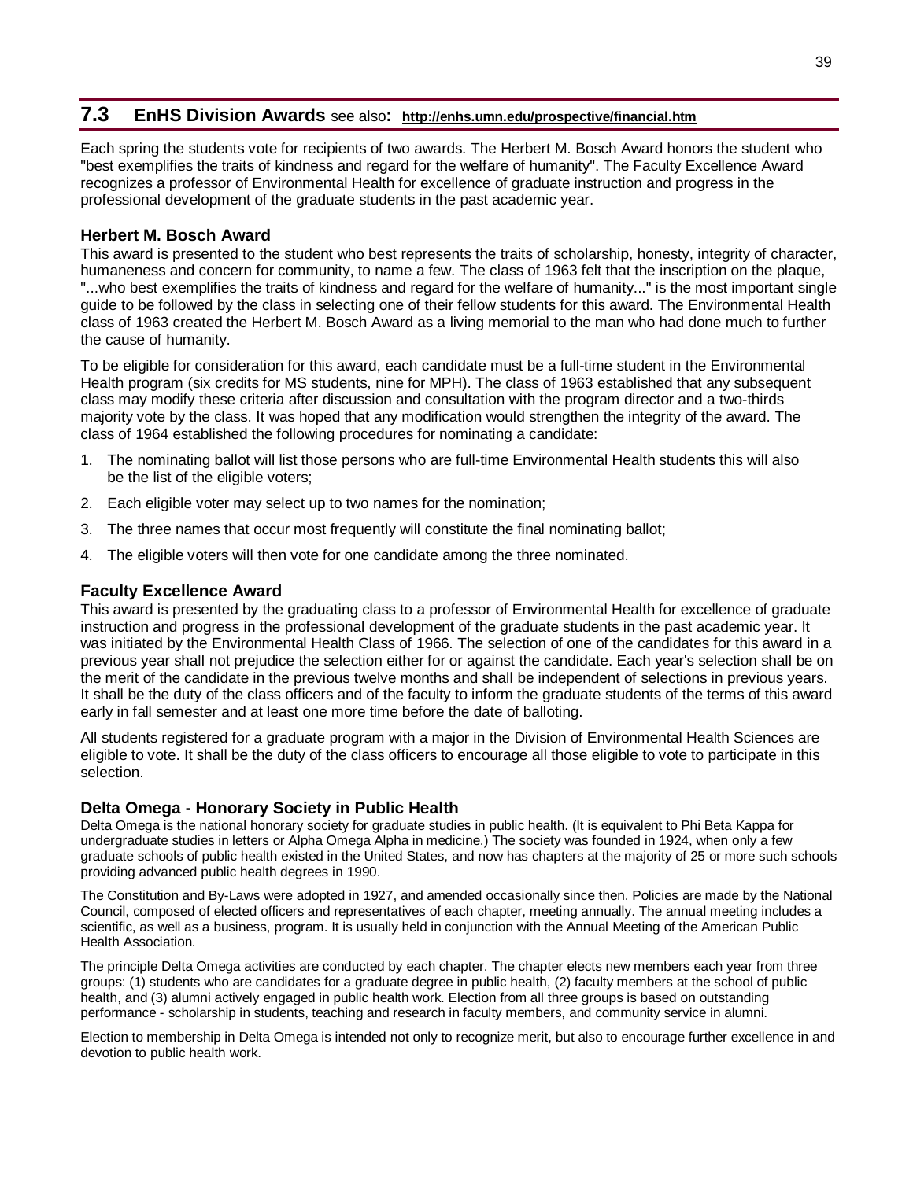## 7.3 EnHS Division Awards see also: **http://enhs.umn.edu/prospective/financial.htm**

Each spring the students vote for recipients of two awards. The Herbert M. Bosch Award honors the student who "best exemplifies the traits of kindness and regard for the welfare of humanity". The Faculty Excellence Award recognizes a professor of Environmental Health for excellence of graduate instruction and progress in the professional development of the graduate students in the past academic year.

### Herbert M. Bosch Award

This award is presented to the student who best represents the traits of scholarship, honesty, integrity of character, humaneness and concern for community, to name a few. The class of 1963 felt that the inscription on the plaque, "...who best exemplifies the traits of kindness and regard for the welfare of humanity..." is the most important single guide to be followed by the class in selecting one of their fellow students for this award. The Environmental Health class of 1963 created the Herbert M. Bosch Award as a living memorial to the man who had done much to further the cause of humanity.

To be eligible for consideration for this award, each candidate must be a full-time student in the Environmental Health program (six credits for MS students, nine for MPH). The class of 1963 established that any subsequent class may modify these criteria after discussion and consultation with the program director and a two-thirds majority vote by the class. It was hoped that any modification would strengthen the integrity of the award. The class of 1964 established the following procedures for nominating a candidate:

1. The nominating ballot will list those persons who are full-time Environmental Health students this will also be the list of the eligible voters;
2. Each eligible voter may select up to two names for the nomination;
3. The three names that occur most frequently will constitute the final nominating ballot;
4. The eligible voters will then vote for one candidate among the three nominated.

### Faculty Excellence Award

This award is presented by the graduating class to a professor of Environmental Health for excellence of graduate instruction and progress in the professional development of the graduate students in the past academic year. It was initiated by the Environmental Health Class of 1966. The selection of one of the candidates for this award in a previous year shall not prejudice the selection either for or against the candidate. Each year's selection shall be on the merit of the candidate in the previous twelve months and shall be independent of selections in previous years. It shall be the duty of the class officers and of the faculty to inform the graduate students of the terms of this award early in fall semester and at least one more time before the date of balloting.

All students registered for a graduate program with a major in the Division of Environmental Health Sciences are eligible to vote. It shall be the duty of the class officers to encourage all those eligible to vote to participate in this selection.

### Delta Omega - Honorary Society in Public Health

Delta Omega is the national honorary society for graduate studies in public health. (It is equivalent to Phi Beta Kappa for undergraduate studies in letters or Alpha Omega Alpha in medicine.) The society was founded in 1924, when only a few graduate schools of public health existed in the United States, and now has chapters at the majority of 25 or more such schools providing advanced public health degrees in 1990.

The Constitution and By-Laws were adopted in 1927, and amended occasionally since then. Policies are made by the National Council, composed of elected officers and representatives of each chapter, meeting annually. The annual meeting includes a scientific, as well as a business, program. It is usually held in conjunction with the Annual Meeting of the American Public Health Association.

The principle Delta Omega activities are conducted by each chapter. The chapter elects new members each year from three groups: (1) students who are candidates for a graduate degree in public health, (2) faculty members at the school of public health, and (3) alumni actively engaged in public health work. Election from all three groups is based on outstanding performance - scholarship in students, teaching and research in faculty members, and community service in alumni.

Election to membership in Delta Omega is intended not only to recognize merit, but also to encourage further excellence in and devotion to public health work.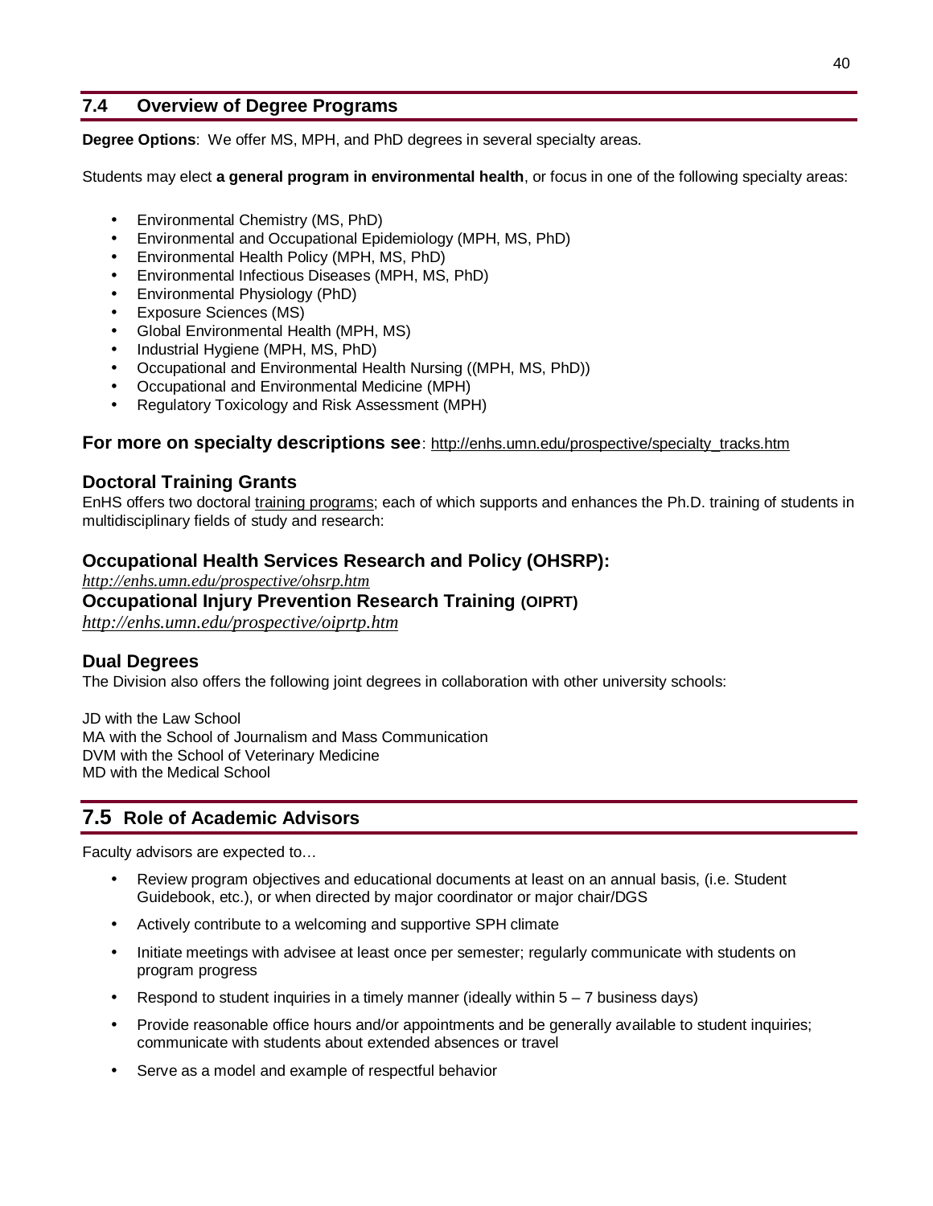## 7.4 Overview of Degree Programs

**Degree Options**: We offer MS, MPH, and PhD degrees in several specialty areas.

Students may elect **a general program in environmental health**, or focus in one of the following specialty areas:

- Environmental Chemistry (MS, PhD)
- Environmental and Occupational Epidemiology (MPH, MS, PhD)
- Environmental Health Policy (MPH, MS, PhD)
- Environmental Infectious Diseases (MPH, MS, PhD)
- Environmental Physiology (PhD)
- Exposure Sciences (MS)
- Global Environmental Health (MPH, MS)
- Industrial Hygiene (MPH, MS, PhD)
- Occupational and Environmental Health Nursing ((MPH, MS, PhD))
- Occupational and Environmental Medicine (MPH)
- Regulatory Toxicology and Risk Assessment (MPH)

**For more on specialty descriptions see**: http://enhs.umn.edu/prospective/specialty_tracks.htm

### Doctoral Training Grants

EnHS offers two doctoral training programs; each of which supports and enhances the Ph.D. training of students in multidisciplinary fields of study and research:

### Occupational Health Services Research and Policy (OHSRP):

*http://enhs.umn.edu/prospective/ohsrp.htm*

### Occupational Injury Prevention Research Training (OIPRT)

*http://enhs.umn.edu/prospective/oiprtp.htm*

### Dual Degrees

The Division also offers the following joint degrees in collaboration with other university schools:

JD with the Law School
MA with the School of Journalism and Mass Communication
DVM with the School of Veterinary Medicine
MD with the Medical School

## 7.5 Role of Academic Advisors

Faculty advisors are expected to…

- Review program objectives and educational documents at least on an annual basis, (i.e. Student Guidebook, etc.), or when directed by major coordinator or major chair/DGS
- Actively contribute to a welcoming and supportive SPH climate
- Initiate meetings with advisee at least once per semester; regularly communicate with students on program progress
- Respond to student inquiries in a timely manner (ideally within 5 – 7 business days)
- Provide reasonable office hours and/or appointments and be generally available to student inquiries; communicate with students about extended absences or travel
- Serve as a model and example of respectful behavior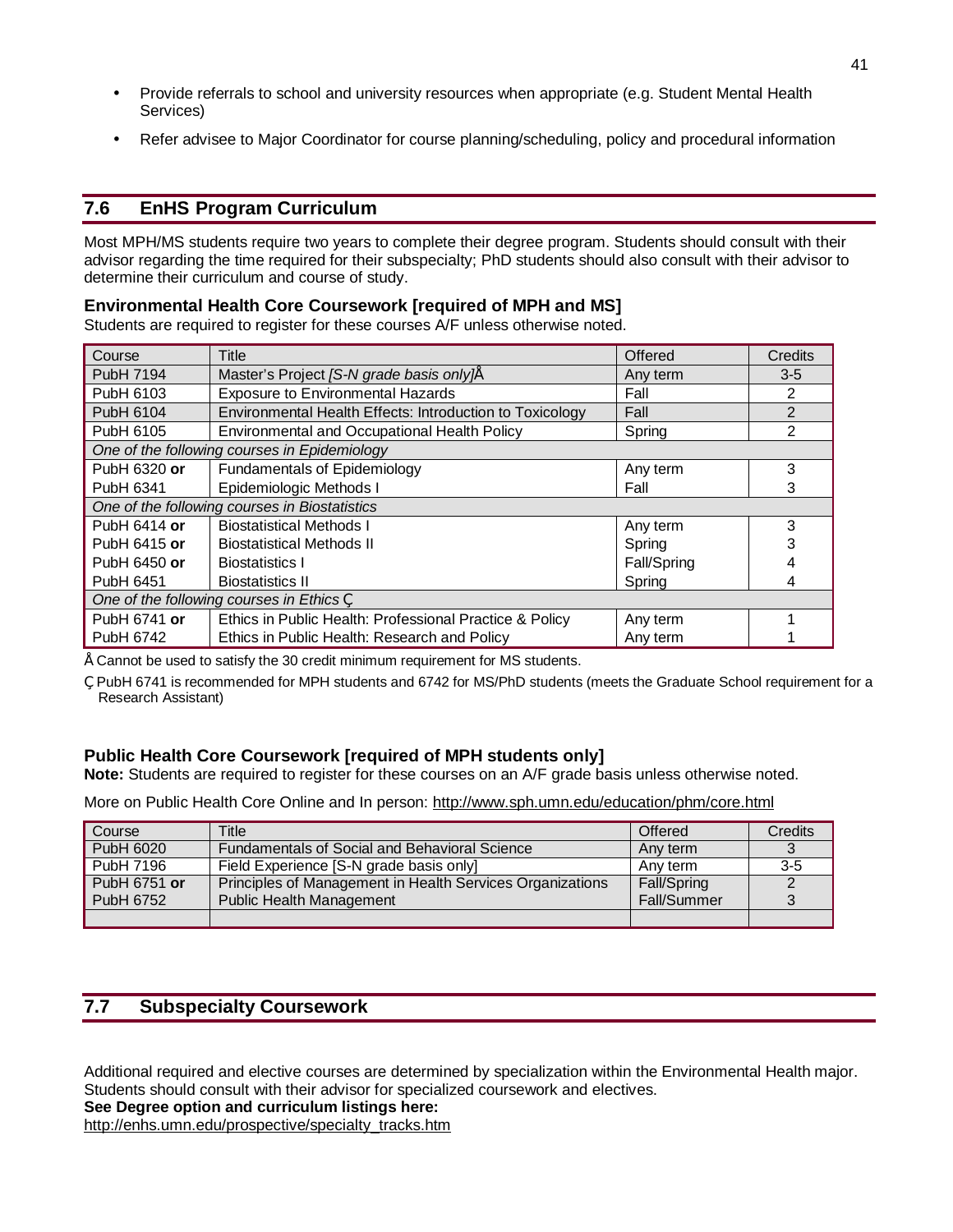- Provide referrals to school and university resources when appropriate (e.g. Student Mental Health Services)
- Refer advisee to Major Coordinator for course planning/scheduling, policy and procedural information

## 7.6 EnHS Program Curriculum

Most MPH/MS students require two years to complete their degree program. Students should consult with their advisor regarding the time required for their subspecialty; PhD students should also consult with their advisor to determine their curriculum and course of study.

### Environmental Health Core Coursework [required of MPH and MS]

Students are required to register for these courses A/F unless otherwise noted.

| Course | Title | Offered | Credits |
|---|---|---|---|
| PubH 7194 | Master's Project *[S-N grade basis only]*Å | Any term | 3-5 |
| PubH 6103 | Exposure to Environmental Hazards | Fall | 2 |
| PubH 6104 | Environmental Health Effects: Introduction to Toxicology | Fall | 2 |
| PubH 6105 | Environmental and Occupational Health Policy | Spring | 2 |
| *One of the following courses in Epidemiology* | | | |
| PubH 6320 **or** | Fundamentals of Epidemiology | Any term | 3 |
| PubH 6341 | Epidemiologic Methods I | Fall | 3 |
| *One of the following courses in Biostatistics* | | | |
| PubH 6414 **or** | Biostatistical Methods I | Any term | 3 |
| PubH 6415 **or** | Biostatistical Methods II | Spring | 3 |
| PubH 6450 **or** | Biostatistics I | Fall/Spring | 4 |
| PubH 6451 | Biostatistics II | Spring | 4 |
| *One of the following courses in Ethics* Ç | | | |
| PubH 6741 **or** | Ethics in Public Health: Professional Practice & Policy | Any term | 1 |
| PubH 6742 | Ethics in Public Health: Research and Policy | Any term | 1 |

Å Cannot be used to satisfy the 30 credit minimum requirement for MS students.

Ç PubH 6741 is recommended for MPH students and 6742 for MS/PhD students (meets the Graduate School requirement for a Research Assistant)

### Public Health Core Coursework [required of MPH students only]

**Note:** Students are required to register for these courses on an A/F grade basis unless otherwise noted.

More on Public Health Core Online and In person: http://www.sph.umn.edu/education/phm/core.html

| Course | Title | Offered | Credits |
|---|---|---|---|
| PubH 6020 | Fundamentals of Social and Behavioral Science | Any term | 3 |
| PubH 7196 | Field Experience [S-N grade basis only] | Any term | 3-5 |
| PubH 6751 **or** | Principles of Management in Health Services Organizations | Fall/Spring | 2 |
| PubH 6752 | Public Health Management | Fall/Summer | 3 |
| | | | |

## 7.7 Subspecialty Coursework

Additional required and elective courses are determined by specialization within the Environmental Health major. Students should consult with their advisor for specialized coursework and electives.
**See Degree option and curriculum listings here:**
http://enhs.umn.edu/prospective/specialty_tracks.htm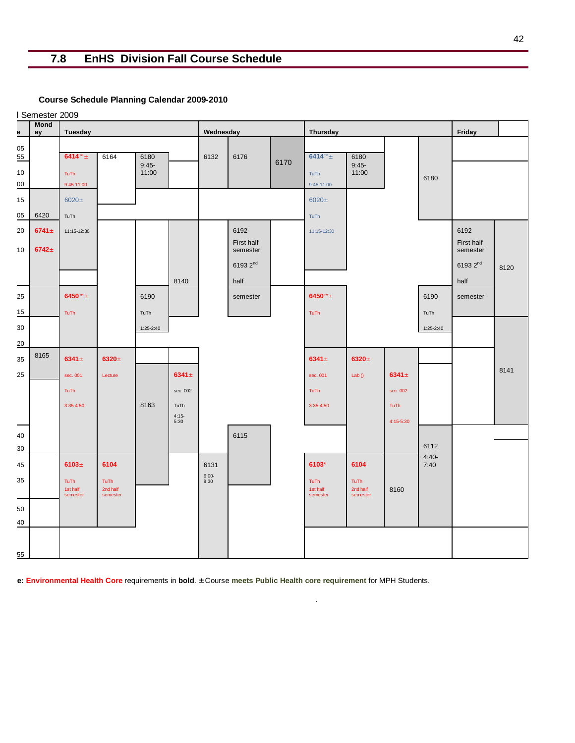## 7.8 EnHS Division Fall Course Schedule

**Course Schedule Planning Calendar 2009-2010**

l Semester 2009

| e | Monday | Tuesday | | | | Wednesday | | | Thursday | | | | Friday | |
|---|---|---|---|---|---|---|---|---|---|---|---|---|---|---|
| 05 55 | | **6414**™± TuTh 9:45-11:00 | 6164 | 6180 9:45-11:00 | | 6132 | 6176 | 6170 | **6414**™± TuTh 9:45-11:00 | 6180 9:45-11:00 | | 6180 | | |
| 10 00 | | | | | | | | | | | | | | |
| 15 05 | 6420 | 6020± TuTh 11:15-12:30 | | | | | | | 6020± TuTh 11:15-12:30 | | | | | |
| 20 10 | **6741**± **6742**± | | | | 8140 | | 6192 First half semester 6193 2[nd] half semester | | | | | | 6192 First half semester 6193 2[nd] half semester | 8120 |
| 25 15 | | **6450**™± TuTh | | 6190 TuTh 1:25-2:40 | | | | | **6450**™± TuTh | | | 6190 TuTh 1:25-2:40 | | |
| 30 20 | | | | | | | | | | | | | | |
| 35 25 | 8165 | **6341**± sec. 001 TuTh 3:35-4:50 | **6320**± Lecture | 8163 | **6341**± sec. 002 TuTh 4:15-5:30 | | | | **6341**± sec. 001 TuTh 3:35-4:50 | **6320**± Lab () | **6341**± sec. 002 TuTh 4:15-5:30 | | | 8141 |
| 40 30 | | | | | | | 6115 | | | | | 6112 4:40-7:40 | | |
| 45 35 | | **6103**± TuTh 1st half semester | **6104** TuTh 2nd half semester | | | 6131 6:00-8:30 | | | **6103**\* TuTh 1st half semester | **6104** TuTh 2nd half semester | 8160 | | | |
| 50 40 | | | | | | | | | | | | | | |
| 55 | | | | | | | | | | | | | | |

**e: Environmental Health Core** requirements in **bold**. ±Course **meets Public Health core requirement** for MPH Students.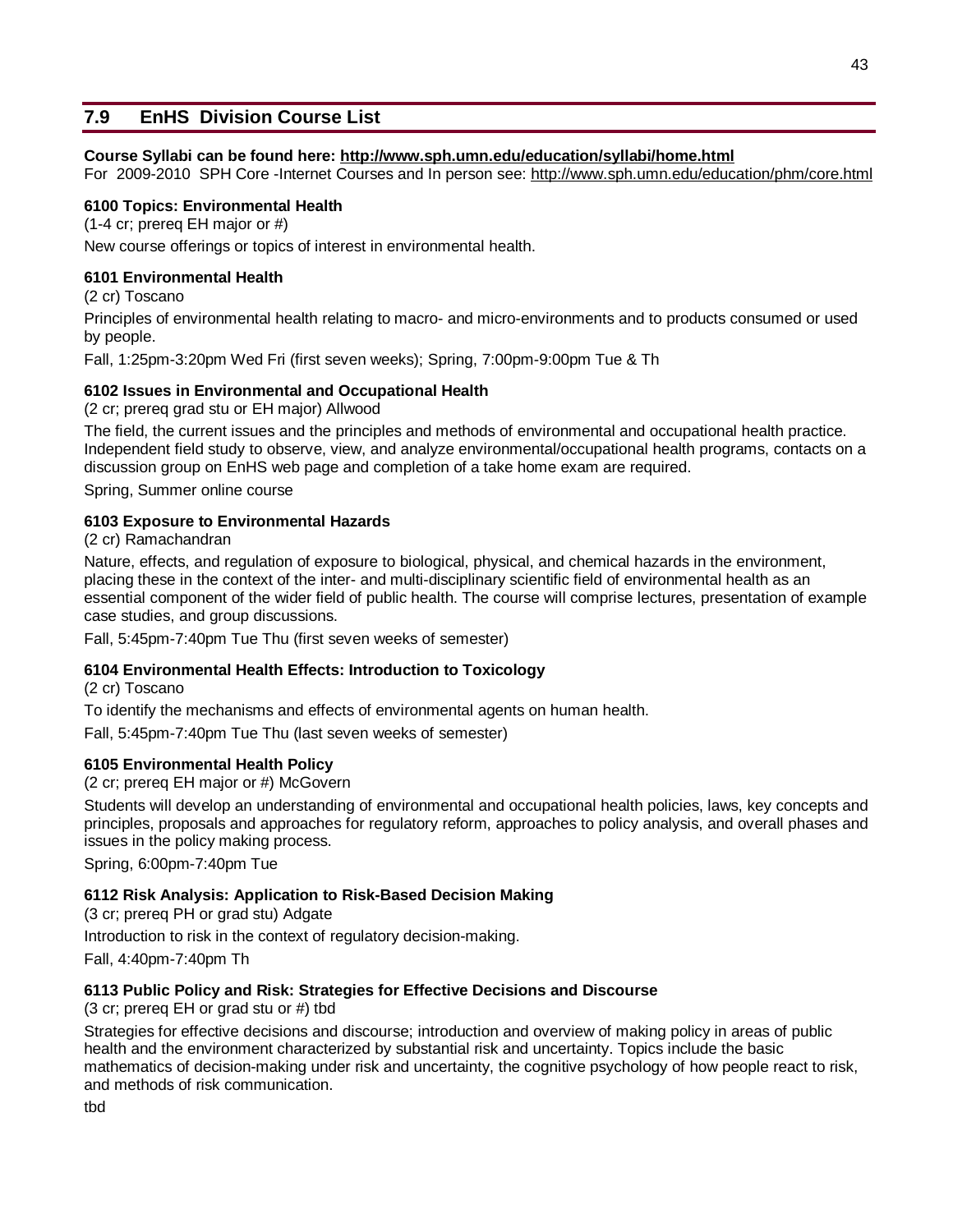## 7.9 EnHS Division Course List

**Course Syllabi can be found here: http://www.sph.umn.edu/education/syllabi/home.html**

For 2009-2010 SPH Core -Internet Courses and In person see: http://www.sph.umn.edu/education/phm/core.html

**6100 Topics: Environmental Health**

(1-4 cr; prereq EH major or #)

New course offerings or topics of interest in environmental health.

**6101 Environmental Health**

(2 cr) Toscano

Principles of environmental health relating to macro- and micro-environments and to products consumed or used by people.

Fall, 1:25pm-3:20pm Wed Fri (first seven weeks); Spring, 7:00pm-9:00pm Tue & Th

**6102 Issues in Environmental and Occupational Health**

(2 cr; prereq grad stu or EH major) Allwood

The field, the current issues and the principles and methods of environmental and occupational health practice. Independent field study to observe, view, and analyze environmental/occupational health programs, contacts on a discussion group on EnHS web page and completion of a take home exam are required.

Spring, Summer online course

**6103 Exposure to Environmental Hazards**

(2 cr) Ramachandran

Nature, effects, and regulation of exposure to biological, physical, and chemical hazards in the environment, placing these in the context of the inter- and multi-disciplinary scientific field of environmental health as an essential component of the wider field of public health. The course will comprise lectures, presentation of example case studies, and group discussions.

Fall, 5:45pm-7:40pm Tue Thu (first seven weeks of semester)

**6104 Environmental Health Effects: Introduction to Toxicology**

(2 cr) Toscano

To identify the mechanisms and effects of environmental agents on human health.

Fall, 5:45pm-7:40pm Tue Thu (last seven weeks of semester)

**6105 Environmental Health Policy**

(2 cr; prereq EH major or #) McGovern

Students will develop an understanding of environmental and occupational health policies, laws, key concepts and principles, proposals and approaches for regulatory reform, approaches to policy analysis, and overall phases and issues in the policy making process.

Spring, 6:00pm-7:40pm Tue

**6112 Risk Analysis: Application to Risk-Based Decision Making**

(3 cr; prereq PH or grad stu) Adgate

Introduction to risk in the context of regulatory decision-making.

Fall, 4:40pm-7:40pm Th

**6113 Public Policy and Risk: Strategies for Effective Decisions and Discourse**

(3 cr; prereq EH or grad stu or #) tbd

Strategies for effective decisions and discourse; introduction and overview of making policy in areas of public health and the environment characterized by substantial risk and uncertainty. Topics include the basic mathematics of decision-making under risk and uncertainty, the cognitive psychology of how people react to risk, and methods of risk communication.

tbd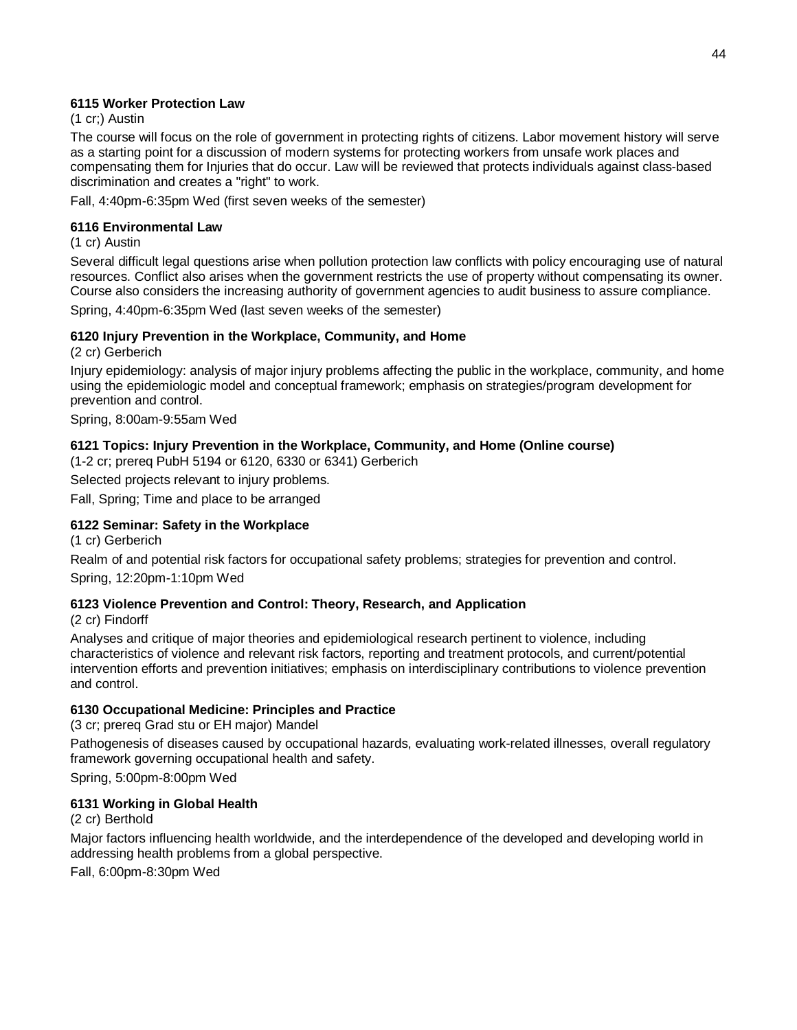**6115 Worker Protection Law**

(1 cr;) Austin

The course will focus on the role of government in protecting rights of citizens. Labor movement history will serve as a starting point for a discussion of modern systems for protecting workers from unsafe work places and compensating them for Injuries that do occur. Law will be reviewed that protects individuals against class-based discrimination and creates a "right" to work.

Fall, 4:40pm-6:35pm Wed (first seven weeks of the semester)

**6116 Environmental Law**

(1 cr) Austin

Several difficult legal questions arise when pollution protection law conflicts with policy encouraging use of natural resources. Conflict also arises when the government restricts the use of property without compensating its owner. Course also considers the increasing authority of government agencies to audit business to assure compliance.

Spring, 4:40pm-6:35pm Wed (last seven weeks of the semester)

**6120 Injury Prevention in the Workplace, Community, and Home**

(2 cr) Gerberich

Injury epidemiology: analysis of major injury problems affecting the public in the workplace, community, and home using the epidemiologic model and conceptual framework; emphasis on strategies/program development for prevention and control.

Spring, 8:00am-9:55am Wed

**6121 Topics: Injury Prevention in the Workplace, Community, and Home (Online course)**

(1-2 cr; prereq PubH 5194 or 6120, 6330 or 6341) Gerberich

Selected projects relevant to injury problems.

Fall, Spring; Time and place to be arranged

**6122 Seminar: Safety in the Workplace**

(1 cr) Gerberich

Realm of and potential risk factors for occupational safety problems; strategies for prevention and control.

Spring, 12:20pm-1:10pm Wed

**6123 Violence Prevention and Control: Theory, Research, and Application**

(2 cr) Findorff

Analyses and critique of major theories and epidemiological research pertinent to violence, including characteristics of violence and relevant risk factors, reporting and treatment protocols, and current/potential intervention efforts and prevention initiatives; emphasis on interdisciplinary contributions to violence prevention and control.

**6130 Occupational Medicine: Principles and Practice**

(3 cr; prereq Grad stu or EH major) Mandel

Pathogenesis of diseases caused by occupational hazards, evaluating work-related illnesses, overall regulatory framework governing occupational health and safety.

Spring, 5:00pm-8:00pm Wed

**6131 Working in Global Health**

(2 cr) Berthold

Major factors influencing health worldwide, and the interdependence of the developed and developing world in addressing health problems from a global perspective.

Fall, 6:00pm-8:30pm Wed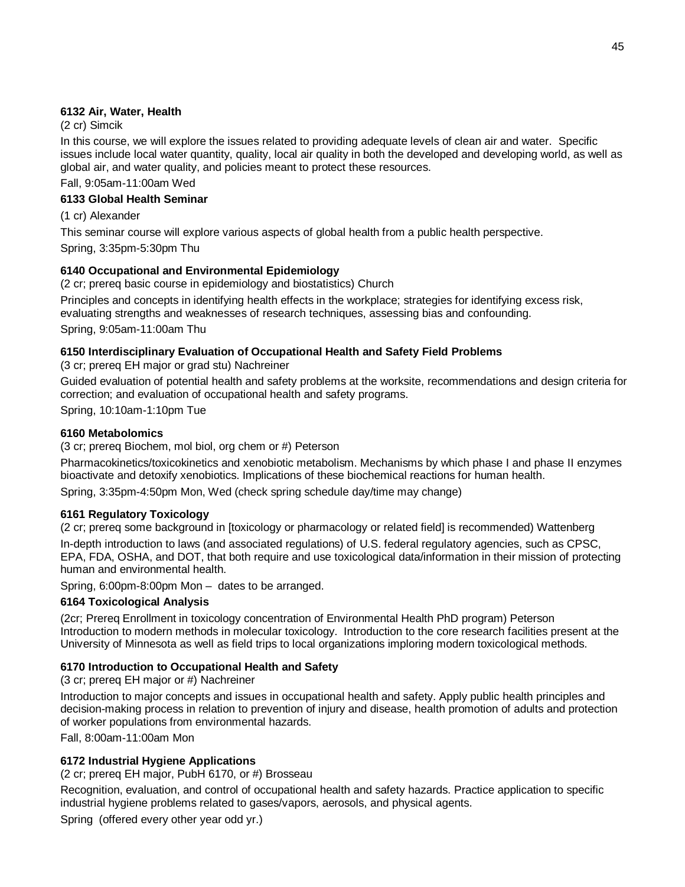**6132 Air, Water, Health**

(2 cr) Simcik

In this course, we will explore the issues related to providing adequate levels of clean air and water. Specific issues include local water quantity, quality, local air quality in both the developed and developing world, as well as global air, and water quality, and policies meant to protect these resources.

Fall, 9:05am-11:00am Wed

**6133 Global Health Seminar**

(1 cr) Alexander

This seminar course will explore various aspects of global health from a public health perspective.

Spring, 3:35pm-5:30pm Thu

**6140 Occupational and Environmental Epidemiology**

(2 cr; prereq basic course in epidemiology and biostatistics) Church

Principles and concepts in identifying health effects in the workplace; strategies for identifying excess risk, evaluating strengths and weaknesses of research techniques, assessing bias and confounding.

Spring, 9:05am-11:00am Thu

**6150 Interdisciplinary Evaluation of Occupational Health and Safety Field Problems**

(3 cr; prereq EH major or grad stu) Nachreiner

Guided evaluation of potential health and safety problems at the worksite, recommendations and design criteria for correction; and evaluation of occupational health and safety programs.

Spring, 10:10am-1:10pm Tue

**6160 Metabolomics**

(3 cr; prereq Biochem, mol biol, org chem or #) Peterson

Pharmacokinetics/toxicokinetics and xenobiotic metabolism. Mechanisms by which phase I and phase II enzymes bioactivate and detoxify xenobiotics. Implications of these biochemical reactions for human health.

Spring, 3:35pm-4:50pm Mon, Wed (check spring schedule day/time may change)

**6161 Regulatory Toxicology**

(2 cr; prereq some background in [toxicology or pharmacology or related field] is recommended) Wattenberg

In-depth introduction to laws (and associated regulations) of U.S. federal regulatory agencies, such as CPSC, EPA, FDA, OSHA, and DOT, that both require and use toxicological data/information in their mission of protecting human and environmental health.

Spring, 6:00pm-8:00pm Mon – dates to be arranged.

**6164 Toxicological Analysis**

(2cr; Prereq Enrollment in toxicology concentration of Environmental Health PhD program) Peterson

Introduction to modern methods in molecular toxicology. Introduction to the core research facilities present at the University of Minnesota as well as field trips to local organizations imploring modern toxicological methods.

**6170 Introduction to Occupational Health and Safety**

(3 cr; prereq EH major or #) Nachreiner

Introduction to major concepts and issues in occupational health and safety. Apply public health principles and decision-making process in relation to prevention of injury and disease, health promotion of adults and protection of worker populations from environmental hazards.

Fall, 8:00am-11:00am Mon

**6172 Industrial Hygiene Applications**

(2 cr; prereq EH major, PubH 6170, or #) Brosseau

Recognition, evaluation, and control of occupational health and safety hazards. Practice application to specific industrial hygiene problems related to gases/vapors, aerosols, and physical agents.

Spring (offered every other year odd yr.)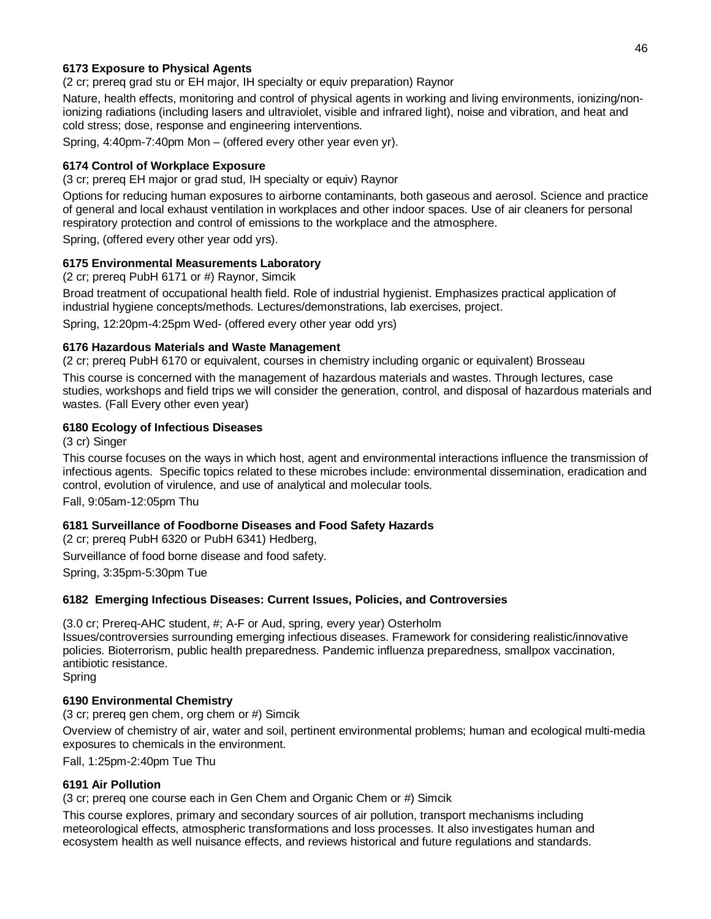**6173 Exposure to Physical Agents**

(2 cr; prereq grad stu or EH major, IH specialty or equiv preparation) Raynor

Nature, health effects, monitoring and control of physical agents in working and living environments, ionizing/non-ionizing radiations (including lasers and ultraviolet, visible and infrared light), noise and vibration, and heat and cold stress; dose, response and engineering interventions.

Spring, 4:40pm-7:40pm Mon – (offered every other year even yr).

**6174 Control of Workplace Exposure**

(3 cr; prereq EH major or grad stud, IH specialty or equiv) Raynor

Options for reducing human exposures to airborne contaminants, both gaseous and aerosol. Science and practice of general and local exhaust ventilation in workplaces and other indoor spaces. Use of air cleaners for personal respiratory protection and control of emissions to the workplace and the atmosphere.

Spring, (offered every other year odd yrs).

**6175 Environmental Measurements Laboratory**

(2 cr; prereq PubH 6171 or #) Raynor, Simcik

Broad treatment of occupational health field. Role of industrial hygienist. Emphasizes practical application of industrial hygiene concepts/methods. Lectures/demonstrations, lab exercises, project.

Spring, 12:20pm-4:25pm Wed- (offered every other year odd yrs)

**6176 Hazardous Materials and Waste Management**

(2 cr; prereq PubH 6170 or equivalent, courses in chemistry including organic or equivalent) Brosseau

This course is concerned with the management of hazardous materials and wastes. Through lectures, case studies, workshops and field trips we will consider the generation, control, and disposal of hazardous materials and wastes. (Fall Every other even year)

**6180 Ecology of Infectious Diseases**

(3 cr) Singer

This course focuses on the ways in which host, agent and environmental interactions influence the transmission of infectious agents. Specific topics related to these microbes include: environmental dissemination, eradication and control, evolution of virulence, and use of analytical and molecular tools.

Fall, 9:05am-12:05pm Thu

**6181 Surveillance of Foodborne Diseases and Food Safety Hazards**

(2 cr; prereq PubH 6320 or PubH 6341) Hedberg,

Surveillance of food borne disease and food safety.

Spring, 3:35pm-5:30pm Tue

**6182 Emerging Infectious Diseases: Current Issues, Policies, and Controversies**

(3.0 cr; Prereq-AHC student, #; A-F or Aud, spring, every year) Osterholm

Issues/controversies surrounding emerging infectious diseases. Framework for considering realistic/innovative policies. Bioterrorism, public health preparedness. Pandemic influenza preparedness, smallpox vaccination, antibiotic resistance.

Spring

**6190 Environmental Chemistry**

(3 cr; prereq gen chem, org chem or #) Simcik

Overview of chemistry of air, water and soil, pertinent environmental problems; human and ecological multi-media exposures to chemicals in the environment.

Fall, 1:25pm-2:40pm Tue Thu

**6191 Air Pollution**

(3 cr; prereq one course each in Gen Chem and Organic Chem or #) Simcik

This course explores, primary and secondary sources of air pollution, transport mechanisms including meteorological effects, atmospheric transformations and loss processes. It also investigates human and ecosystem health as well nuisance effects, and reviews historical and future regulations and standards.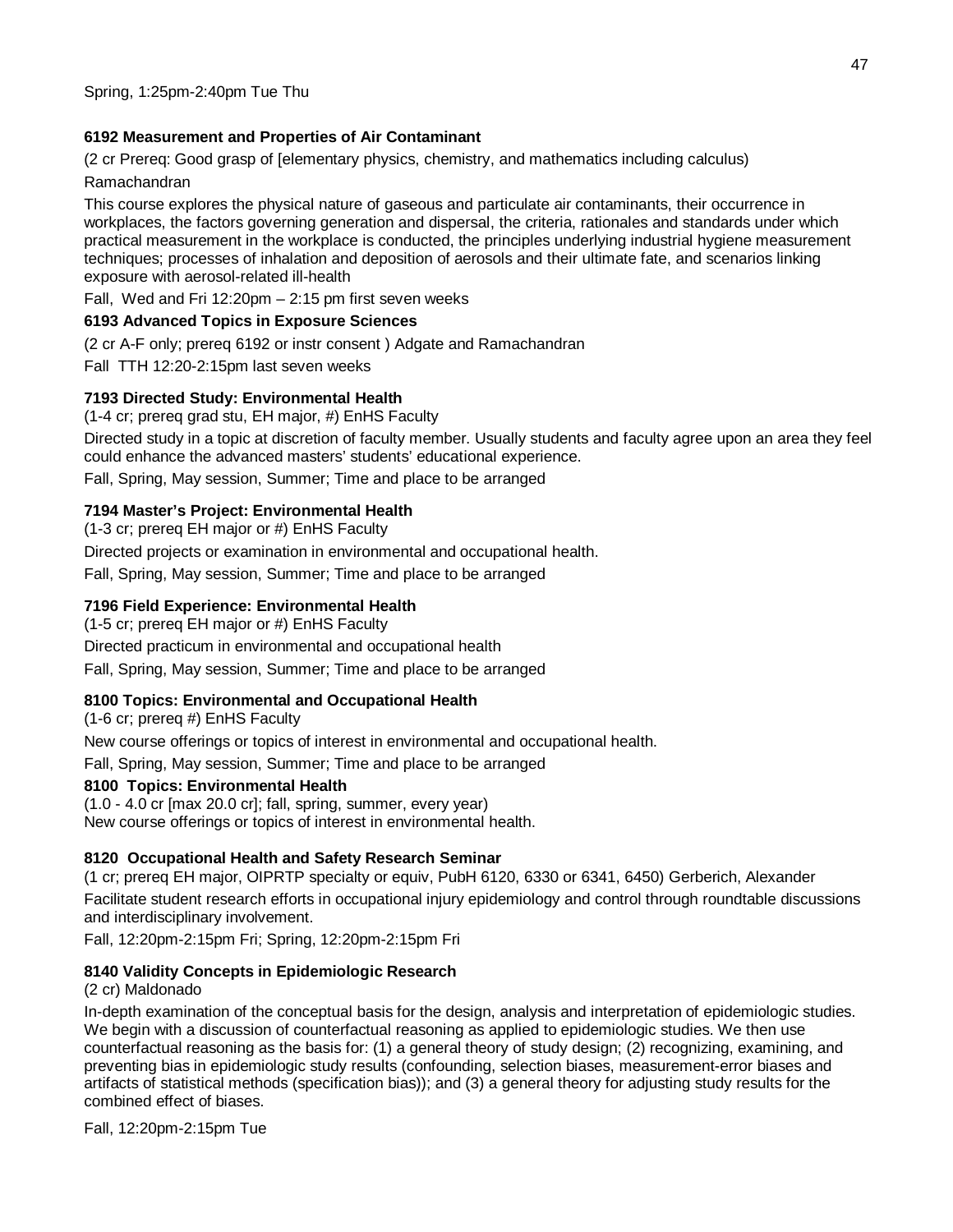Spring, 1:25pm-2:40pm Tue Thu

**6192 Measurement and Properties of Air Contaminant**

(2 cr Prereq: Good grasp of [elementary physics, chemistry, and mathematics including calculus)

Ramachandran

This course explores the physical nature of gaseous and particulate air contaminants, their occurrence in workplaces, the factors governing generation and dispersal, the criteria, rationales and standards under which practical measurement in the workplace is conducted, the principles underlying industrial hygiene measurement techniques; processes of inhalation and deposition of aerosols and their ultimate fate, and scenarios linking exposure with aerosol-related ill-health

Fall, Wed and Fri 12:20pm – 2:15 pm first seven weeks

**6193 Advanced Topics in Exposure Sciences**

(2 cr A-F only; prereq 6192 or instr consent ) Adgate and Ramachandran

Fall TTH 12:20-2:15pm last seven weeks

**7193 Directed Study: Environmental Health**

(1-4 cr; prereq grad stu, EH major, #) EnHS Faculty

Directed study in a topic at discretion of faculty member. Usually students and faculty agree upon an area they feel could enhance the advanced masters' students' educational experience.

Fall, Spring, May session, Summer; Time and place to be arranged

**7194 Master's Project: Environmental Health**

(1-3 cr; prereq EH major or #) EnHS Faculty

Directed projects or examination in environmental and occupational health.

Fall, Spring, May session, Summer; Time and place to be arranged

**7196 Field Experience: Environmental Health**

(1-5 cr; prereq EH major or #) EnHS Faculty

Directed practicum in environmental and occupational health

Fall, Spring, May session, Summer; Time and place to be arranged

**8100 Topics: Environmental and Occupational Health**

(1-6 cr; prereq #) EnHS Faculty

New course offerings or topics of interest in environmental and occupational health.

Fall, Spring, May session, Summer; Time and place to be arranged

**8100 Topics: Environmental Health**

(1.0 - 4.0 cr [max 20.0 cr]; fall, spring, summer, every year)
New course offerings or topics of interest in environmental health.

**8120 Occupational Health and Safety Research Seminar**

(1 cr; prereq EH major, OIPRTP specialty or equiv, PubH 6120, 6330 or 6341, 6450) Gerberich, Alexander

Facilitate student research efforts in occupational injury epidemiology and control through roundtable discussions and interdisciplinary involvement.

Fall, 12:20pm-2:15pm Fri; Spring, 12:20pm-2:15pm Fri

**8140 Validity Concepts in Epidemiologic Research**

(2 cr) Maldonado

In-depth examination of the conceptual basis for the design, analysis and interpretation of epidemiologic studies. We begin with a discussion of counterfactual reasoning as applied to epidemiologic studies. We then use counterfactual reasoning as the basis for: (1) a general theory of study design; (2) recognizing, examining, and preventing bias in epidemiologic study results (confounding, selection biases, measurement-error biases and artifacts of statistical methods (specification bias)); and (3) a general theory for adjusting study results for the combined effect of biases.

Fall, 12:20pm-2:15pm Tue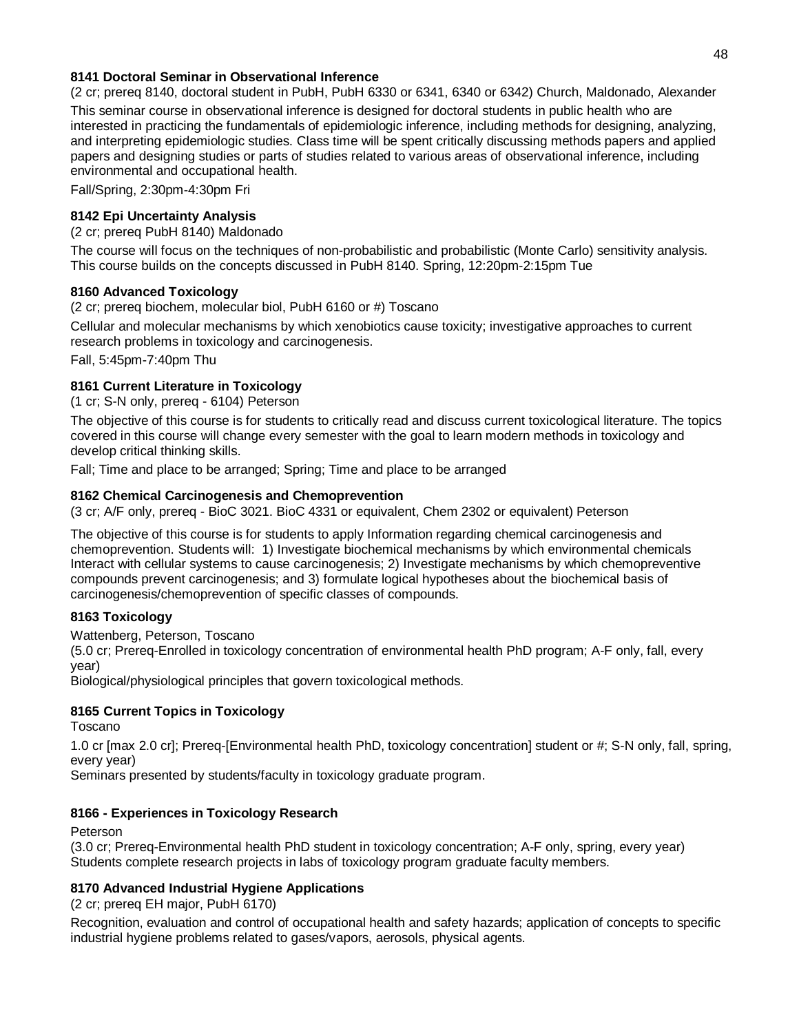**8141 Doctoral Seminar in Observational Inference**

(2 cr; prereq 8140, doctoral student in PubH, PubH 6330 or 6341, 6340 or 6342) Church, Maldonado, Alexander

This seminar course in observational inference is designed for doctoral students in public health who are interested in practicing the fundamentals of epidemiologic inference, including methods for designing, analyzing, and interpreting epidemiologic studies. Class time will be spent critically discussing methods papers and applied papers and designing studies or parts of studies related to various areas of observational inference, including environmental and occupational health.

Fall/Spring, 2:30pm-4:30pm Fri

**8142 Epi Uncertainty Analysis**

(2 cr; prereq PubH 8140) Maldonado

The course will focus on the techniques of non-probabilistic and probabilistic (Monte Carlo) sensitivity analysis. This course builds on the concepts discussed in PubH 8140. Spring, 12:20pm-2:15pm Tue

**8160 Advanced Toxicology**

(2 cr; prereq biochem, molecular biol, PubH 6160 or #) Toscano

Cellular and molecular mechanisms by which xenobiotics cause toxicity; investigative approaches to current research problems in toxicology and carcinogenesis.

Fall, 5:45pm-7:40pm Thu

**8161 Current Literature in Toxicology**

(1 cr; S-N only, prereq - 6104) Peterson

The objective of this course is for students to critically read and discuss current toxicological literature. The topics covered in this course will change every semester with the goal to learn modern methods in toxicology and develop critical thinking skills.

Fall; Time and place to be arranged; Spring; Time and place to be arranged

**8162 Chemical Carcinogenesis and Chemoprevention**

(3 cr; A/F only, prereq - BioC 3021. BioC 4331 or equivalent, Chem 2302 or equivalent) Peterson

The objective of this course is for students to apply Information regarding chemical carcinogenesis and chemoprevention. Students will: 1) Investigate biochemical mechanisms by which environmental chemicals Interact with cellular systems to cause carcinogenesis; 2) Investigate mechanisms by which chemopreventive compounds prevent carcinogenesis; and 3) formulate logical hypotheses about the biochemical basis of carcinogenesis/chemoprevention of specific classes of compounds.

**8163 Toxicology**

Wattenberg, Peterson, Toscano

(5.0 cr; Prereq-Enrolled in toxicology concentration of environmental health PhD program; A-F only, fall, every year)

Biological/physiological principles that govern toxicological methods.

**8165 Current Topics in Toxicology**

Toscano

1.0 cr [max 2.0 cr]; Prereq-[Environmental health PhD, toxicology concentration] student or #; S-N only, fall, spring, every year)

Seminars presented by students/faculty in toxicology graduate program.

**8166 - Experiences in Toxicology Research**

Peterson

(3.0 cr; Prereq-Environmental health PhD student in toxicology concentration; A-F only, spring, every year)

Students complete research projects in labs of toxicology program graduate faculty members.

**8170 Advanced Industrial Hygiene Applications**

(2 cr; prereq EH major, PubH 6170)

Recognition, evaluation and control of occupational health and safety hazards; application of concepts to specific industrial hygiene problems related to gases/vapors, aerosols, physical agents.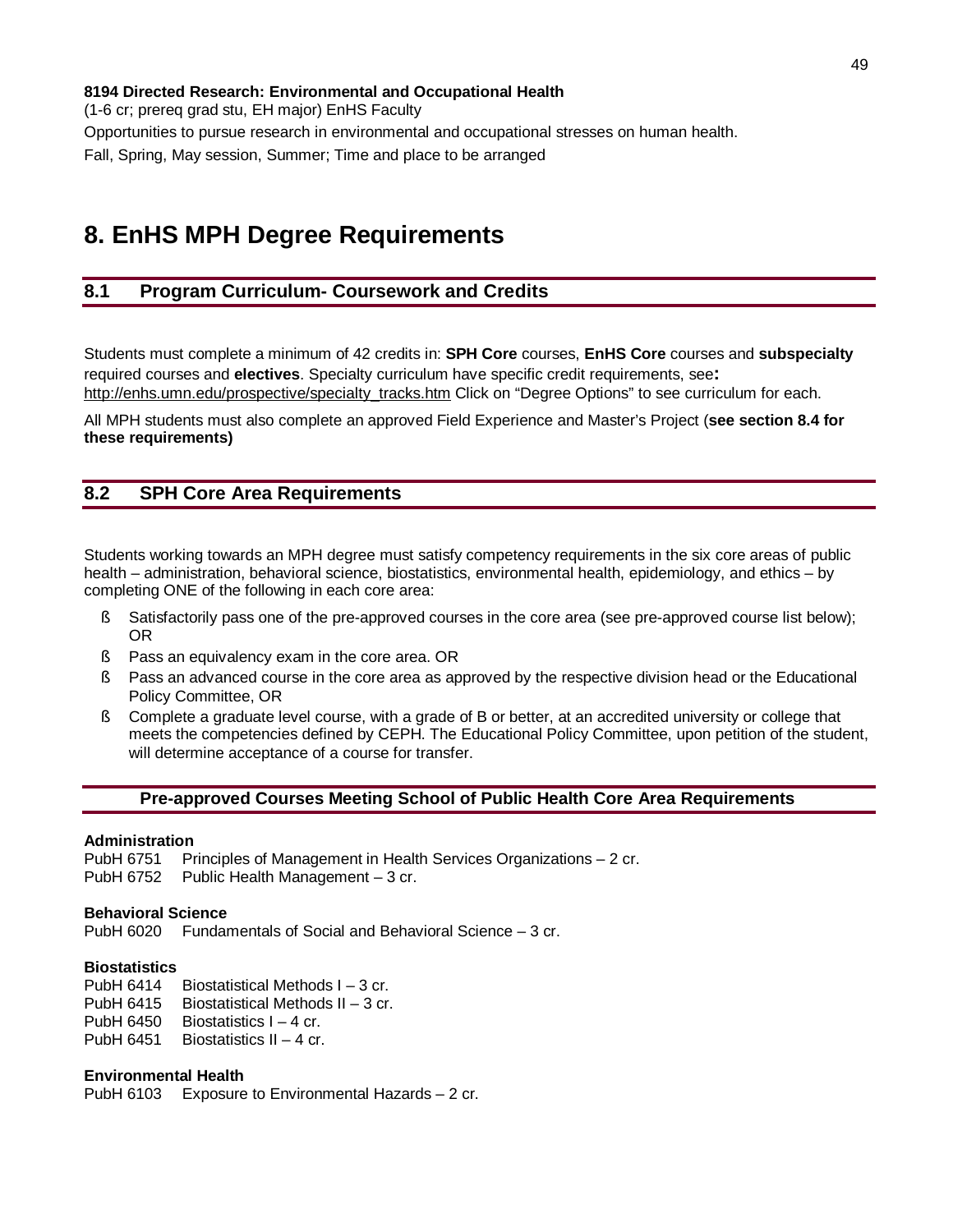**8194 Directed Research: Environmental and Occupational Health**

(1-6 cr; prereq grad stu, EH major) EnHS Faculty

Opportunities to pursue research in environmental and occupational stresses on human health.

Fall, Spring, May session, Summer; Time and place to be arranged

# 8. EnHS MPH Degree Requirements

## 8.1 Program Curriculum- Coursework and Credits

Students must complete a minimum of 42 credits in: **SPH Core** courses, **EnHS Core** courses and **subspecialty** required courses and **electives**. Specialty curriculum have specific credit requirements, see**:** http://enhs.umn.edu/prospective/specialty_tracks.htm Click on "Degree Options" to see curriculum for each.

All MPH students must also complete an approved Field Experience and Master's Project (**see section 8.4 for these requirements)**

## 8.2 SPH Core Area Requirements

Students working towards an MPH degree must satisfy competency requirements in the six core areas of public health – administration, behavioral science, biostatistics, environmental health, epidemiology, and ethics – by completing ONE of the following in each core area:

- Satisfactorily pass one of the pre-approved courses in the core area (see pre-approved course list below); OR
- Pass an equivalency exam in the core area. OR
- Pass an advanced course in the core area as approved by the respective division head or the Educational Policy Committee, OR
- Complete a graduate level course, with a grade of B or better, at an accredited university or college that meets the competencies defined by CEPH. The Educational Policy Committee, upon petition of the student, will determine acceptance of a course for transfer.

### Pre-approved Courses Meeting School of Public Health Core Area Requirements

**Administration**

PubH 6751 Principles of Management in Health Services Organizations – 2 cr.
PubH 6752 Public Health Management – 3 cr.

**Behavioral Science**

PubH 6020 Fundamentals of Social and Behavioral Science – 3 cr.

**Biostatistics**

PubH 6414 Biostatistical Methods I – 3 cr.
PubH 6415 Biostatistical Methods II – 3 cr.
PubH 6450 Biostatistics I – 4 cr.
PubH 6451 Biostatistics II – 4 cr.

**Environmental Health**

PubH 6103 Exposure to Environmental Hazards – 2 cr.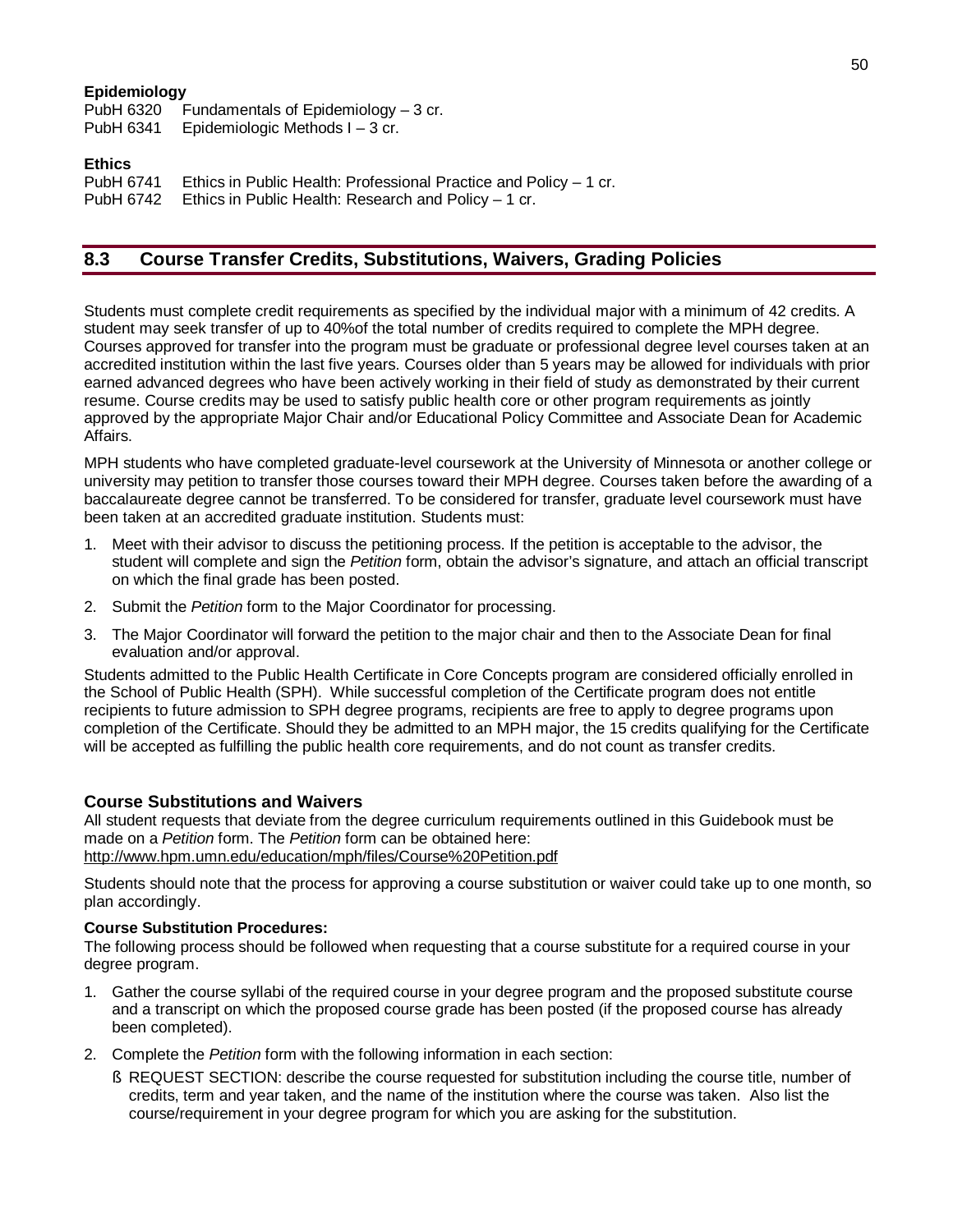**Epidemiology**

PubH 6320 Fundamentals of Epidemiology – 3 cr.
PubH 6341 Epidemiologic Methods I – 3 cr.

**Ethics**

PubH 6741 Ethics in Public Health: Professional Practice and Policy – 1 cr.
PubH 6742 Ethics in Public Health: Research and Policy – 1 cr.

## 8.3 Course Transfer Credits, Substitutions, Waivers, Grading Policies

Students must complete credit requirements as specified by the individual major with a minimum of 42 credits. A student may seek transfer of up to 40%of the total number of credits required to complete the MPH degree. Courses approved for transfer into the program must be graduate or professional degree level courses taken at an accredited institution within the last five years. Courses older than 5 years may be allowed for individuals with prior earned advanced degrees who have been actively working in their field of study as demonstrated by their current resume. Course credits may be used to satisfy public health core or other program requirements as jointly approved by the appropriate Major Chair and/or Educational Policy Committee and Associate Dean for Academic Affairs.

MPH students who have completed graduate-level coursework at the University of Minnesota or another college or university may petition to transfer those courses toward their MPH degree. Courses taken before the awarding of a baccalaureate degree cannot be transferred. To be considered for transfer, graduate level coursework must have been taken at an accredited graduate institution. Students must:

1. Meet with their advisor to discuss the petitioning process. If the petition is acceptable to the advisor, the student will complete and sign the *Petition* form, obtain the advisor's signature, and attach an official transcript on which the final grade has been posted.
2. Submit the *Petition* form to the Major Coordinator for processing.
3. The Major Coordinator will forward the petition to the major chair and then to the Associate Dean for final evaluation and/or approval.

Students admitted to the Public Health Certificate in Core Concepts program are considered officially enrolled in the School of Public Health (SPH). While successful completion of the Certificate program does not entitle recipients to future admission to SPH degree programs, recipients are free to apply to degree programs upon completion of the Certificate. Should they be admitted to an MPH major, the 15 credits qualifying for the Certificate will be accepted as fulfilling the public health core requirements, and do not count as transfer credits.

### Course Substitutions and Waivers

All student requests that deviate from the degree curriculum requirements outlined in this Guidebook must be made on a *Petition* form. The *Petition* form can be obtained here: http://www.hpm.umn.edu/education/mph/files/Course%20Petition.pdf

Students should note that the process for approving a course substitution or waiver could take up to one month, so plan accordingly.

**Course Substitution Procedures:**

The following process should be followed when requesting that a course substitute for a required course in your degree program.

1. Gather the course syllabi of the required course in your degree program and the proposed substitute course and a transcript on which the proposed course grade has been posted (if the proposed course has already been completed).
2. Complete the *Petition* form with the following information in each section:
   - REQUEST SECTION: describe the course requested for substitution including the course title, number of credits, term and year taken, and the name of the institution where the course was taken. Also list the course/requirement in your degree program for which you are asking for the substitution.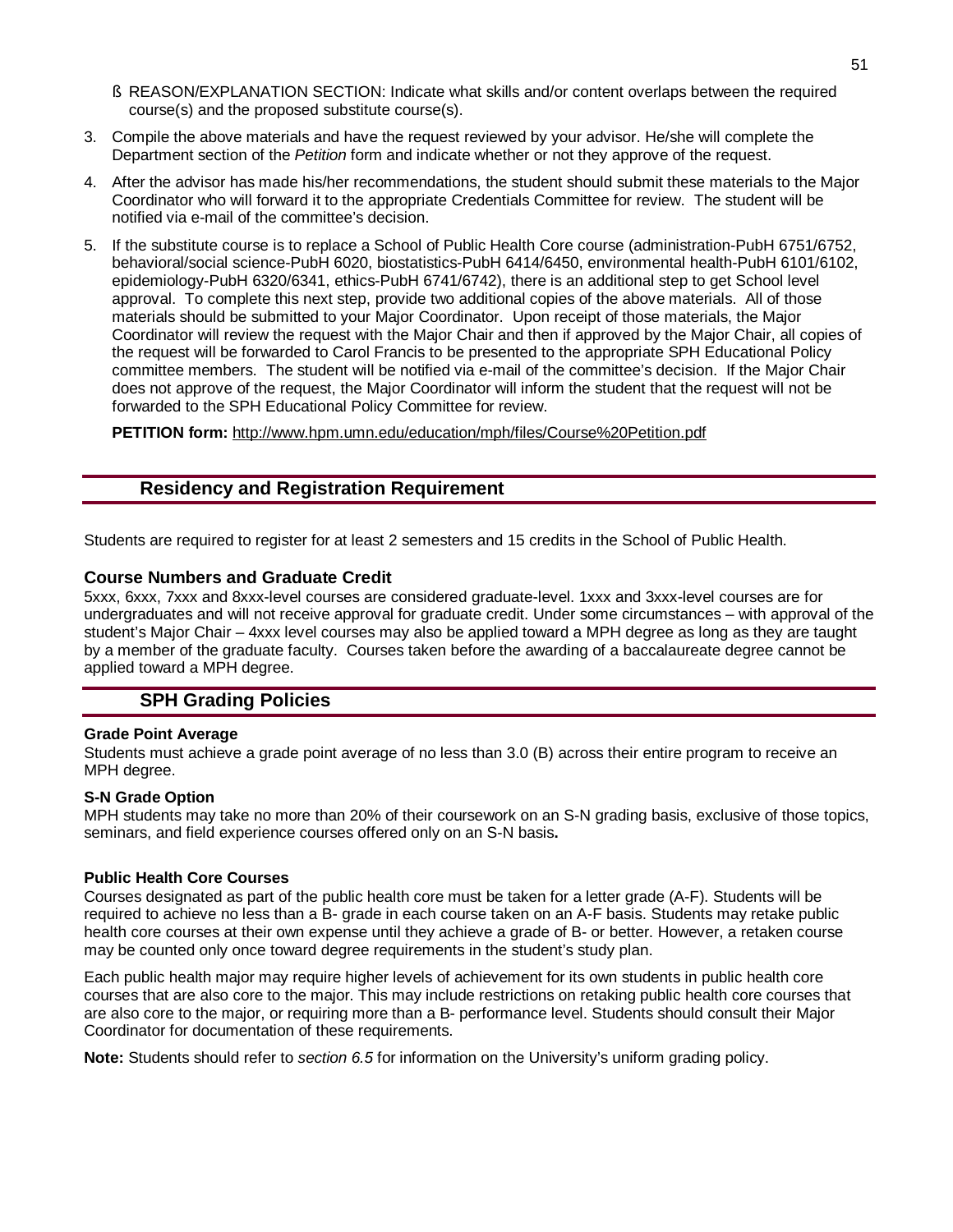- § REASON/EXPLANATION SECTION: Indicate what skills and/or content overlaps between the required course(s) and the proposed substitute course(s).

3. Compile the above materials and have the request reviewed by your advisor. He/she will complete the Department section of the *Petition* form and indicate whether or not they approve of the request.

4. After the advisor has made his/her recommendations, the student should submit these materials to the Major Coordinator who will forward it to the appropriate Credentials Committee for review. The student will be notified via e-mail of the committee's decision.

5. If the substitute course is to replace a School of Public Health Core course (administration-PubH 6751/6752, behavioral/social science-PubH 6020, biostatistics-PubH 6414/6450, environmental health-PubH 6101/6102, epidemiology-PubH 6320/6341, ethics-PubH 6741/6742), there is an additional step to get School level approval. To complete this next step, provide two additional copies of the above materials. All of those materials should be submitted to your Major Coordinator. Upon receipt of those materials, the Major Coordinator will review the request with the Major Chair and then if approved by the Major Chair, all copies of the request will be forwarded to Carol Francis to be presented to the appropriate SPH Educational Policy committee members. The student will be notified via e-mail of the committee's decision. If the Major Chair does not approve of the request, the Major Coordinator will inform the student that the request will not be forwarded to the SPH Educational Policy Committee for review.

**PETITION form:** http://www.hpm.umn.edu/education/mph/files/Course%20Petition.pdf

## Residency and Registration Requirement

Students are required to register for at least 2 semesters and 15 credits in the School of Public Health.

### Course Numbers and Graduate Credit

5xxx, 6xxx, 7xxx and 8xxx-level courses are considered graduate-level. 1xxx and 3xxx-level courses are for undergraduates and will not receive approval for graduate credit. Under some circumstances – with approval of the student's Major Chair – 4xxx level courses may also be applied toward a MPH degree as long as they are taught by a member of the graduate faculty. Courses taken before the awarding of a baccalaureate degree cannot be applied toward a MPH degree.

## SPH Grading Policies

#### Grade Point Average

Students must achieve a grade point average of no less than 3.0 (B) across their entire program to receive an MPH degree.

#### S-N Grade Option

MPH students may take no more than 20% of their coursework on an S-N grading basis, exclusive of those topics, seminars, and field experience courses offered only on an S-N basis**.**

#### Public Health Core Courses

Courses designated as part of the public health core must be taken for a letter grade (A-F). Students will be required to achieve no less than a B- grade in each course taken on an A-F basis. Students may retake public health core courses at their own expense until they achieve a grade of B- or better. However, a retaken course may be counted only once toward degree requirements in the student's study plan.

Each public health major may require higher levels of achievement for its own students in public health core courses that are also core to the major. This may include restrictions on retaking public health core courses that are also core to the major, or requiring more than a B- performance level. Students should consult their Major Coordinator for documentation of these requirements.

**Note:** Students should refer to *section 6.5* for information on the University's uniform grading policy.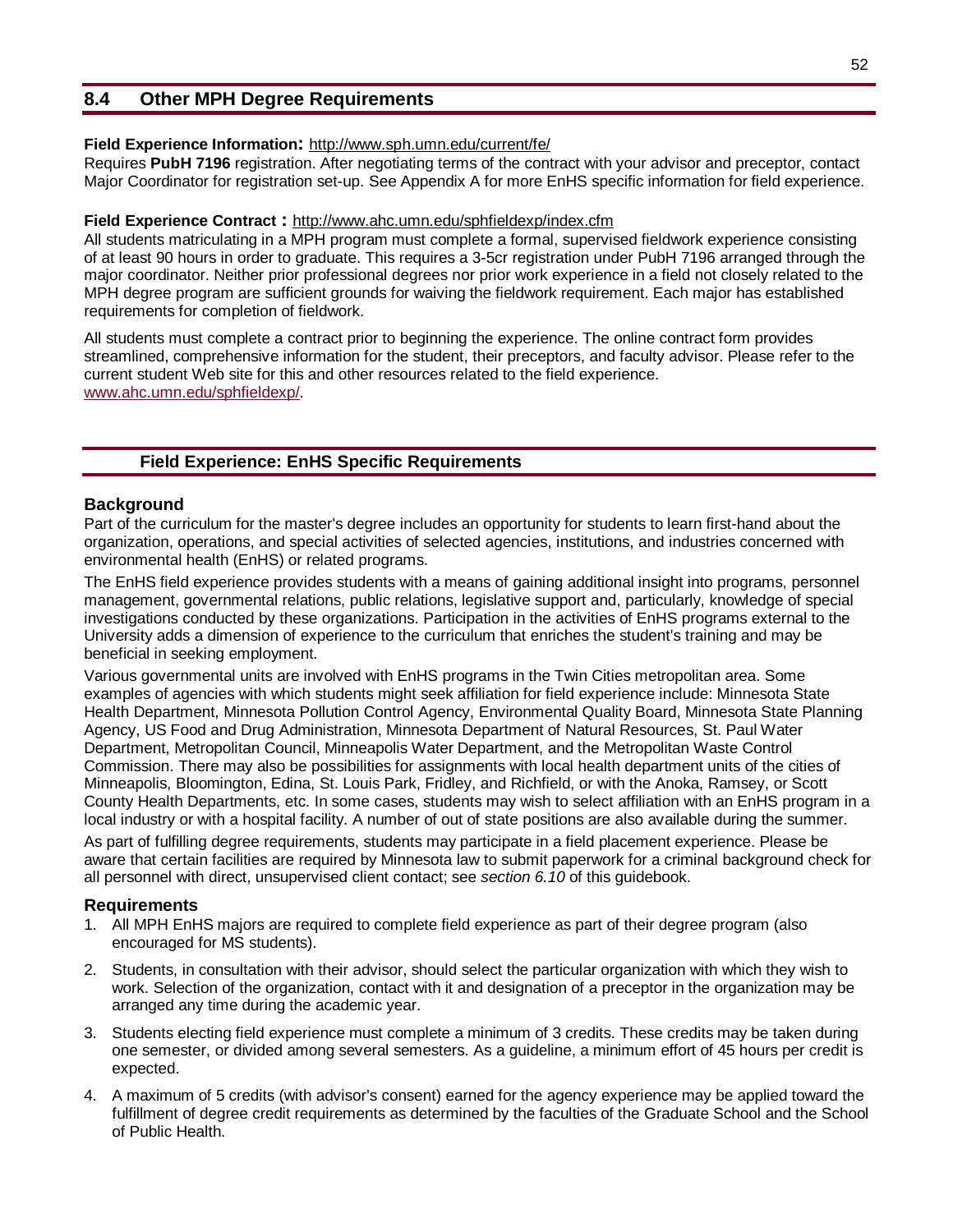## 8.4 Other MPH Degree Requirements

**Field Experience Information:** http://www.sph.umn.edu/current/fe/

Requires **PubH 7196** registration. After negotiating terms of the contract with your advisor and preceptor, contact Major Coordinator for registration set-up. See Appendix A for more EnHS specific information for field experience.

**Field Experience Contract :** http://www.ahc.umn.edu/sphfieldexp/index.cfm

All students matriculating in a MPH program must complete a formal, supervised fieldwork experience consisting of at least 90 hours in order to graduate. This requires a 3-5cr registration under PubH 7196 arranged through the major coordinator. Neither prior professional degrees nor prior work experience in a field not closely related to the MPH degree program are sufficient grounds for waiving the fieldwork requirement. Each major has established requirements for completion of fieldwork.

All students must complete a contract prior to beginning the experience. The online contract form provides streamlined, comprehensive information for the student, their preceptors, and faculty advisor. Please refer to the current student Web site for this and other resources related to the field experience. www.ahc.umn.edu/sphfieldexp/.

### Field Experience: EnHS Specific Requirements

#### Background

Part of the curriculum for the master's degree includes an opportunity for students to learn first-hand about the organization, operations, and special activities of selected agencies, institutions, and industries concerned with environmental health (EnHS) or related programs.

The EnHS field experience provides students with a means of gaining additional insight into programs, personnel management, governmental relations, public relations, legislative support and, particularly, knowledge of special investigations conducted by these organizations. Participation in the activities of EnHS programs external to the University adds a dimension of experience to the curriculum that enriches the student's training and may be beneficial in seeking employment.

Various governmental units are involved with EnHS programs in the Twin Cities metropolitan area. Some examples of agencies with which students might seek affiliation for field experience include: Minnesota State Health Department, Minnesota Pollution Control Agency, Environmental Quality Board, Minnesota State Planning Agency, US Food and Drug Administration, Minnesota Department of Natural Resources, St. Paul Water Department, Metropolitan Council, Minneapolis Water Department, and the Metropolitan Waste Control Commission. There may also be possibilities for assignments with local health department units of the cities of Minneapolis, Bloomington, Edina, St. Louis Park, Fridley, and Richfield, or with the Anoka, Ramsey, or Scott County Health Departments, etc. In some cases, students may wish to select affiliation with an EnHS program in a local industry or with a hospital facility. A number of out of state positions are also available during the summer.

As part of fulfilling degree requirements, students may participate in a field placement experience. Please be aware that certain facilities are required by Minnesota law to submit paperwork for a criminal background check for all personnel with direct, unsupervised client contact; see *section 6.10* of this guidebook.

#### Requirements

1. All MPH EnHS majors are required to complete field experience as part of their degree program (also encouraged for MS students).
2. Students, in consultation with their advisor, should select the particular organization with which they wish to work. Selection of the organization, contact with it and designation of a preceptor in the organization may be arranged any time during the academic year.
3. Students electing field experience must complete a minimum of 3 credits. These credits may be taken during one semester, or divided among several semesters. As a guideline, a minimum effort of 45 hours per credit is expected.
4. A maximum of 5 credits (with advisor's consent) earned for the agency experience may be applied toward the fulfillment of degree credit requirements as determined by the faculties of the Graduate School and the School of Public Health.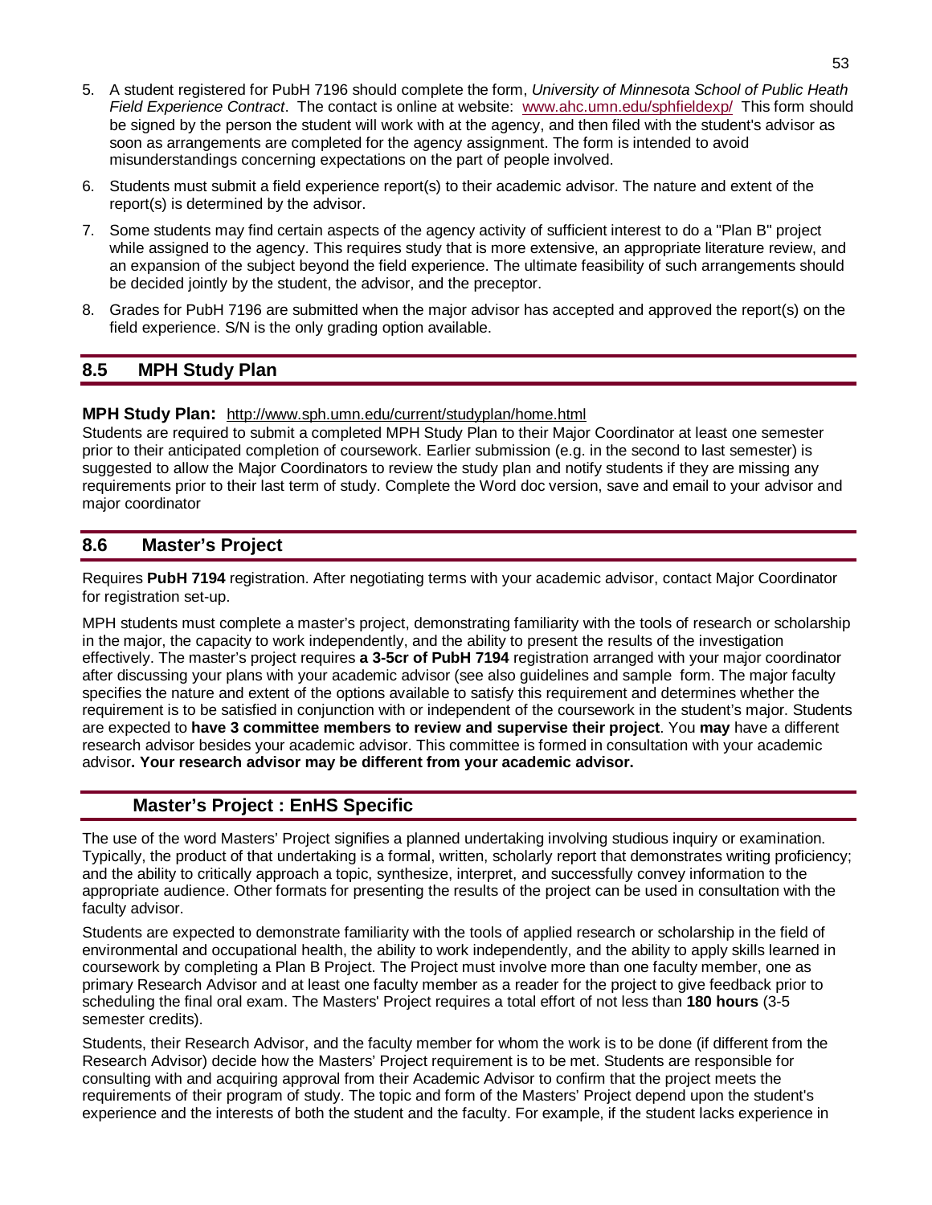5. A student registered for PubH 7196 should complete the form, *University of Minnesota School of Public Heath Field Experience Contract*. The contact is online at website: www.ahc.umn.edu/sphfieldexp/ This form should be signed by the person the student will work with at the agency, and then filed with the student's advisor as soon as arrangements are completed for the agency assignment. The form is intended to avoid misunderstandings concerning expectations on the part of people involved.
6. Students must submit a field experience report(s) to their academic advisor. The nature and extent of the report(s) is determined by the advisor.
7. Some students may find certain aspects of the agency activity of sufficient interest to do a "Plan B" project while assigned to the agency. This requires study that is more extensive, an appropriate literature review, and an expansion of the subject beyond the field experience. The ultimate feasibility of such arrangements should be decided jointly by the student, the advisor, and the preceptor.
8. Grades for PubH 7196 are submitted when the major advisor has accepted and approved the report(s) on the field experience. S/N is the only grading option available.

## 8.5 MPH Study Plan

**MPH Study Plan:** http://www.sph.umn.edu/current/studyplan/home.html
Students are required to submit a completed MPH Study Plan to their Major Coordinator at least one semester prior to their anticipated completion of coursework. Earlier submission (e.g. in the second to last semester) is suggested to allow the Major Coordinators to review the study plan and notify students if they are missing any requirements prior to their last term of study. Complete the Word doc version, save and email to your advisor and major coordinator

## 8.6 Master's Project

Requires **PubH 7194** registration. After negotiating terms with your academic advisor, contact Major Coordinator for registration set-up.

MPH students must complete a master's project, demonstrating familiarity with the tools of research or scholarship in the major, the capacity to work independently, and the ability to present the results of the investigation effectively. The master's project requires **a 3-5cr of PubH 7194** registration arranged with your major coordinator after discussing your plans with your academic advisor (see also guidelines and sample form. The major faculty specifies the nature and extent of the options available to satisfy this requirement and determines whether the requirement is to be satisfied in conjunction with or independent of the coursework in the student's major. Students are expected to **have 3 committee members to review and supervise their project**. You **may** have a different research advisor besides your academic advisor. This committee is formed in consultation with your academic advisor**. Your research advisor may be different from your academic advisor.**

## Master's Project : EnHS Specific

The use of the word Masters' Project signifies a planned undertaking involving studious inquiry or examination. Typically, the product of that undertaking is a formal, written, scholarly report that demonstrates writing proficiency; and the ability to critically approach a topic, synthesize, interpret, and successfully convey information to the appropriate audience. Other formats for presenting the results of the project can be used in consultation with the faculty advisor.

Students are expected to demonstrate familiarity with the tools of applied research or scholarship in the field of environmental and occupational health, the ability to work independently, and the ability to apply skills learned in coursework by completing a Plan B Project. The Project must involve more than one faculty member, one as primary Research Advisor and at least one faculty member as a reader for the project to give feedback prior to scheduling the final oral exam. The Masters' Project requires a total effort of not less than **180 hours** (3-5 semester credits).

Students, their Research Advisor, and the faculty member for whom the work is to be done (if different from the Research Advisor) decide how the Masters' Project requirement is to be met. Students are responsible for consulting with and acquiring approval from their Academic Advisor to confirm that the project meets the requirements of their program of study. The topic and form of the Masters' Project depend upon the student's experience and the interests of both the student and the faculty. For example, if the student lacks experience in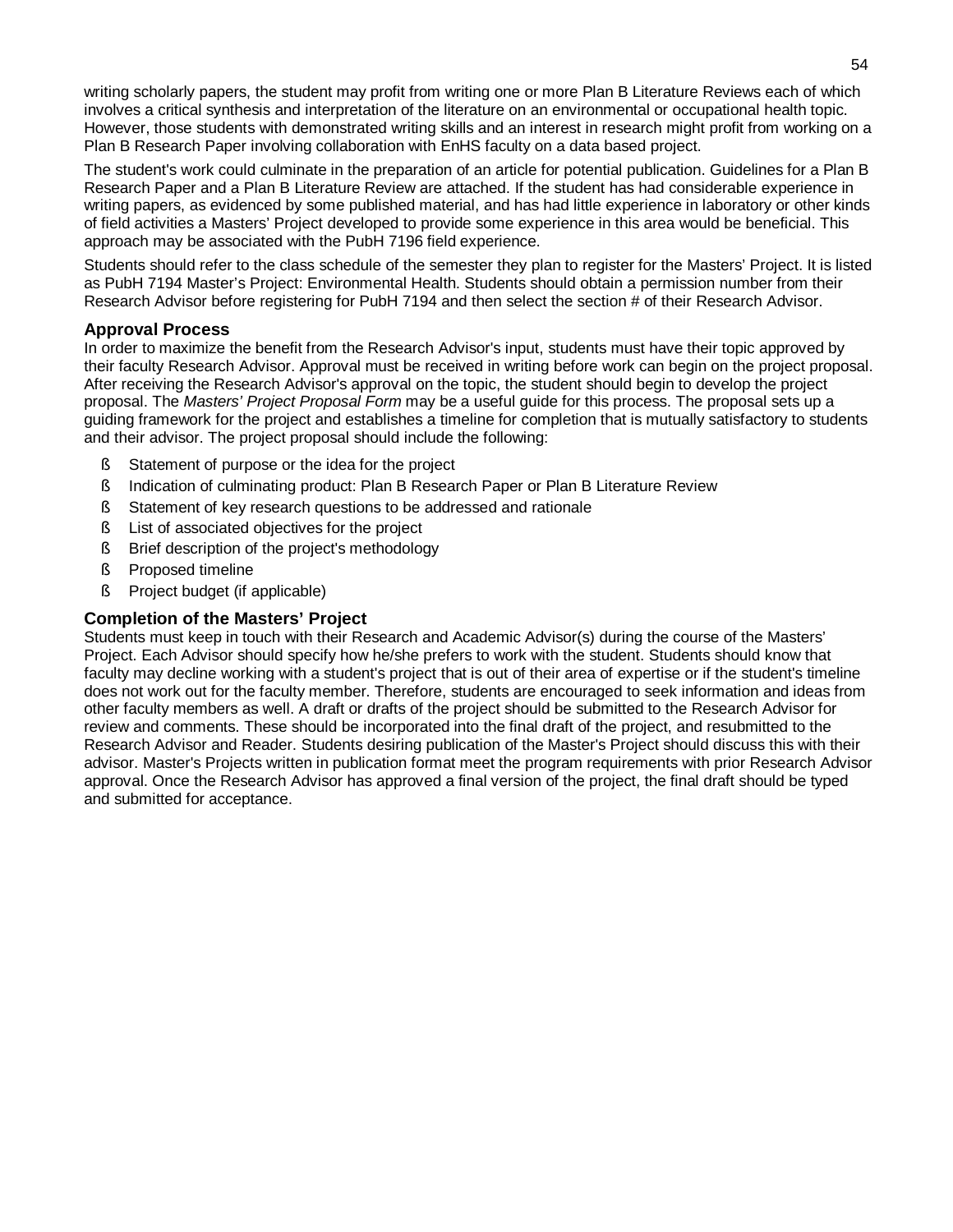writing scholarly papers, the student may profit from writing one or more Plan B Literature Reviews each of which involves a critical synthesis and interpretation of the literature on an environmental or occupational health topic. However, those students with demonstrated writing skills and an interest in research might profit from working on a Plan B Research Paper involving collaboration with EnHS faculty on a data based project.

The student's work could culminate in the preparation of an article for potential publication. Guidelines for a Plan B Research Paper and a Plan B Literature Review are attached. If the student has had considerable experience in writing papers, as evidenced by some published material, and has had little experience in laboratory or other kinds of field activities a Masters' Project developed to provide some experience in this area would be beneficial. This approach may be associated with the PubH 7196 field experience.

Students should refer to the class schedule of the semester they plan to register for the Masters' Project. It is listed as PubH 7194 Master's Project: Environmental Health. Students should obtain a permission number from their Research Advisor before registering for PubH 7194 and then select the section # of their Research Advisor.

### Approval Process

In order to maximize the benefit from the Research Advisor's input, students must have their topic approved by their faculty Research Advisor. Approval must be received in writing before work can begin on the project proposal. After receiving the Research Advisor's approval on the topic, the student should begin to develop the project proposal. The *Masters' Project Proposal Form* may be a useful guide for this process. The proposal sets up a guiding framework for the project and establishes a timeline for completion that is mutually satisfactory to students and their advisor. The project proposal should include the following:

- Statement of purpose or the idea for the project
- Indication of culminating product: Plan B Research Paper or Plan B Literature Review
- Statement of key research questions to be addressed and rationale
- List of associated objectives for the project
- Brief description of the project's methodology
- Proposed timeline
- Project budget (if applicable)

### Completion of the Masters' Project

Students must keep in touch with their Research and Academic Advisor(s) during the course of the Masters' Project. Each Advisor should specify how he/she prefers to work with the student. Students should know that faculty may decline working with a student's project that is out of their area of expertise or if the student's timeline does not work out for the faculty member. Therefore, students are encouraged to seek information and ideas from other faculty members as well. A draft or drafts of the project should be submitted to the Research Advisor for review and comments. These should be incorporated into the final draft of the project, and resubmitted to the Research Advisor and Reader. Students desiring publication of the Master's Project should discuss this with their advisor. Master's Projects written in publication format meet the program requirements with prior Research Advisor approval. Once the Research Advisor has approved a final version of the project, the final draft should be typed and submitted for acceptance.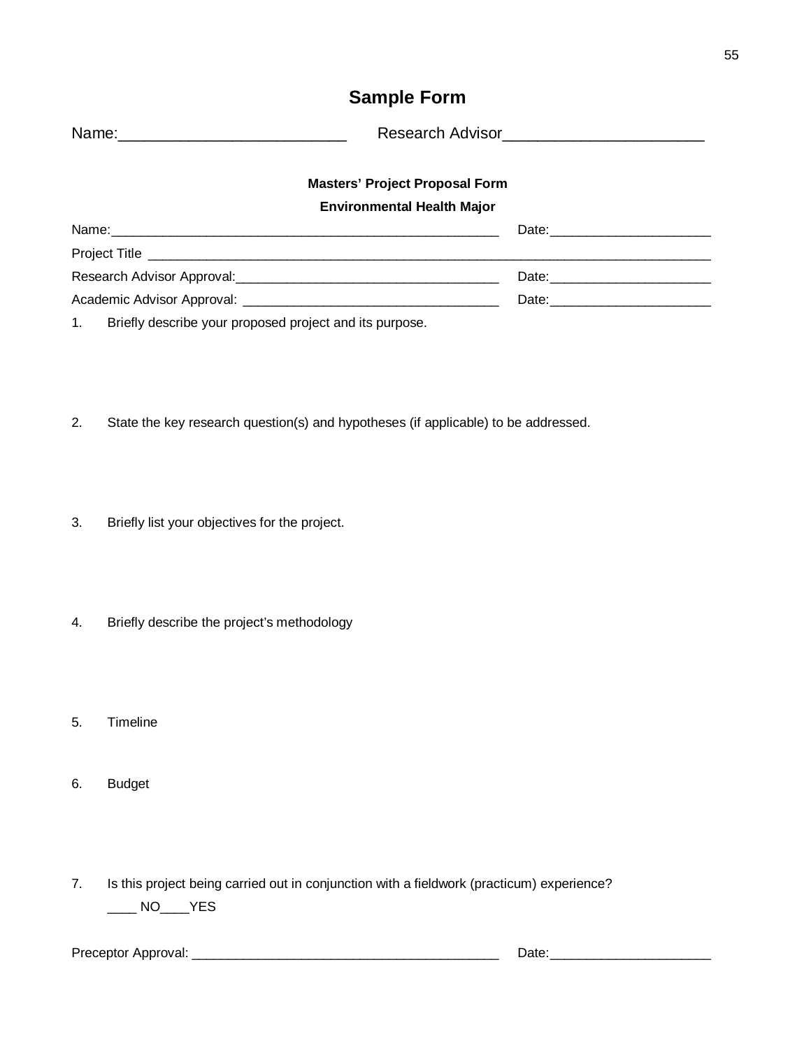# Sample Form

Name:___________________________ Research Advisor_______________________

**Masters' Project Proposal Form**

**Environmental Health Major**

Name:_____________________________________________________ Date:______________________

Project Title _____________________________________________________________________________

Research Advisor Approval:____________________________________ Date:______________________

Academic Advisor Approval: ____________________________________ Date:______________________

1. Briefly describe your proposed project and its purpose.

2. State the key research question(s) and hypotheses (if applicable) to be addressed.

3. Briefly list your objectives for the project.

4. Briefly describe the project's methodology

5. Timeline

6. Budget

7. Is this project being carried out in conjunction with a fieldwork (practicum) experience?

   ____ NO____YES

Preceptor Approval: ____________________________________________ Date:______________________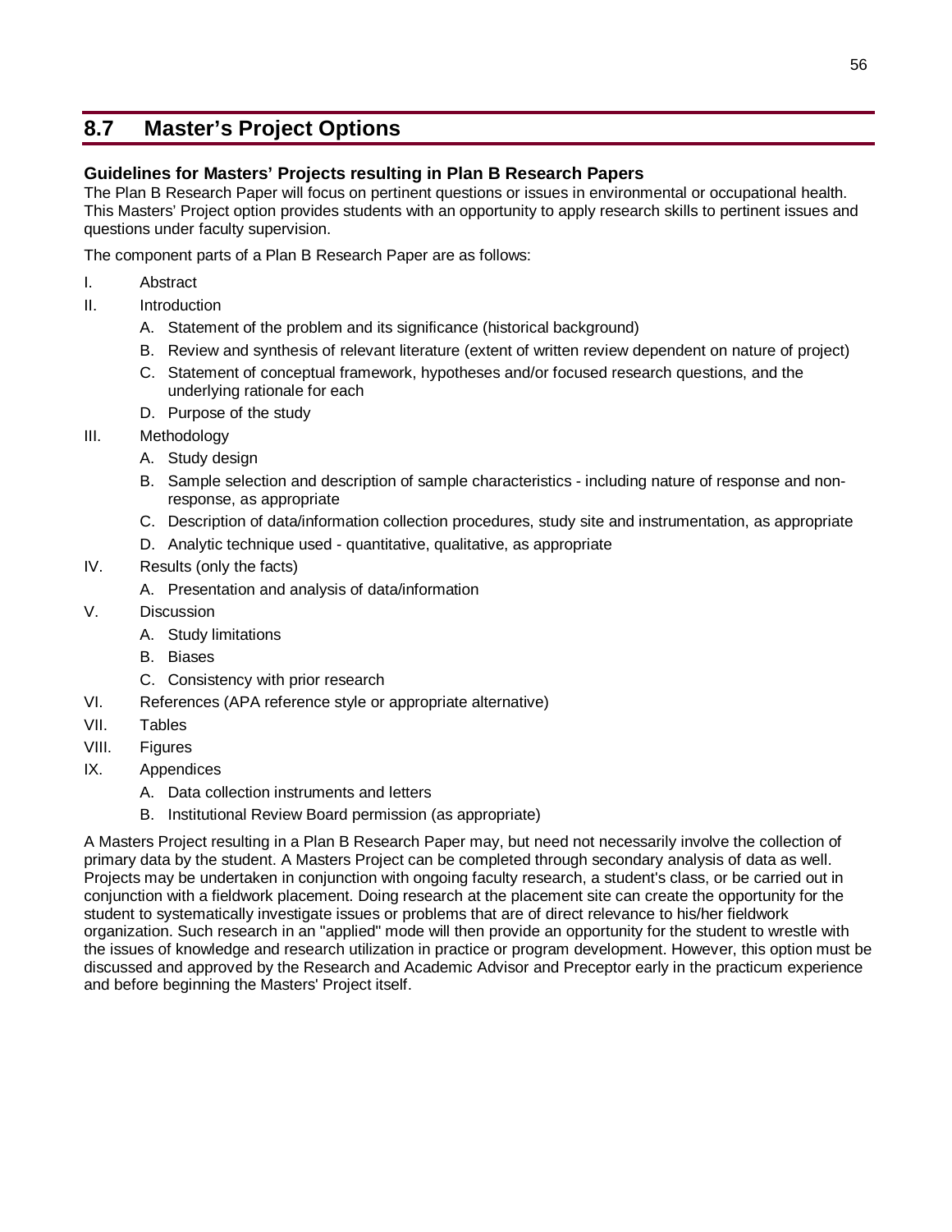## 8.7 Master's Project Options

### Guidelines for Masters' Projects resulting in Plan B Research Papers

The Plan B Research Paper will focus on pertinent questions or issues in environmental or occupational health. This Masters' Project option provides students with an opportunity to apply research skills to pertinent issues and questions under faculty supervision.

The component parts of a Plan B Research Paper are as follows:

I. Abstract

II. Introduction
   - A. Statement of the problem and its significance (historical background)
   - B. Review and synthesis of relevant literature (extent of written review dependent on nature of project)
   - C. Statement of conceptual framework, hypotheses and/or focused research questions, and the underlying rationale for each
   - D. Purpose of the study

III. Methodology
   - A. Study design
   - B. Sample selection and description of sample characteristics - including nature of response and non-response, as appropriate
   - C. Description of data/information collection procedures, study site and instrumentation, as appropriate
   - D. Analytic technique used - quantitative, qualitative, as appropriate

IV. Results (only the facts)
   - A. Presentation and analysis of data/information

V. Discussion
   - A. Study limitations
   - B. Biases
   - C. Consistency with prior research

VI. References (APA reference style or appropriate alternative)

VII. Tables

VIII. Figures

IX. Appendices
   - A. Data collection instruments and letters
   - B. Institutional Review Board permission (as appropriate)

A Masters Project resulting in a Plan B Research Paper may, but need not necessarily involve the collection of primary data by the student. A Masters Project can be completed through secondary analysis of data as well. Projects may be undertaken in conjunction with ongoing faculty research, a student's class, or be carried out in conjunction with a fieldwork placement. Doing research at the placement site can create the opportunity for the student to systematically investigate issues or problems that are of direct relevance to his/her fieldwork organization. Such research in an "applied" mode will then provide an opportunity for the student to wrestle with the issues of knowledge and research utilization in practice or program development. However, this option must be discussed and approved by the Research and Academic Advisor and Preceptor early in the practicum experience and before beginning the Masters' Project itself.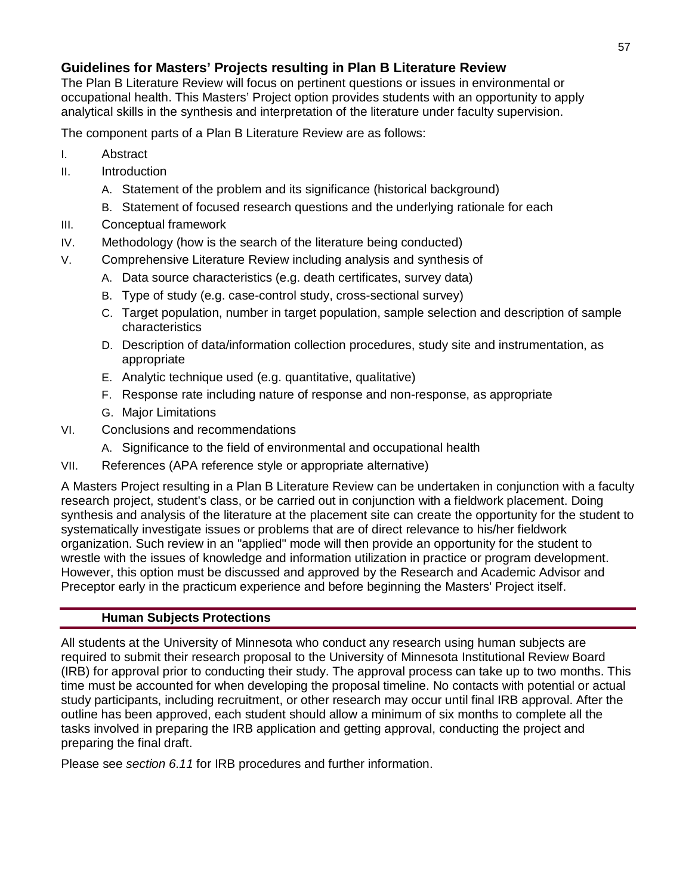## Guidelines for Masters' Projects resulting in Plan B Literature Review

The Plan B Literature Review will focus on pertinent questions or issues in environmental or occupational health. This Masters' Project option provides students with an opportunity to apply analytical skills in the synthesis and interpretation of the literature under faculty supervision.

The component parts of a Plan B Literature Review are as follows:

I. Abstract
II. Introduction
   A. Statement of the problem and its significance (historical background)
   B. Statement of focused research questions and the underlying rationale for each
III. Conceptual framework
IV. Methodology (how is the search of the literature being conducted)
V. Comprehensive Literature Review including analysis and synthesis of
   A. Data source characteristics (e.g. death certificates, survey data)
   B. Type of study (e.g. case-control study, cross-sectional survey)
   C. Target population, number in target population, sample selection and description of sample characteristics
   D. Description of data/information collection procedures, study site and instrumentation, as appropriate
   E. Analytic technique used (e.g. quantitative, qualitative)
   F. Response rate including nature of response and non-response, as appropriate
   G. Major Limitations
VI. Conclusions and recommendations
   A. Significance to the field of environmental and occupational health
VII. References (APA reference style or appropriate alternative)

A Masters Project resulting in a Plan B Literature Review can be undertaken in conjunction with a faculty research project, student's class, or be carried out in conjunction with a fieldwork placement. Doing synthesis and analysis of the literature at the placement site can create the opportunity for the student to systematically investigate issues or problems that are of direct relevance to his/her fieldwork organization. Such review in an "applied" mode will then provide an opportunity for the student to wrestle with the issues of knowledge and information utilization in practice or program development. However, this option must be discussed and approved by the Research and Academic Advisor and Preceptor early in the practicum experience and before beginning the Masters' Project itself.

### Human Subjects Protections

All students at the University of Minnesota who conduct any research using human subjects are required to submit their research proposal to the University of Minnesota Institutional Review Board (IRB) for approval prior to conducting their study. The approval process can take up to two months. This time must be accounted for when developing the proposal timeline. No contacts with potential or actual study participants, including recruitment, or other research may occur until final IRB approval. After the outline has been approved, each student should allow a minimum of six months to complete all the tasks involved in preparing the IRB application and getting approval, conducting the project and preparing the final draft.

Please see *section 6.11* for IRB procedures and further information.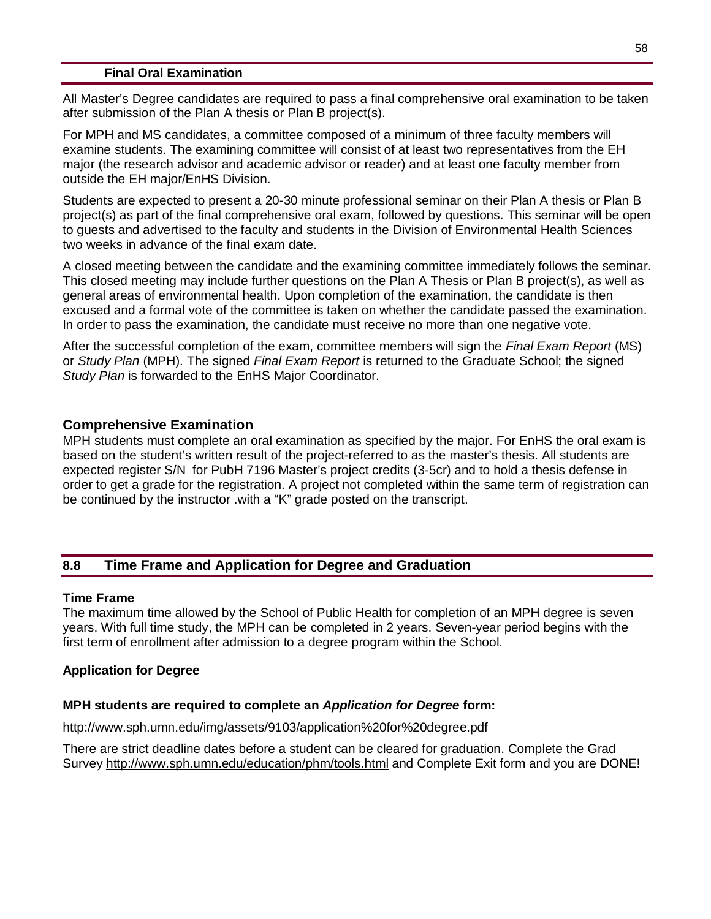### Final Oral Examination

All Master's Degree candidates are required to pass a final comprehensive oral examination to be taken after submission of the Plan A thesis or Plan B project(s).

For MPH and MS candidates, a committee composed of a minimum of three faculty members will examine students. The examining committee will consist of at least two representatives from the EH major (the research advisor and academic advisor or reader) and at least one faculty member from outside the EH major/EnHS Division.

Students are expected to present a 20-30 minute professional seminar on their Plan A thesis or Plan B project(s) as part of the final comprehensive oral exam, followed by questions. This seminar will be open to guests and advertised to the faculty and students in the Division of Environmental Health Sciences two weeks in advance of the final exam date.

A closed meeting between the candidate and the examining committee immediately follows the seminar. This closed meeting may include further questions on the Plan A Thesis or Plan B project(s), as well as general areas of environmental health. Upon completion of the examination, the candidate is then excused and a formal vote of the committee is taken on whether the candidate passed the examination. In order to pass the examination, the candidate must receive no more than one negative vote.

After the successful completion of the exam, committee members will sign the *Final Exam Report* (MS) or *Study Plan* (MPH). The signed *Final Exam Report* is returned to the Graduate School; the signed *Study Plan* is forwarded to the EnHS Major Coordinator.

### Comprehensive Examination

MPH students must complete an oral examination as specified by the major. For EnHS the oral exam is based on the student's written result of the project-referred to as the master's thesis. All students are expected register S/N for PubH 7196 Master's project credits (3-5cr) and to hold a thesis defense in order to get a grade for the registration. A project not completed within the same term of registration can be continued by the instructor .with a "K" grade posted on the transcript.

## 8.8 Time Frame and Application for Degree and Graduation

**Time Frame**

The maximum time allowed by the School of Public Health for completion of an MPH degree is seven years. With full time study, the MPH can be completed in 2 years. Seven-year period begins with the first term of enrollment after admission to a degree program within the School.

**Application for Degree**

**MPH students are required to complete an *Application for Degree* form:**

http://www.sph.umn.edu/img/assets/9103/application%20for%20degree.pdf

There are strict deadline dates before a student can be cleared for graduation. Complete the Grad Survey http://www.sph.umn.edu/education/phm/tools.html and Complete Exit form and you are DONE!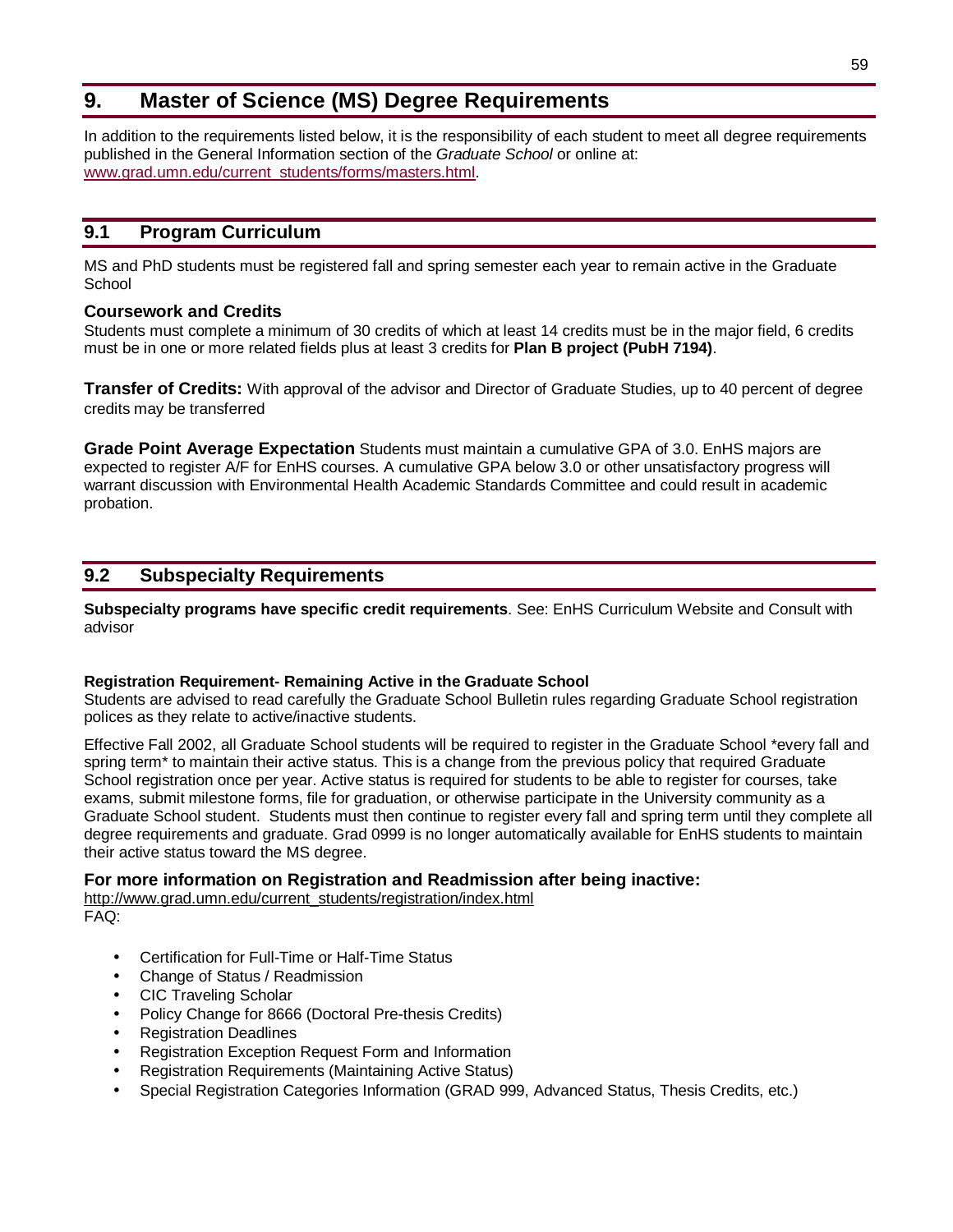# 9. Master of Science (MS) Degree Requirements

In addition to the requirements listed below, it is the responsibility of each student to meet all degree requirements published in the General Information section of the *Graduate School* or online at: www.grad.umn.edu/current_students/forms/masters.html.

## 9.1 Program Curriculum

MS and PhD students must be registered fall and spring semester each year to remain active in the Graduate School

### Coursework and Credits

Students must complete a minimum of 30 credits of which at least 14 credits must be in the major field, 6 credits must be in one or more related fields plus at least 3 credits for **Plan B project (PubH 7194)**.

**Transfer of Credits:** With approval of the advisor and Director of Graduate Studies, up to 40 percent of degree credits may be transferred

**Grade Point Average Expectation** Students must maintain a cumulative GPA of 3.0. EnHS majors are expected to register A/F for EnHS courses. A cumulative GPA below 3.0 or other unsatisfactory progress will warrant discussion with Environmental Health Academic Standards Committee and could result in academic probation.

## 9.2 Subspecialty Requirements

**Subspecialty programs have specific credit requirements**. See: EnHS Curriculum Website and Consult with advisor

#### Registration Requirement- Remaining Active in the Graduate School

Students are advised to read carefully the Graduate School Bulletin rules regarding Graduate School registration polices as they relate to active/inactive students.

Effective Fall 2002, all Graduate School students will be required to register in the Graduate School *every fall and spring term* to maintain their active status. This is a change from the previous policy that required Graduate School registration once per year. Active status is required for students to be able to register for courses, take exams, submit milestone forms, file for graduation, or otherwise participate in the University community as a Graduate School student. Students must then continue to register every fall and spring term until they complete all degree requirements and graduate. Grad 0999 is no longer automatically available for EnHS students to maintain their active status toward the MS degree.

### For more information on Registration and Readmission after being inactive:

http://www.grad.umn.edu/current_students/registration/index.html
FAQ:

- Certification for Full-Time or Half-Time Status
- Change of Status / Readmission
- CIC Traveling Scholar
- Policy Change for 8666 (Doctoral Pre-thesis Credits)
- Registration Deadlines
- Registration Exception Request Form and Information
- Registration Requirements (Maintaining Active Status)
- Special Registration Categories Information (GRAD 999, Advanced Status, Thesis Credits, etc.)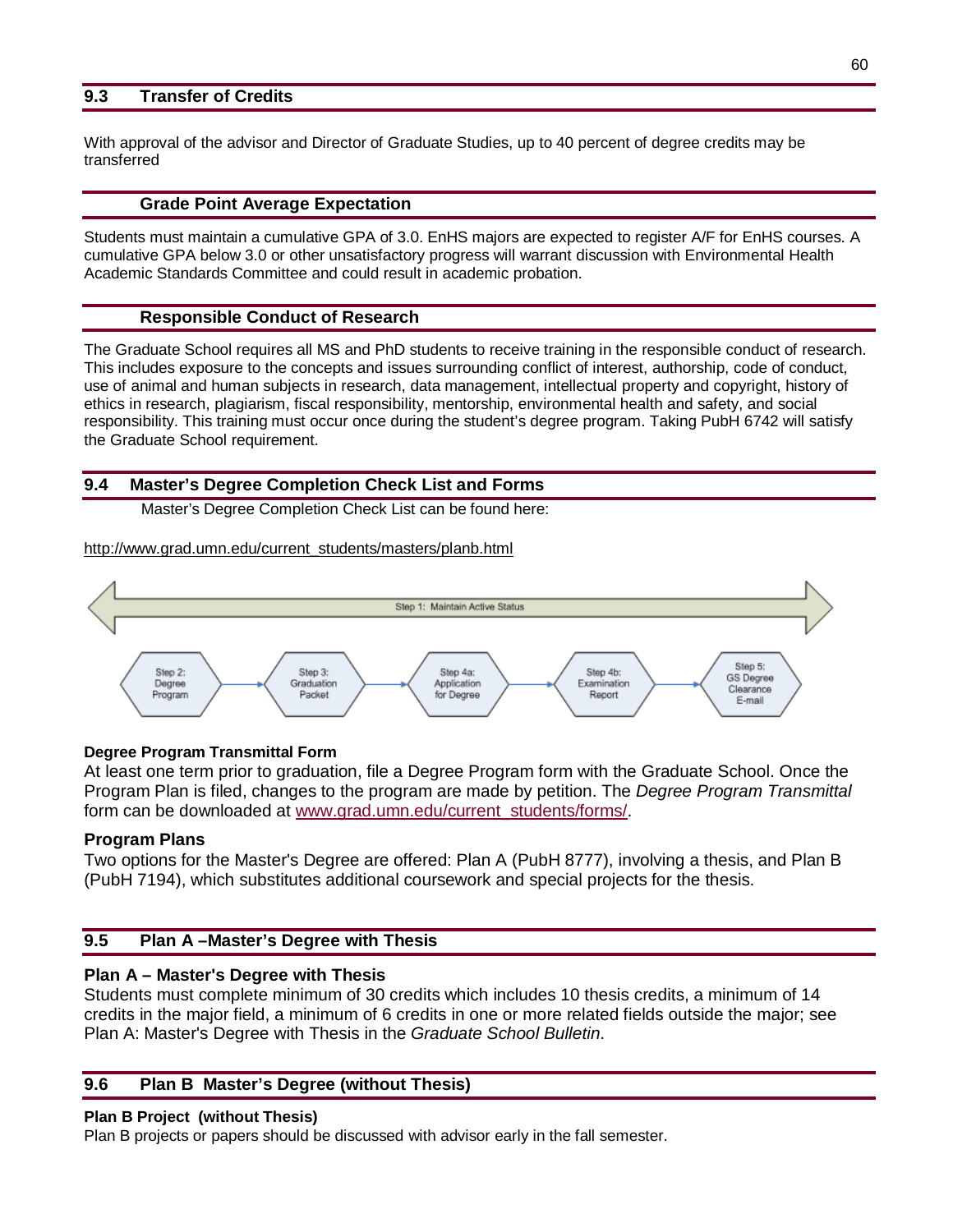## 9.3 Transfer of Credits

With approval of the advisor and Director of Graduate Studies, up to 40 percent of degree credits may be transferred

## Grade Point Average Expectation

Students must maintain a cumulative GPA of 3.0. EnHS majors are expected to register A/F for EnHS courses. A cumulative GPA below 3.0 or other unsatisfactory progress will warrant discussion with Environmental Health Academic Standards Committee and could result in academic probation.

## Responsible Conduct of Research

The Graduate School requires all MS and PhD students to receive training in the responsible conduct of research. This includes exposure to the concepts and issues surrounding conflict of interest, authorship, code of conduct, use of animal and human subjects in research, data management, intellectual property and copyright, history of ethics in research, plagiarism, fiscal responsibility, mentorship, environmental health and safety, and social responsibility. This training must occur once during the student's degree program. Taking PubH 6742 will satisfy the Graduate School requirement.

## 9.4 Master's Degree Completion Check List and Forms

Master's Degree Completion Check List can be found here:

http://www.grad.umn.edu/current_students/masters/planb.html

Step 1: Maintain Active Status

Step 2: Degree Program → Step 3: Graduation Packet → Step 4a: Application for Degree → Step 4b: Examination Report → Step 5: GS Degree Clearance E-mail

**Degree Program Transmittal Form**

At least one term prior to graduation, file a Degree Program form with the Graduate School. Once the Program Plan is filed, changes to the program are made by petition. The *Degree Program Transmittal* form can be downloaded at www.grad.umn.edu/current_students/forms/.

**Program Plans**

Two options for the Master's Degree are offered: Plan A (PubH 8777), involving a thesis, and Plan B (PubH 7194), which substitutes additional coursework and special projects for the thesis.

## 9.5 Plan A –Master's Degree with Thesis

**Plan A – Master's Degree with Thesis**

Students must complete minimum of 30 credits which includes 10 thesis credits, a minimum of 14 credits in the major field, a minimum of 6 credits in one or more related fields outside the major; see Plan A: Master's Degree with Thesis in the *Graduate School Bulletin*.

## 9.6 Plan B Master's Degree (without Thesis)

**Plan B Project (without Thesis)**

Plan B projects or papers should be discussed with advisor early in the fall semester.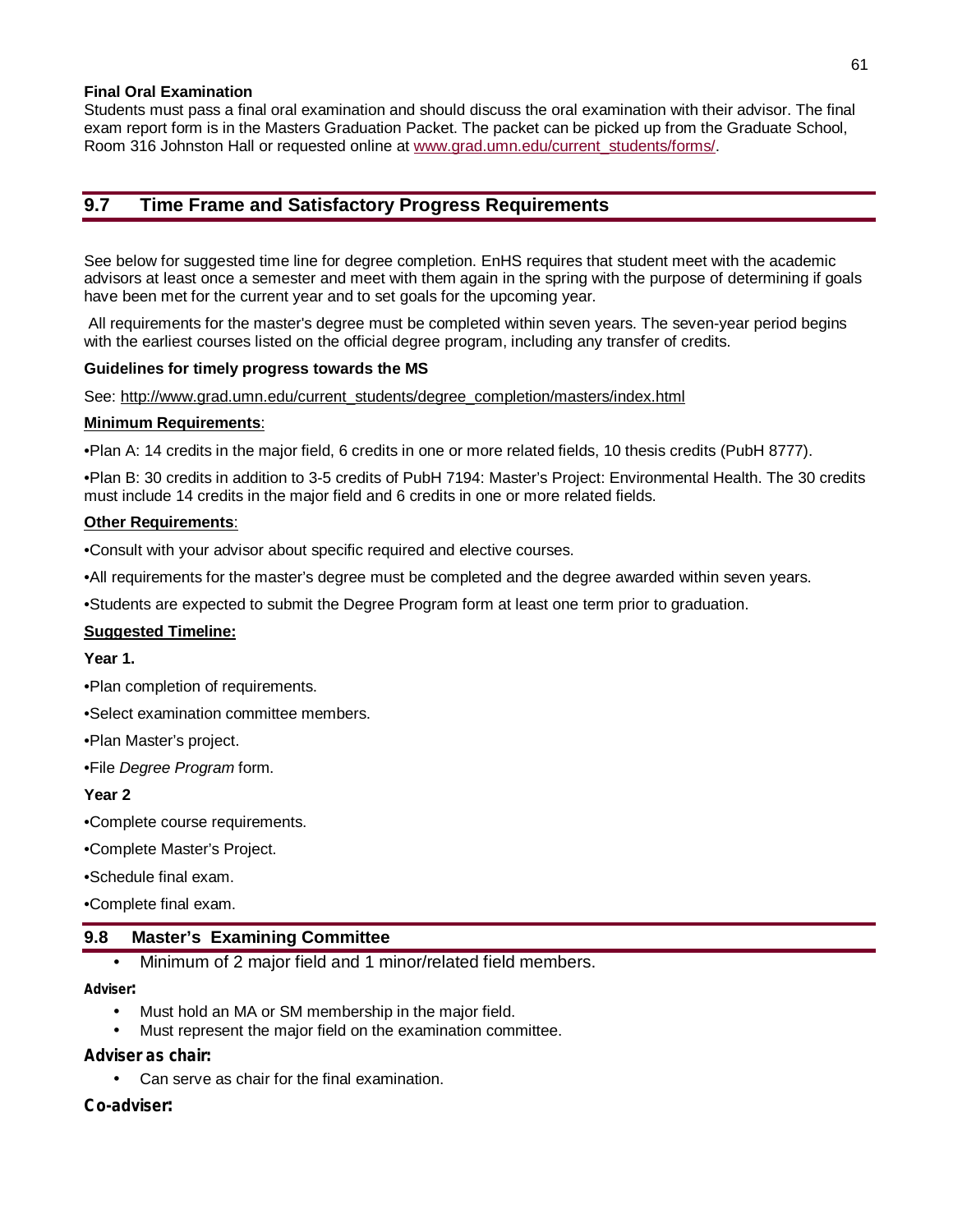**Final Oral Examination**

Students must pass a final oral examination and should discuss the oral examination with their advisor. The final exam report form is in the Masters Graduation Packet. The packet can be picked up from the Graduate School, Room 316 Johnston Hall or requested online at www.grad.umn.edu/current_students/forms/.

## 9.7 Time Frame and Satisfactory Progress Requirements

See below for suggested time line for degree completion. EnHS requires that student meet with the academic advisors at least once a semester and meet with them again in the spring with the purpose of determining if goals have been met for the current year and to set goals for the upcoming year.

All requirements for the master's degree must be completed within seven years. The seven-year period begins with the earliest courses listed on the official degree program, including any transfer of credits.

**Guidelines for timely progress towards the MS**

See: http://www.grad.umn.edu/current_students/degree_completion/masters/index.html

**Minimum Requirements**:

•Plan A: 14 credits in the major field, 6 credits in one or more related fields, 10 thesis credits (PubH 8777).

•Plan B: 30 credits in addition to 3-5 credits of PubH 7194: Master's Project: Environmental Health. The 30 credits must include 14 credits in the major field and 6 credits in one or more related fields.

**Other Requirements**:

•Consult with your advisor about specific required and elective courses.

•All requirements for the master's degree must be completed and the degree awarded within seven years.

•Students are expected to submit the Degree Program form at least one term prior to graduation.

**Suggested Timeline:**

**Year 1.**

•Plan completion of requirements.

•Select examination committee members.

•Plan Master's project.

•File *Degree Program* form.

**Year 2**

•Complete course requirements.

•Complete Master's Project.

•Schedule final exam.

•Complete final exam.

## 9.8 Master's Examining Committee

- Minimum of 2 major field and 1 minor/related field members.

**Adviser:**

- Must hold an MA or SM membership in the major field.
- Must represent the major field on the examination committee.

**Adviser as chair:**

- Can serve as chair for the final examination.

**Co-adviser:**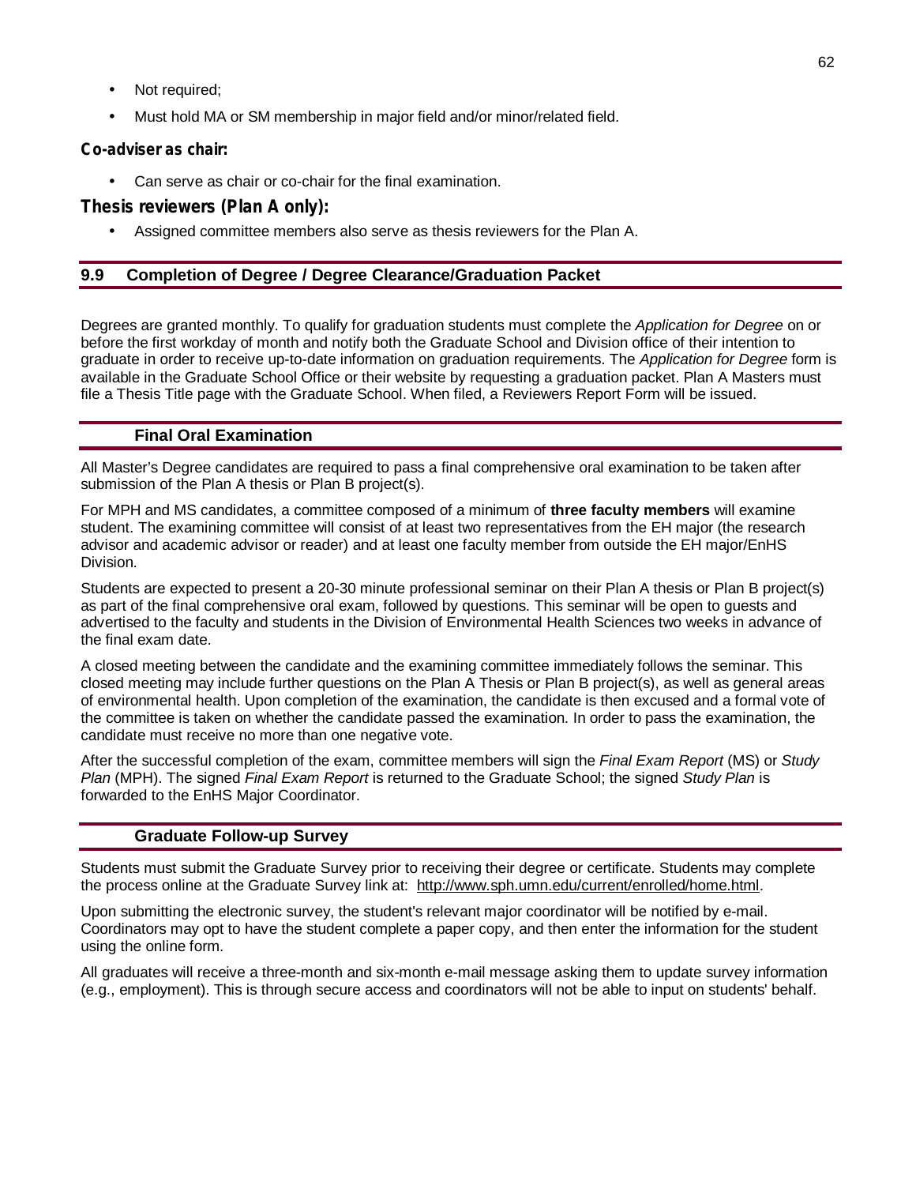- Not required;
- Must hold MA or SM membership in major field and/or minor/related field.

**Co-adviser as chair:**

- Can serve as chair or co-chair for the final examination.

**Thesis reviewers (Plan A only):**

- Assigned committee members also serve as thesis reviewers for the Plan A.

## 9.9 Completion of Degree / Degree Clearance/Graduation Packet

Degrees are granted monthly. To qualify for graduation students must complete the *Application for Degree* on or before the first workday of month and notify both the Graduate School and Division office of their intention to graduate in order to receive up-to-date information on graduation requirements. The *Application for Degree* form is available in the Graduate School Office or their website by requesting a graduation packet. Plan A Masters must file a Thesis Title page with the Graduate School. When filed, a Reviewers Report Form will be issued.

### Final Oral Examination

All Master's Degree candidates are required to pass a final comprehensive oral examination to be taken after submission of the Plan A thesis or Plan B project(s).

For MPH and MS candidates, a committee composed of a minimum of **three faculty members** will examine student. The examining committee will consist of at least two representatives from the EH major (the research advisor and academic advisor or reader) and at least one faculty member from outside the EH major/EnHS Division.

Students are expected to present a 20-30 minute professional seminar on their Plan A thesis or Plan B project(s) as part of the final comprehensive oral exam, followed by questions. This seminar will be open to guests and advertised to the faculty and students in the Division of Environmental Health Sciences two weeks in advance of the final exam date.

A closed meeting between the candidate and the examining committee immediately follows the seminar. This closed meeting may include further questions on the Plan A Thesis or Plan B project(s), as well as general areas of environmental health. Upon completion of the examination, the candidate is then excused and a formal vote of the committee is taken on whether the candidate passed the examination. In order to pass the examination, the candidate must receive no more than one negative vote.

After the successful completion of the exam, committee members will sign the *Final Exam Report* (MS) or *Study Plan* (MPH). The signed *Final Exam Report* is returned to the Graduate School; the signed *Study Plan* is forwarded to the EnHS Major Coordinator.

### Graduate Follow-up Survey

Students must submit the Graduate Survey prior to receiving their degree or certificate. Students may complete the process online at the Graduate Survey link at: http://www.sph.umn.edu/current/enrolled/home.html.

Upon submitting the electronic survey, the student's relevant major coordinator will be notified by e-mail. Coordinators may opt to have the student complete a paper copy, and then enter the information for the student using the online form.

All graduates will receive a three-month and six-month e-mail message asking them to update survey information (e.g., employment). This is through secure access and coordinators will not be able to input on students' behalf.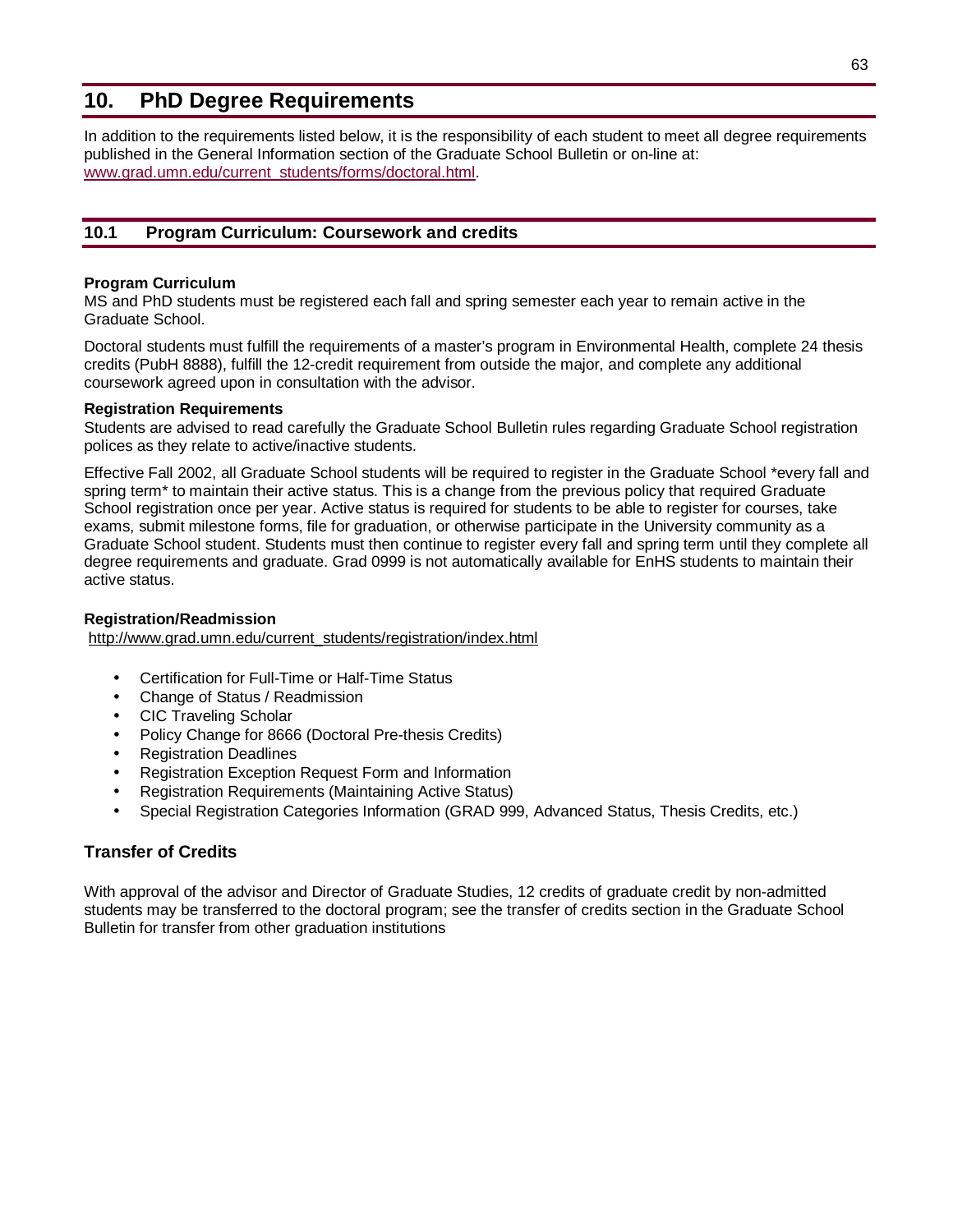# 10. PhD Degree Requirements

In addition to the requirements listed below, it is the responsibility of each student to meet all degree requirements published in the General Information section of the Graduate School Bulletin or on-line at: www.grad.umn.edu/current_students/forms/doctoral.html.

## 10.1 Program Curriculum: Coursework and credits

**Program Curriculum**

MS and PhD students must be registered each fall and spring semester each year to remain active in the Graduate School.

Doctoral students must fulfill the requirements of a master's program in Environmental Health, complete 24 thesis credits (PubH 8888), fulfill the 12-credit requirement from outside the major, and complete any additional coursework agreed upon in consultation with the advisor.

**Registration Requirements**

Students are advised to read carefully the Graduate School Bulletin rules regarding Graduate School registration polices as they relate to active/inactive students.

Effective Fall 2002, all Graduate School students will be required to register in the Graduate School *every fall and spring term* to maintain their active status. This is a change from the previous policy that required Graduate School registration once per year. Active status is required for students to be able to register for courses, take exams, submit milestone forms, file for graduation, or otherwise participate in the University community as a Graduate School student. Students must then continue to register every fall and spring term until they complete all degree requirements and graduate. Grad 0999 is not automatically available for EnHS students to maintain their active status.

**Registration/Readmission**

http://www.grad.umn.edu/current_students/registration/index.html

- Certification for Full-Time or Half-Time Status
- Change of Status / Readmission
- CIC Traveling Scholar
- Policy Change for 8666 (Doctoral Pre-thesis Credits)
- Registration Deadlines
- Registration Exception Request Form and Information
- Registration Requirements (Maintaining Active Status)
- Special Registration Categories Information (GRAD 999, Advanced Status, Thesis Credits, etc.)

### Transfer of Credits

With approval of the advisor and Director of Graduate Studies, 12 credits of graduate credit by non-admitted students may be transferred to the doctoral program; see the transfer of credits section in the Graduate School Bulletin for transfer from other graduation institutions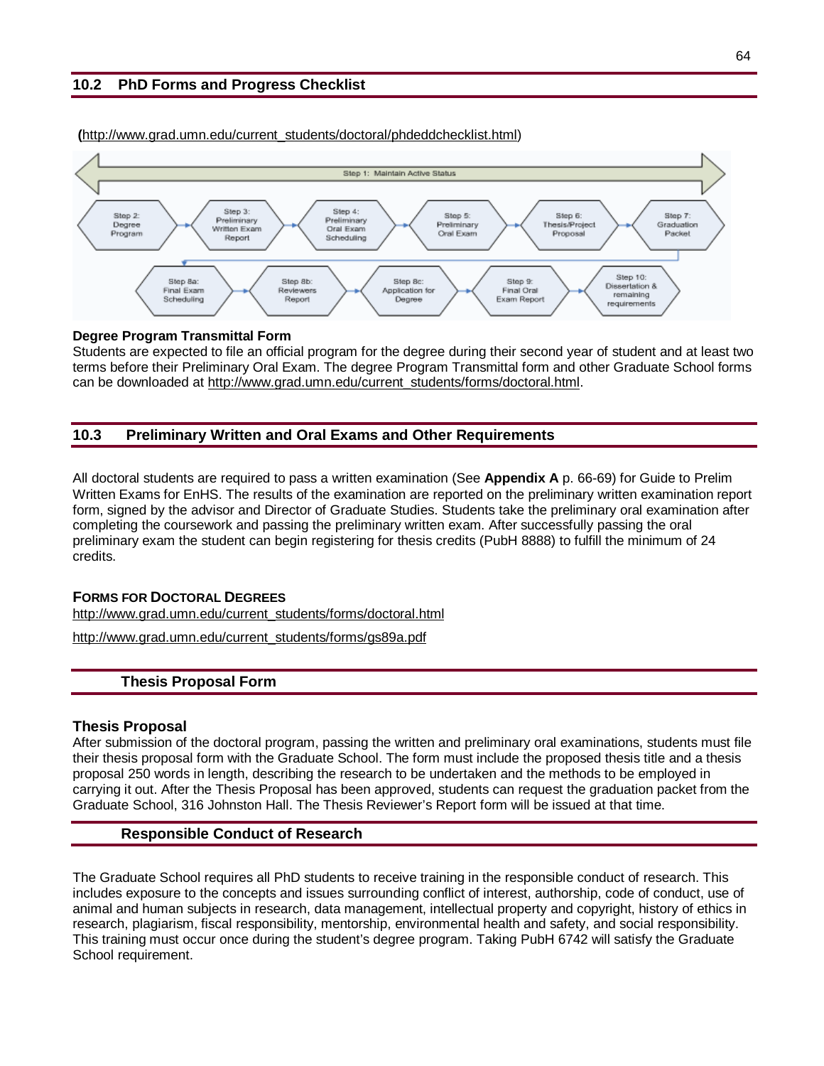## 10.2 PhD Forms and Progress Checklist

(http://www.grad.umn.edu/current_students/doctoral/phdeddchecklist.html)

Step 1: Maintain Active Status

Step 2: Degree Program → Step 3: Preliminary Written Exam Report → Step 4: Preliminary Oral Exam Scheduling → Step 5: Preliminary Oral Exam → Step 6: Thesis/Project Proposal → Step 7: Graduation Packet → Step 8a: Final Exam Scheduling → Step 8b: Reviewers Report → Step 8c: Application for Degree → Step 9: Final Oral Exam Report → Step 10: Dissertation & remaining requirements

**Degree Program Transmittal Form**

Students are expected to file an official program for the degree during their second year of student and at least two terms before their Preliminary Oral Exam. The degree Program Transmittal form and other Graduate School forms can be downloaded at http://www.grad.umn.edu/current_students/forms/doctoral.html.

## 10.3 Preliminary Written and Oral Exams and Other Requirements

All doctoral students are required to pass a written examination (See **Appendix A** p. 66-69) for Guide to Prelim Written Exams for EnHS. The results of the examination are reported on the preliminary written examination report form, signed by the advisor and Director of Graduate Studies. Students take the preliminary oral examination after completing the coursework and passing the preliminary written exam. After successfully passing the oral preliminary exam the student can begin registering for thesis credits (PubH 8888) to fulfill the minimum of 24 credits.

**FORMS FOR DOCTORAL DEGREES**

http://www.grad.umn.edu/current_students/forms/doctoral.html

http://www.grad.umn.edu/current_students/forms/gs89a.pdf

## Thesis Proposal Form

### Thesis Proposal

After submission of the doctoral program, passing the written and preliminary oral examinations, students must file their thesis proposal form with the Graduate School. The form must include the proposed thesis title and a thesis proposal 250 words in length, describing the research to be undertaken and the methods to be employed in carrying it out. After the Thesis Proposal has been approved, students can request the graduation packet from the Graduate School, 316 Johnston Hall. The Thesis Reviewer's Report form will be issued at that time.

## Responsible Conduct of Research

The Graduate School requires all PhD students to receive training in the responsible conduct of research. This includes exposure to the concepts and issues surrounding conflict of interest, authorship, code of conduct, use of animal and human subjects in research, data management, intellectual property and copyright, history of ethics in research, plagiarism, fiscal responsibility, mentorship, environmental health and safety, and social responsibility. This training must occur once during the student's degree program. Taking PubH 6742 will satisfy the Graduate School requirement.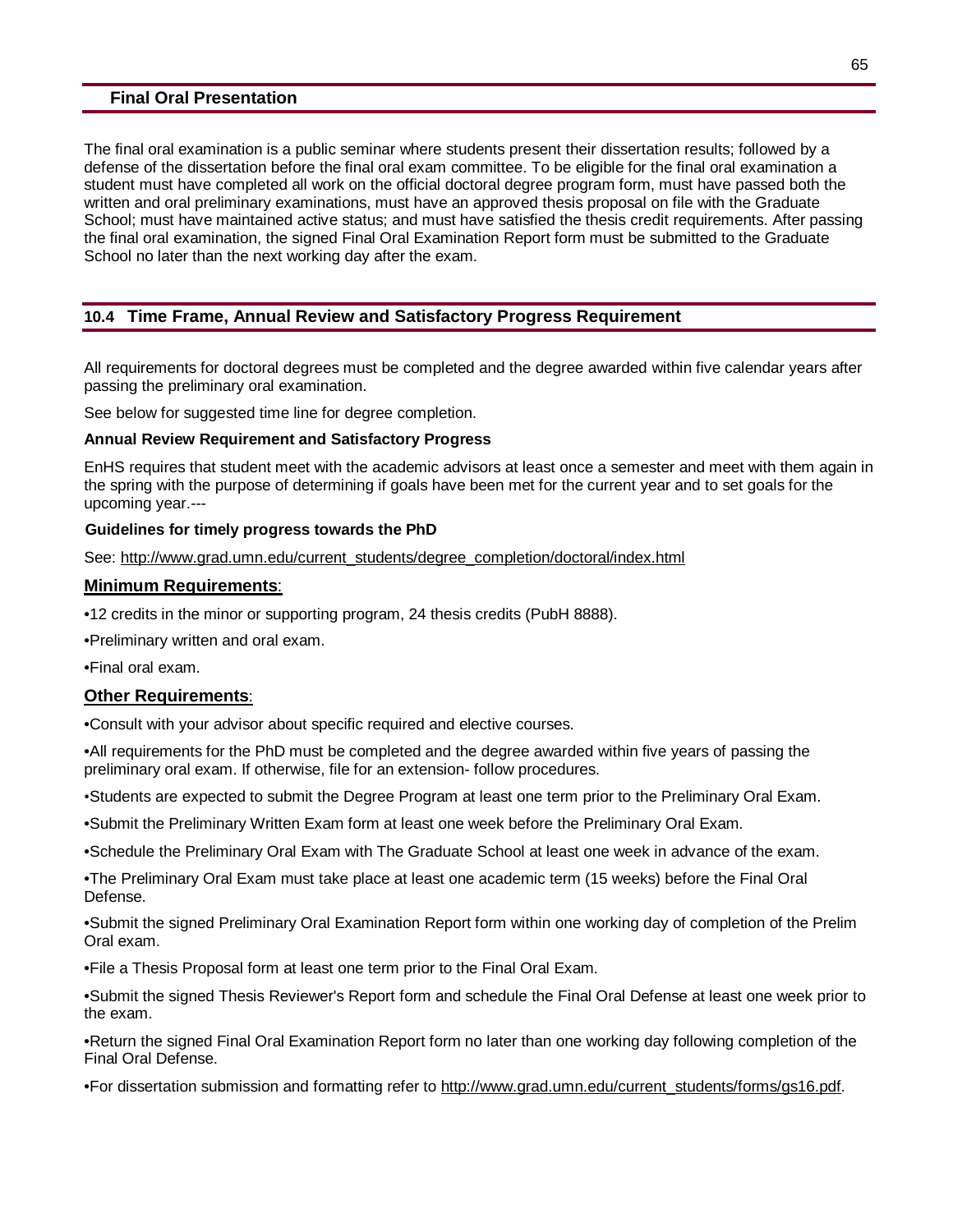## Final Oral Presentation

The final oral examination is a public seminar where students present their dissertation results; followed by a defense of the dissertation before the final oral exam committee. To be eligible for the final oral examination a student must have completed all work on the official doctoral degree program form, must have passed both the written and oral preliminary examinations, must have an approved thesis proposal on file with the Graduate School; must have maintained active status; and must have satisfied the thesis credit requirements. After passing the final oral examination, the signed Final Oral Examination Report form must be submitted to the Graduate School no later than the next working day after the exam.

## 10.4 Time Frame, Annual Review and Satisfactory Progress Requirement

All requirements for doctoral degrees must be completed and the degree awarded within five calendar years after passing the preliminary oral examination.

See below for suggested time line for degree completion.

**Annual Review Requirement and Satisfactory Progress**

EnHS requires that student meet with the academic advisors at least once a semester and meet with them again in the spring with the purpose of determining if goals have been met for the current year and to set goals for the upcoming year.---

**Guidelines for timely progress towards the PhD**

See: http://www.grad.umn.edu/current_students/degree_completion/doctoral/index.html

**Minimum Requirements**:

•12 credits in the minor or supporting program, 24 thesis credits (PubH 8888).

•Preliminary written and oral exam.

•Final oral exam.

**Other Requirements**:

•Consult with your advisor about specific required and elective courses.

•All requirements for the PhD must be completed and the degree awarded within five years of passing the preliminary oral exam. If otherwise, file for an extension- follow procedures.

•Students are expected to submit the Degree Program at least one term prior to the Preliminary Oral Exam.

•Submit the Preliminary Written Exam form at least one week before the Preliminary Oral Exam.

•Schedule the Preliminary Oral Exam with The Graduate School at least one week in advance of the exam.

•The Preliminary Oral Exam must take place at least one academic term (15 weeks) before the Final Oral Defense.

•Submit the signed Preliminary Oral Examination Report form within one working day of completion of the Prelim Oral exam.

•File a Thesis Proposal form at least one term prior to the Final Oral Exam.

•Submit the signed Thesis Reviewer's Report form and schedule the Final Oral Defense at least one week prior to the exam.

•Return the signed Final Oral Examination Report form no later than one working day following completion of the Final Oral Defense.

•For dissertation submission and formatting refer to http://www.grad.umn.edu/current_students/forms/gs16.pdf.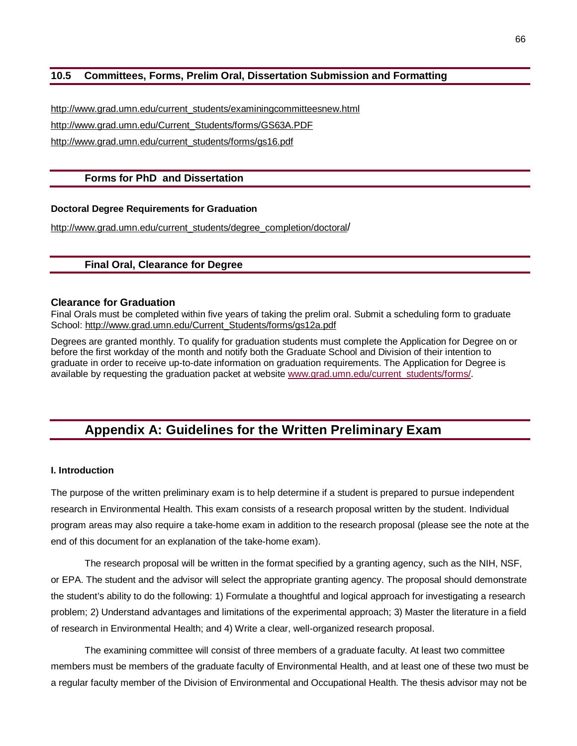## 10.5 Committees, Forms, Prelim Oral, Dissertation Submission and Formatting

http://www.grad.umn.edu/current_students/examiningcommitteesnew.html

http://www.grad.umn.edu/Current_Students/forms/GS63A.PDF

http://www.grad.umn.edu/current_students/forms/gs16.pdf

## Forms for PhD and Dissertation

**Doctoral Degree Requirements for Graduation**

http://www.grad.umn.edu/current_students/degree_completion/doctoral/

## Final Oral, Clearance for Degree

### Clearance for Graduation

Final Orals must be completed within five years of taking the prelim oral. Submit a scheduling form to graduate School: http://www.grad.umn.edu/Current_Students/forms/gs12a.pdf

Degrees are granted monthly. To qualify for graduation students must complete the Application for Degree on or before the first workday of the month and notify both the Graduate School and Division of their intention to graduate in order to receive up-to-date information on graduation requirements. The Application for Degree is available by requesting the graduation packet at website www.grad.umn.edu/current_students/forms/.

# Appendix A: Guidelines for the Written Preliminary Exam

**I. Introduction**

The purpose of the written preliminary exam is to help determine if a student is prepared to pursue independent research in Environmental Health. This exam consists of a research proposal written by the student. Individual program areas may also require a take-home exam in addition to the research proposal (please see the note at the end of this document for an explanation of the take-home exam).

The research proposal will be written in the format specified by a granting agency, such as the NIH, NSF, or EPA. The student and the advisor will select the appropriate granting agency. The proposal should demonstrate the student's ability to do the following: 1) Formulate a thoughtful and logical approach for investigating a research problem; 2) Understand advantages and limitations of the experimental approach; 3) Master the literature in a field of research in Environmental Health; and 4) Write a clear, well-organized research proposal.

The examining committee will consist of three members of a graduate faculty. At least two committee members must be members of the graduate faculty of Environmental Health, and at least one of these two must be a regular faculty member of the Division of Environmental and Occupational Health. The thesis advisor may not be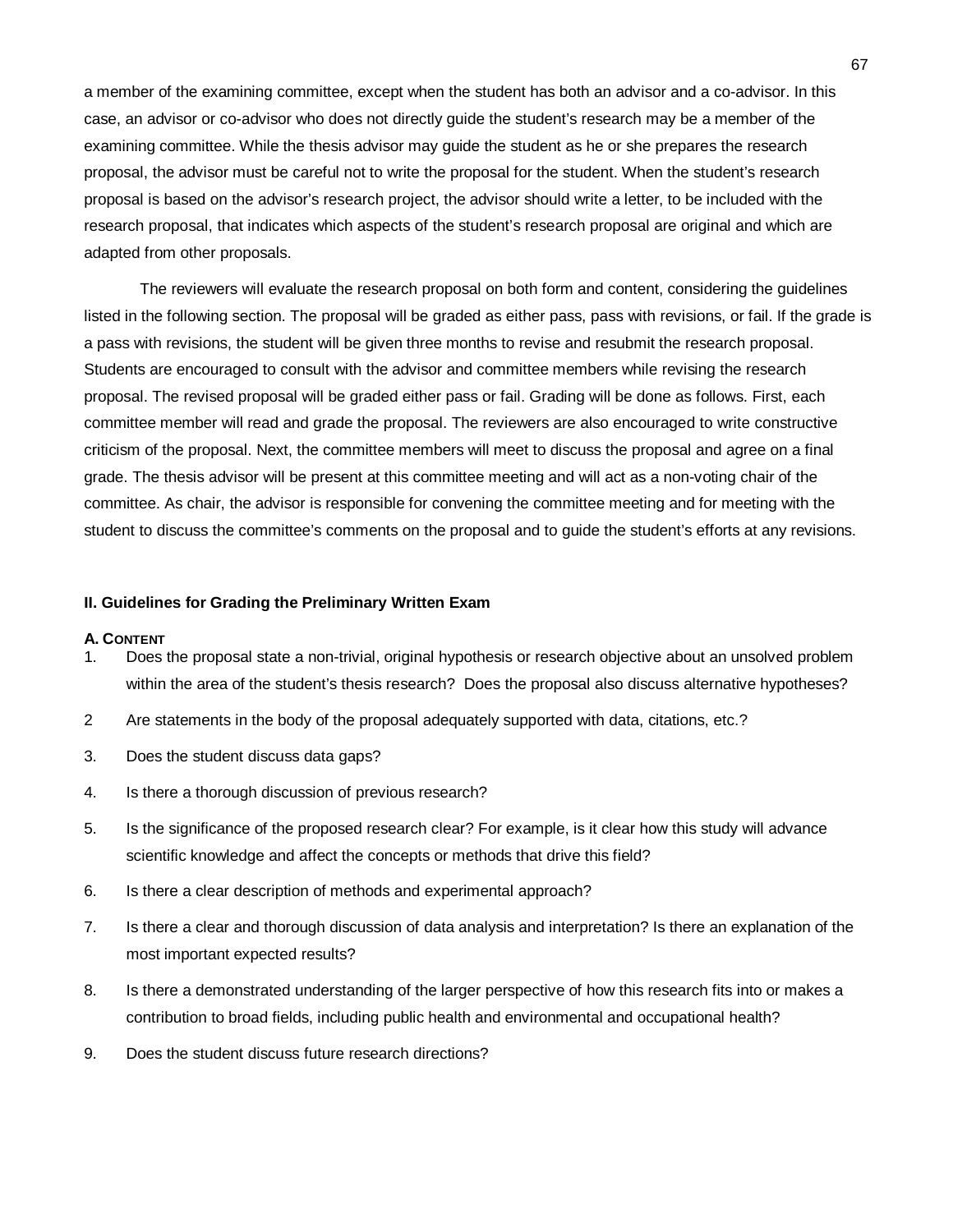a member of the examining committee, except when the student has both an advisor and a co-advisor. In this case, an advisor or co-advisor who does not directly guide the student's research may be a member of the examining committee. While the thesis advisor may guide the student as he or she prepares the research proposal, the advisor must be careful not to write the proposal for the student. When the student's research proposal is based on the advisor's research project, the advisor should write a letter, to be included with the research proposal, that indicates which aspects of the student's research proposal are original and which are adapted from other proposals.

The reviewers will evaluate the research proposal on both form and content, considering the guidelines listed in the following section. The proposal will be graded as either pass, pass with revisions, or fail. If the grade is a pass with revisions, the student will be given three months to revise and resubmit the research proposal. Students are encouraged to consult with the advisor and committee members while revising the research proposal. The revised proposal will be graded either pass or fail. Grading will be done as follows. First, each committee member will read and grade the proposal. The reviewers are also encouraged to write constructive criticism of the proposal. Next, the committee members will meet to discuss the proposal and agree on a final grade. The thesis advisor will be present at this committee meeting and will act as a non-voting chair of the committee. As chair, the advisor is responsible for convening the committee meeting and for meeting with the student to discuss the committee's comments on the proposal and to guide the student's efforts at any revisions.

## II. Guidelines for Grading the Preliminary Written Exam

### A. Content

1. Does the proposal state a non-trivial, original hypothesis or research objective about an unsolved problem within the area of the student's thesis research? Does the proposal also discuss alternative hypotheses?
2. Are statements in the body of the proposal adequately supported with data, citations, etc.?
3. Does the student discuss data gaps?
4. Is there a thorough discussion of previous research?
5. Is the significance of the proposed research clear? For example, is it clear how this study will advance scientific knowledge and affect the concepts or methods that drive this field?
6. Is there a clear description of methods and experimental approach?
7. Is there a clear and thorough discussion of data analysis and interpretation? Is there an explanation of the most important expected results?
8. Is there a demonstrated understanding of the larger perspective of how this research fits into or makes a contribution to broad fields, including public health and environmental and occupational health?
9. Does the student discuss future research directions?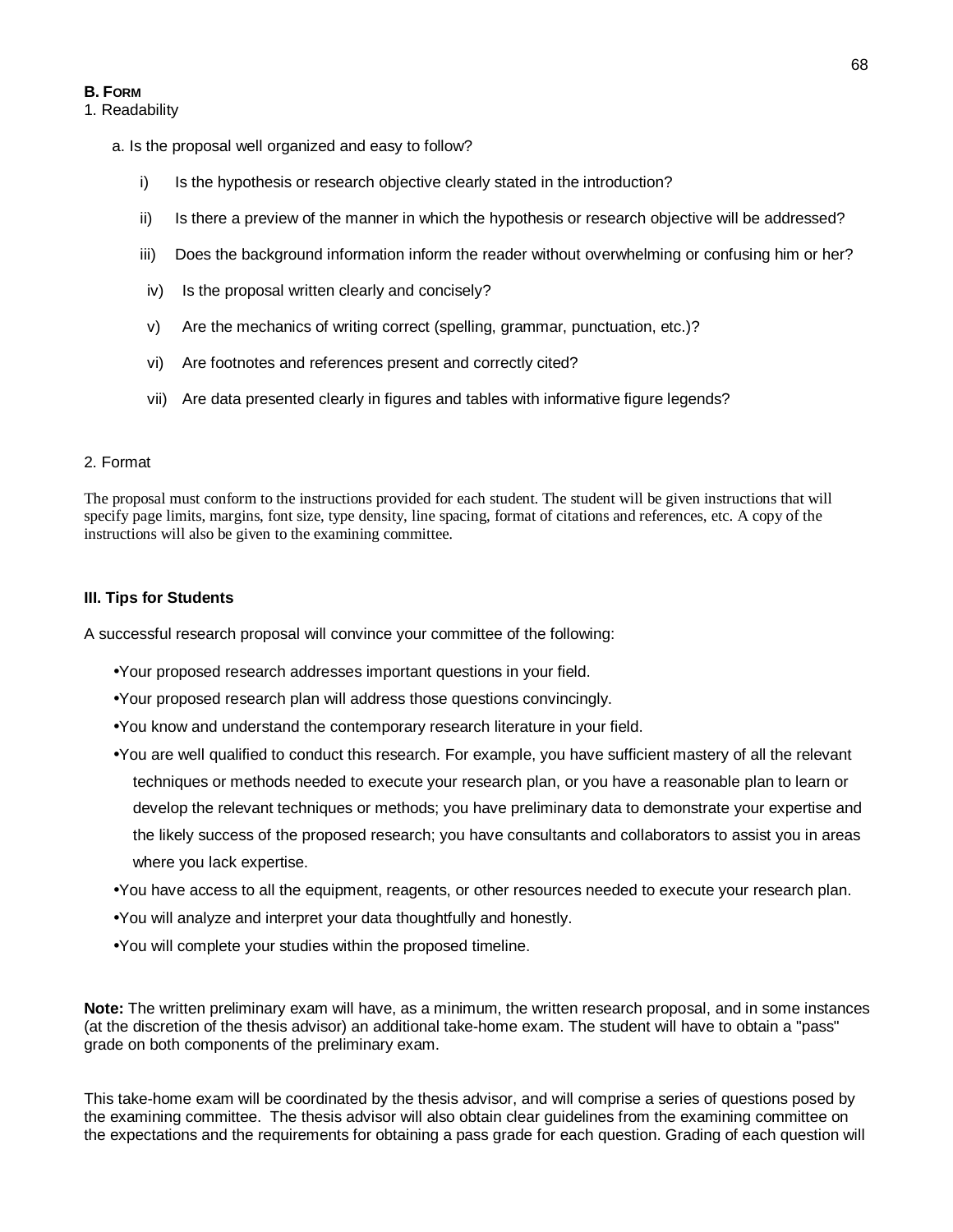**B. FORM**

1. Readability

a. Is the proposal well organized and easy to follow?

i) Is the hypothesis or research objective clearly stated in the introduction?

ii) Is there a preview of the manner in which the hypothesis or research objective will be addressed?

iii) Does the background information inform the reader without overwhelming or confusing him or her?

iv) Is the proposal written clearly and concisely?

v) Are the mechanics of writing correct (spelling, grammar, punctuation, etc.)?

vi) Are footnotes and references present and correctly cited?

vii) Are data presented clearly in figures and tables with informative figure legends?

2. Format

The proposal must conform to the instructions provided for each student. The student will be given instructions that will specify page limits, margins, font size, type density, line spacing, format of citations and references, etc. A copy of the instructions will also be given to the examining committee.

**III. Tips for Students**

A successful research proposal will convince your committee of the following:

- Your proposed research addresses important questions in your field.
- Your proposed research plan will address those questions convincingly.
- You know and understand the contemporary research literature in your field.
- You are well qualified to conduct this research. For example, you have sufficient mastery of all the relevant techniques or methods needed to execute your research plan, or you have a reasonable plan to learn or develop the relevant techniques or methods; you have preliminary data to demonstrate your expertise and the likely success of the proposed research; you have consultants and collaborators to assist you in areas where you lack expertise.
- You have access to all the equipment, reagents, or other resources needed to execute your research plan.
- You will analyze and interpret your data thoughtfully and honestly.
- You will complete your studies within the proposed timeline.

**Note:** The written preliminary exam will have, as a minimum, the written research proposal, and in some instances (at the discretion of the thesis advisor) an additional take-home exam. The student will have to obtain a "pass" grade on both components of the preliminary exam.

This take-home exam will be coordinated by the thesis advisor, and will comprise a series of questions posed by the examining committee. The thesis advisor will also obtain clear guidelines from the examining committee on the expectations and the requirements for obtaining a pass grade for each question. Grading of each question will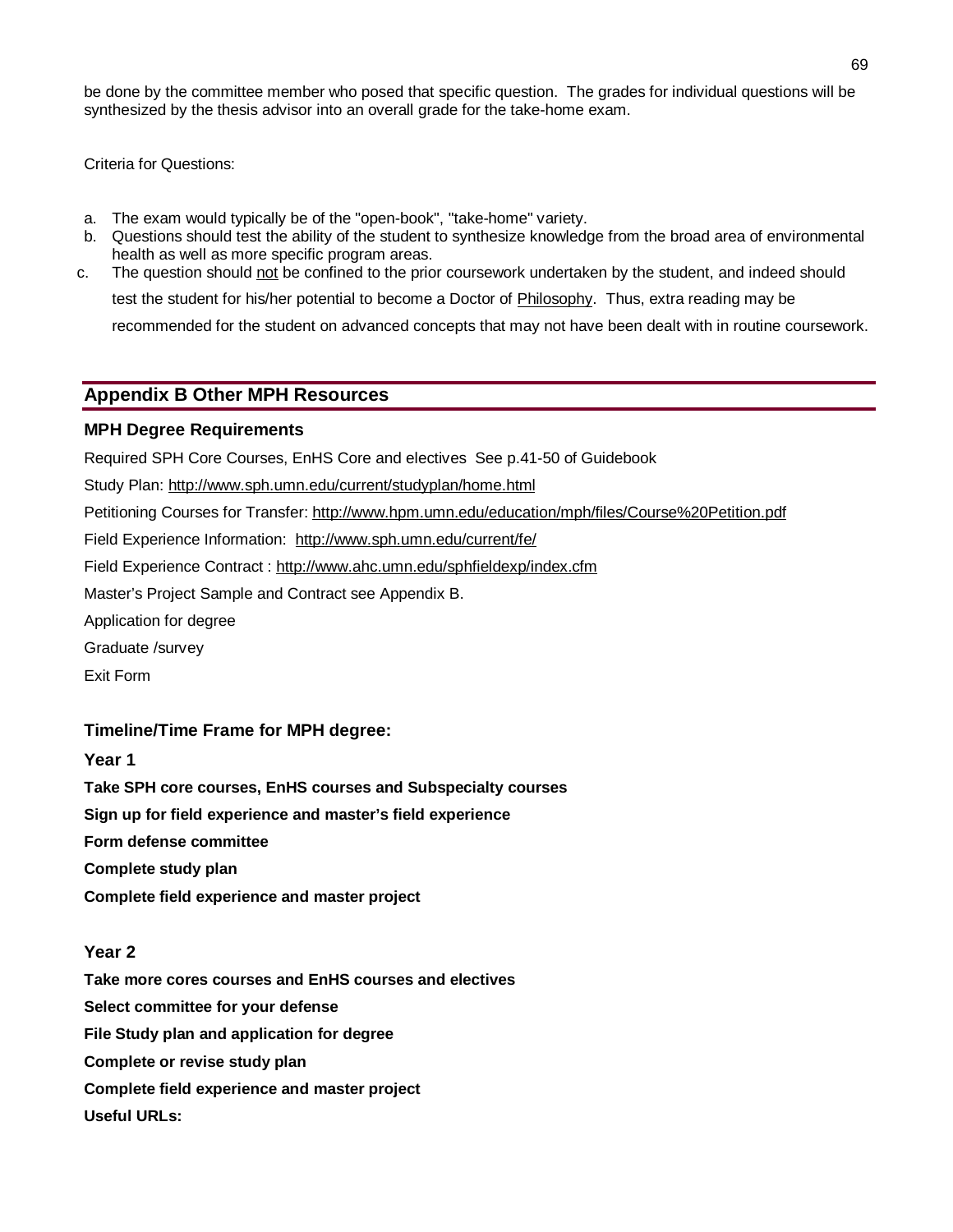be done by the committee member who posed that specific question. The grades for individual questions will be synthesized by the thesis advisor into an overall grade for the take-home exam.

Criteria for Questions:

a. The exam would typically be of the "open-book", "take-home" variety.
b. Questions should test the ability of the student to synthesize knowledge from the broad area of environmental health as well as more specific program areas.
c. The question should not be confined to the prior coursework undertaken by the student, and indeed should test the student for his/her potential to become a Doctor of Philosophy. Thus, extra reading may be recommended for the student on advanced concepts that may not have been dealt with in routine coursework.

## Appendix B Other MPH Resources

### MPH Degree Requirements

Required SPH Core Courses, EnHS Core and electives See p.41-50 of Guidebook

Study Plan: http://www.sph.umn.edu/current/studyplan/home.html

Petitioning Courses for Transfer: http://www.hpm.umn.edu/education/mph/files/Course%20Petition.pdf

Field Experience Information: http://www.sph.umn.edu/current/fe/

Field Experience Contract : http://www.ahc.umn.edu/sphfieldexp/index.cfm

Master's Project Sample and Contract see Appendix B.

Application for degree

Graduate /survey

Exit Form

### Timeline/Time Frame for MPH degree:

**Year 1**

**Take SPH core courses, EnHS courses and Subspecialty courses**

**Sign up for field experience and master's field experience**

**Form defense committee**

**Complete study plan**

**Complete field experience and master project**

**Year 2**

**Take more cores courses and EnHS courses and electives**

**Select committee for your defense**

**File Study plan and application for degree**

**Complete or revise study plan**

**Complete field experience and master project**

**Useful URLs:**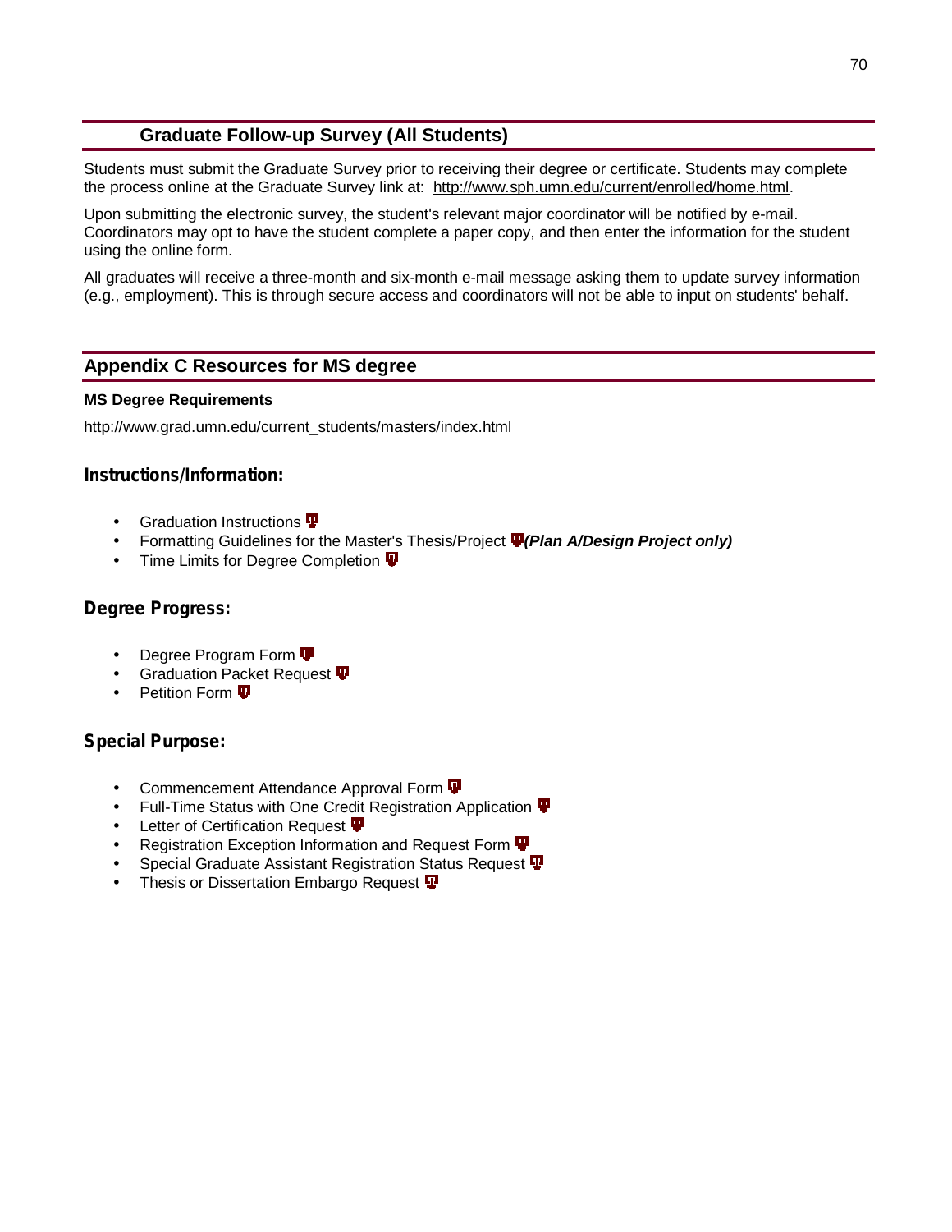## Graduate Follow-up Survey (All Students)

Students must submit the Graduate Survey prior to receiving their degree or certificate. Students may complete the process online at the Graduate Survey link at: http://www.sph.umn.edu/current/enrolled/home.html.

Upon submitting the electronic survey, the student's relevant major coordinator will be notified by e-mail. Coordinators may opt to have the student complete a paper copy, and then enter the information for the student using the online form.

All graduates will receive a three-month and six-month e-mail message asking them to update survey information (e.g., employment). This is through secure access and coordinators will not be able to input on students' behalf.

## Appendix C Resources for MS degree

**MS Degree Requirements**

http://www.grad.umn.edu/current_students/masters/index.html

### Instructions/Information:

- Graduation Instructions
- Formatting Guidelines for the Master's Thesis/Project ***(Plan A/Design Project only)***
- Time Limits for Degree Completion

### Degree Progress:

- Degree Program Form
- Graduation Packet Request
- Petition Form

### Special Purpose:

- Commencement Attendance Approval Form
- Full-Time Status with One Credit Registration Application
- Letter of Certification Request
- Registration Exception Information and Request Form
- Special Graduate Assistant Registration Status Request
- Thesis or Dissertation Embargo Request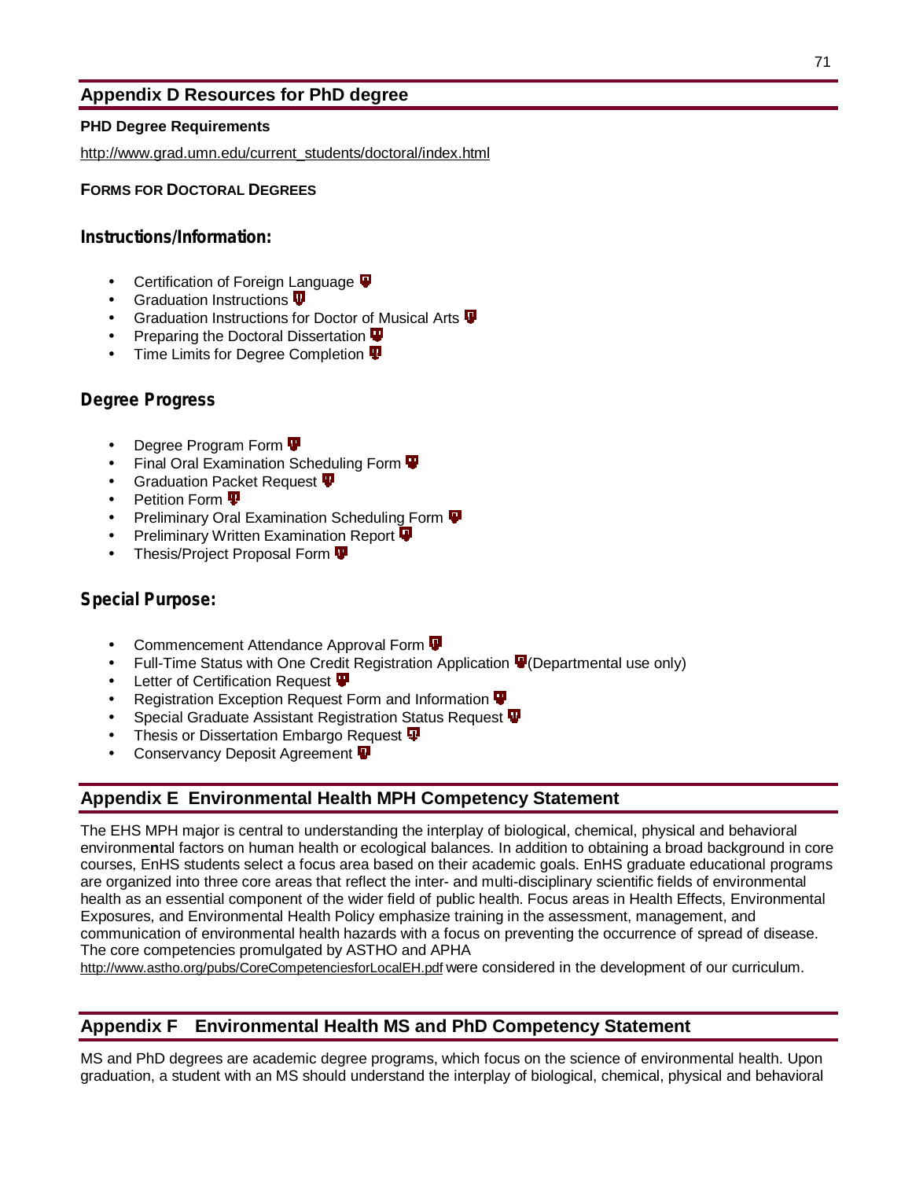## Appendix D Resources for PhD degree

**PHD Degree Requirements**

http://www.grad.umn.edu/current_students/doctoral/index.html

**FORMS FOR DOCTORAL DEGREES**

### Instructions/Information:

- Certification of Foreign Language
- Graduation Instructions
- Graduation Instructions for Doctor of Musical Arts
- Preparing the Doctoral Dissertation
- Time Limits for Degree Completion

### Degree Progress

- Degree Program Form
- Final Oral Examination Scheduling Form
- Graduation Packet Request
- Petition Form
- Preliminary Oral Examination Scheduling Form
- Preliminary Written Examination Report
- Thesis/Project Proposal Form

### Special Purpose:

- Commencement Attendance Approval Form
- Full-Time Status with One Credit Registration Application (Departmental use only)
- Letter of Certification Request
- Registration Exception Request Form and Information
- Special Graduate Assistant Registration Status Request
- Thesis or Dissertation Embargo Request
- Conservancy Deposit Agreement

## Appendix E Environmental Health MPH Competency Statement

The EHS MPH major is central to understanding the interplay of biological, chemical, physical and behavioral environmental factors on human health or ecological balances. In addition to obtaining a broad background in core courses, EnHS students select a focus area based on their academic goals. EnHS graduate educational programs are organized into three core areas that reflect the inter- and multi-disciplinary scientific fields of environmental health as an essential component of the wider field of public health. Focus areas in Health Effects, Environmental Exposures, and Environmental Health Policy emphasize training in the assessment, management, and communication of environmental health hazards with a focus on preventing the occurrence of spread of disease. The core competencies promulgated by ASTHO and APHA http://www.astho.org/pubs/CoreCompetenciesforLocalEH.pdf were considered in the development of our curriculum.

## Appendix F Environmental Health MS and PhD Competency Statement

MS and PhD degrees are academic degree programs, which focus on the science of environmental health. Upon graduation, a student with an MS should understand the interplay of biological, chemical, physical and behavioral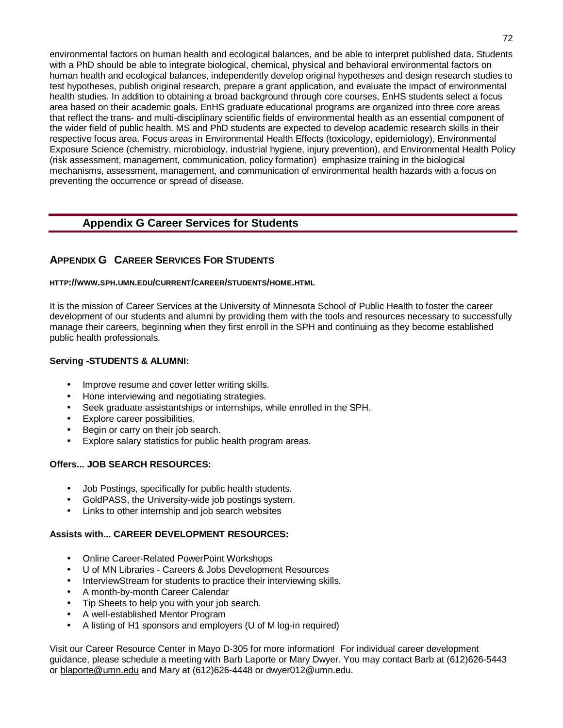environmental factors on human health and ecological balances, and be able to interpret published data. Students with a PhD should be able to integrate biological, chemical, physical and behavioral environmental factors on human health and ecological balances, independently develop original hypotheses and design research studies to test hypotheses, publish original research, prepare a grant application, and evaluate the impact of environmental health studies. In addition to obtaining a broad background through core courses, EnHS students select a focus area based on their academic goals. EnHS graduate educational programs are organized into three core areas that reflect the trans- and multi-disciplinary scientific fields of environmental health as an essential component of the wider field of public health. MS and PhD students are expected to develop academic research skills in their respective focus area. Focus areas in Environmental Health Effects (toxicology, epidemiology), Environmental Exposure Science (chemistry, microbiology, industrial hygiene, injury prevention), and Environmental Health Policy (risk assessment, management, communication, policy formation) emphasize training in the biological mechanisms, assessment, management, and communication of environmental health hazards with a focus on preventing the occurrence or spread of disease.

# Appendix G Career Services for Students

## APPENDIX G CAREER SERVICES FOR STUDENTS

**HTTP://WWW.SPH.UMN.EDU/CURRENT/CAREER/STUDENTS/HOME.HTML**

It is the mission of Career Services at the University of Minnesota School of Public Health to foster the career development of our students and alumni by providing them with the tools and resources necessary to successfully manage their careers, beginning when they first enroll in the SPH and continuing as they become established public health professionals.

**Serving -STUDENTS & ALUMNI:**

- Improve resume and cover letter writing skills.
- Hone interviewing and negotiating strategies.
- Seek graduate assistantships or internships, while enrolled in the SPH.
- Explore career possibilities.
- Begin or carry on their job search.
- Explore salary statistics for public health program areas.

**Offers... JOB SEARCH RESOURCES:**

- Job Postings, specifically for public health students.
- GoldPASS, the University-wide job postings system.
- Links to other internship and job search websites

**Assists with... CAREER DEVELOPMENT RESOURCES:**

- Online Career-Related PowerPoint Workshops
- U of MN Libraries - Careers & Jobs Development Resources
- InterviewStream for students to practice their interviewing skills.
- A month-by-month Career Calendar
- Tip Sheets to help you with your job search.
- A well-established Mentor Program
- A listing of H1 sponsors and employers (U of M log-in required)

Visit our Career Resource Center in Mayo D-305 for more information! For individual career development guidance, please schedule a meeting with Barb Laporte or Mary Dwyer. You may contact Barb at (612)626-5443 or blaporte@umn.edu and Mary at (612)626-4448 or dwyer012@umn.edu.